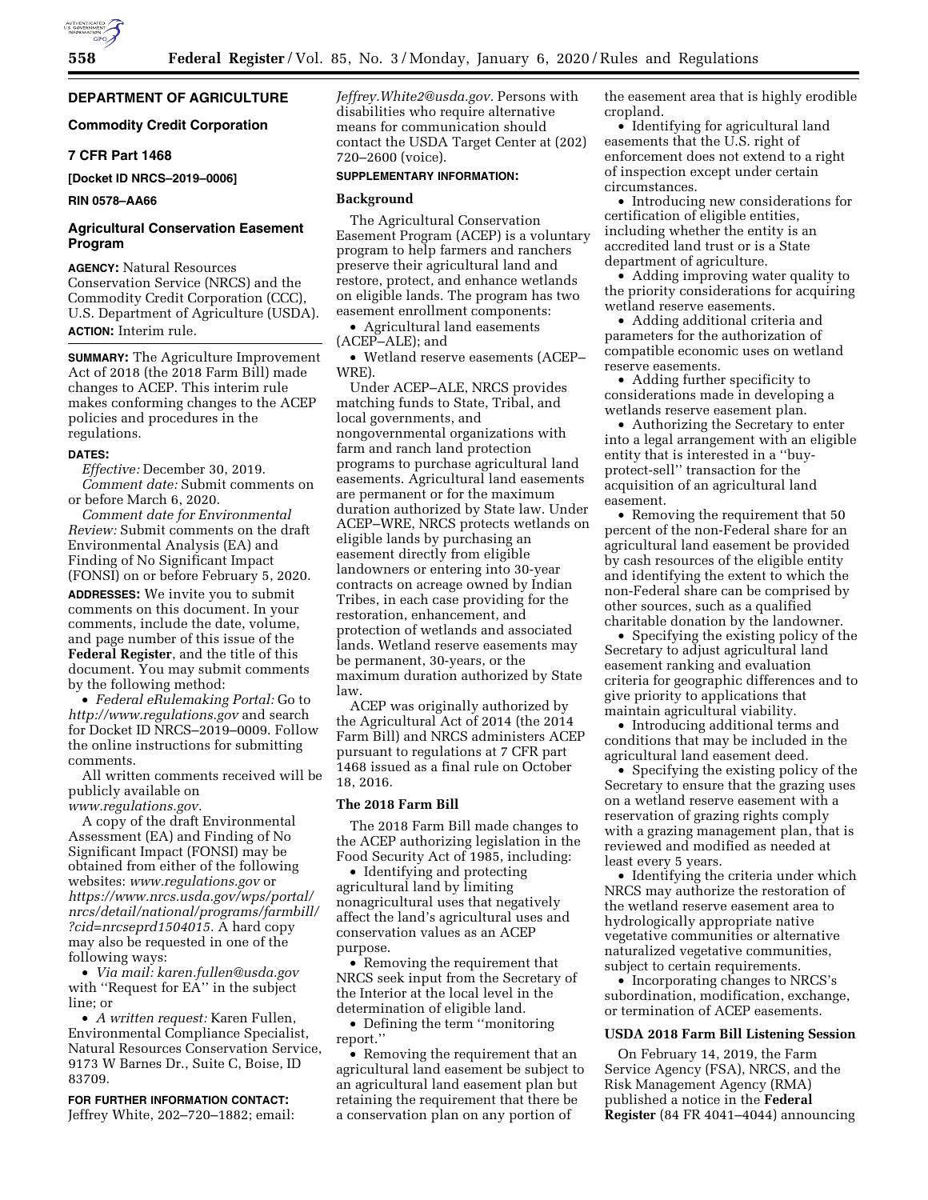**DEPARTMENT OF AGRICULTURE**

**Commodity Credit Corporation**

**7 CFR Part 1468**

**[Docket ID NRCS–2019–0006]**

**RIN 0578–AA66**

# Agricultural Conservation Easement Program

**AGENCY:** Natural Resources Conservation Service (NRCS) and the Commodity Credit Corporation (CCC), U.S. Department of Agriculture (USDA).

**ACTION:** Interim rule.

**SUMMARY:** The Agriculture Improvement Act of 2018 (the 2018 Farm Bill) made changes to ACEP. This interim rule makes conforming changes to the ACEP policies and procedures in the regulations.

**DATES:**

*Effective:* December 30, 2019.

*Comment date:* Submit comments on or before March 6, 2020.

*Comment date for Environmental Review:* Submit comments on the draft Environmental Analysis (EA) and Finding of No Significant Impact (FONSI) on or before February 5, 2020.

**ADDRESSES:** We invite you to submit comments on this document. In your comments, include the date, volume, and page number of this issue of the **Federal Register**, and the title of this document. You may submit comments by the following method:

- *Federal eRulemaking Portal:* Go to *http://www.regulations.gov* and search for Docket ID NRCS–2019–0009. Follow the online instructions for submitting comments.

All written comments received will be publicly available on *www.regulations.gov.*

A copy of the draft Environmental Assessment (EA) and Finding of No Significant Impact (FONSI) may be obtained from either of the following websites: *www.regulations.gov* or *https://www.nrcs.usda.gov/wps/portal/nrcs/detail/national/programs/farmbill/?cid=nrcseprd1504015.* A hard copy may also be requested in one of the following ways:

- *Via mail: karen.fullen@usda.gov* with ''Request for EA'' in the subject line; or
- *A written request:* Karen Fullen, Environmental Compliance Specialist, Natural Resources Conservation Service, 9173 W Barnes Dr., Suite C, Boise, ID 83709.

**FOR FURTHER INFORMATION CONTACT:** Jeffrey White, 202–720–1882; email: *Jeffrey.White2@usda.gov.* Persons with disabilities who require alternative means for communication should contact the USDA Target Center at (202) 720–2600 (voice).

**SUPPLEMENTARY INFORMATION:**

## Background

The Agricultural Conservation Easement Program (ACEP) is a voluntary program to help farmers and ranchers preserve their agricultural land and restore, protect, and enhance wetlands on eligible lands. The program has two easement enrollment components:

- Agricultural land easements (ACEP–ALE); and
- Wetland reserve easements (ACEP–WRE).

Under ACEP–ALE, NRCS provides matching funds to State, Tribal, and local governments, and nongovernmental organizations with farm and ranch land protection programs to purchase agricultural land easements. Agricultural land easements are permanent or for the maximum duration authorized by State law. Under ACEP–WRE, NRCS protects wetlands on eligible lands by purchasing an easement directly from eligible landowners or entering into 30-year contracts on acreage owned by Indian Tribes, in each case providing for the restoration, enhancement, and protection of wetlands and associated lands. Wetland reserve easements may be permanent, 30-years, or the maximum duration authorized by State law.

ACEP was originally authorized by the Agricultural Act of 2014 (the 2014 Farm Bill) and NRCS administers ACEP pursuant to regulations at 7 CFR part 1468 issued as a final rule on October 18, 2016.

## The 2018 Farm Bill

The 2018 Farm Bill made changes to the ACEP authorizing legislation in the Food Security Act of 1985, including:

- Identifying and protecting agricultural land by limiting nonagricultural uses that negatively affect the land's agricultural uses and conservation values as an ACEP purpose.
- Removing the requirement that NRCS seek input from the Secretary of the Interior at the local level in the determination of eligible land.
- Defining the term ''monitoring report.''
- Removing the requirement that an agricultural land easement be subject to an agricultural land easement plan but retaining the requirement that there be a conservation plan on any portion of the easement area that is highly erodible cropland.
- Identifying for agricultural land easements that the U.S. right of enforcement does not extend to a right of inspection except under certain circumstances.
- Introducing new considerations for certification of eligible entities, including whether the entity is an accredited land trust or is a State department of agriculture.
- Adding improving water quality to the priority considerations for acquiring wetland reserve easements.
- Adding additional criteria and parameters for the authorization of compatible economic uses on wetland reserve easements.
- Adding further specificity to considerations made in developing a wetlands reserve easement plan.
- Authorizing the Secretary to enter into a legal arrangement with an eligible entity that is interested in a ''buy-protect-sell'' transaction for the acquisition of an agricultural land easement.
- Removing the requirement that 50 percent of the non-Federal share for an agricultural land easement be provided by cash resources of the eligible entity and identifying the extent to which the non-Federal share can be comprised by other sources, such as a qualified charitable donation by the landowner.
- Specifying the existing policy of the Secretary to adjust agricultural land easement ranking and evaluation criteria for geographic differences and to give priority to applications that maintain agricultural viability.
- Introducing additional terms and conditions that may be included in the agricultural land easement deed.
- Specifying the existing policy of the Secretary to ensure that the grazing uses on a wetland reserve easement with a reservation of grazing rights comply with a grazing management plan, that is reviewed and modified as needed at least every 5 years.
- Identifying the criteria under which NRCS may authorize the restoration of the wetland reserve easement area to hydrologically appropriate native vegetative communities or alternative naturalized vegetative communities, subject to certain requirements.
- Incorporating changes to NRCS's subordination, modification, exchange, or termination of ACEP easements.

## USDA 2018 Farm Bill Listening Session

On February 14, 2019, the Farm Service Agency (FSA), NRCS, and the Risk Management Agency (RMA) published a notice in the **Federal Register** (84 FR 4041–4044) announcing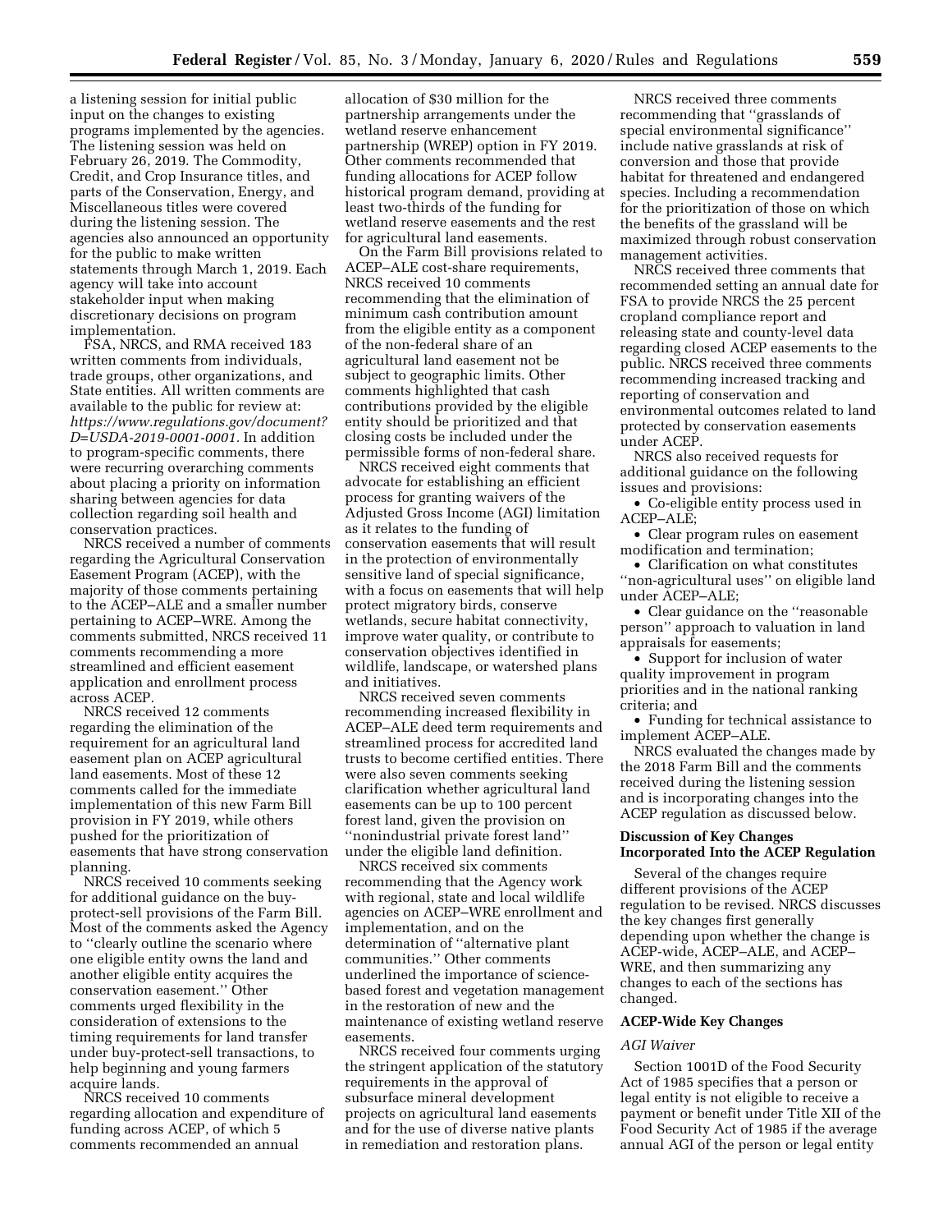a listening session for initial public input on the changes to existing programs implemented by the agencies. The listening session was held on February 26, 2019. The Commodity, Credit, and Crop Insurance titles, and parts of the Conservation, Energy, and Miscellaneous titles were covered during the listening session. The agencies also announced an opportunity for the public to make written statements through March 1, 2019. Each agency will take into account stakeholder input when making discretionary decisions on program implementation.

FSA, NRCS, and RMA received 183 written comments from individuals, trade groups, other organizations, and State entities. All written comments are available to the public for review at: *https://www.regulations.gov/document?D=USDA-2019-0001-0001.* In addition to program-specific comments, there were recurring overarching comments about placing a priority on information sharing between agencies for data collection regarding soil health and conservation practices.

NRCS received a number of comments regarding the Agricultural Conservation Easement Program (ACEP), with the majority of those comments pertaining to the ACEP–ALE and a smaller number pertaining to ACEP–WRE. Among the comments submitted, NRCS received 11 comments recommending a more streamlined and efficient easement application and enrollment process across ACEP.

NRCS received 12 comments regarding the elimination of the requirement for an agricultural land easement plan on ACEP agricultural land easements. Most of these 12 comments called for the immediate implementation of this new Farm Bill provision in FY 2019, while others pushed for the prioritization of easements that have strong conservation planning.

NRCS received 10 comments seeking for additional guidance on the buy-protect-sell provisions of the Farm Bill. Most of the comments asked the Agency to ''clearly outline the scenario where one eligible entity owns the land and another eligible entity acquires the conservation easement.'' Other comments urged flexibility in the consideration of extensions to the timing requirements for land transfer under buy-protect-sell transactions, to help beginning and young farmers acquire lands.

NRCS received 10 comments regarding allocation and expenditure of funding across ACEP, of which 5 comments recommended an annual allocation of $30 million for the partnership arrangements under the wetland reserve enhancement partnership (WREP) option in FY 2019. Other comments recommended that funding allocations for ACEP follow historical program demand, providing at least two-thirds of the funding for wetland reserve easements and the rest for agricultural land easements.

On the Farm Bill provisions related to ACEP–ALE cost-share requirements, NRCS received 10 comments recommending that the elimination of minimum cash contribution amount from the eligible entity as a component of the non-federal share of an agricultural land easement not be subject to geographic limits. Other comments highlighted that cash contributions provided by the eligible entity should be prioritized and that closing costs be included under the permissible forms of non-federal share.

NRCS received eight comments that advocate for establishing an efficient process for granting waivers of the Adjusted Gross Income (AGI) limitation as it relates to the funding of conservation easements that will result in the protection of environmentally sensitive land of special significance, with a focus on easements that will help protect migratory birds, conserve wetlands, secure habitat connectivity, improve water quality, or contribute to conservation objectives identified in wildlife, landscape, or watershed plans and initiatives.

NRCS received seven comments recommending increased flexibility in ACEP–ALE deed term requirements and streamlined process for accredited land trusts to become certified entities. There were also seven comments seeking clarification whether agricultural land easements can be up to 100 percent forest land, given the provision on ''nonindustrial private forest land'' under the eligible land definition.

NRCS received six comments recommending that the Agency work with regional, state and local wildlife agencies on ACEP–WRE enrollment and implementation, and on the determination of ''alternative plant communities.'' Other comments underlined the importance of science-based forest and vegetation management in the restoration of new and the maintenance of existing wetland reserve easements.

NRCS received four comments urging the stringent application of the statutory requirements in the approval of subsurface mineral development projects on agricultural land easements and for the use of diverse native plants in remediation and restoration plans.

NRCS received three comments recommending that ''grasslands of special environmental significance'' include native grasslands at risk of conversion and those that provide habitat for threatened and endangered species. Including a recommendation for the prioritization of those on which the benefits of the grassland will be maximized through robust conservation management activities.

NRCS received three comments that recommended setting an annual date for FSA to provide NRCS the 25 percent cropland compliance report and releasing state and county-level data regarding closed ACEP easements to the public. NRCS received three comments recommending increased tracking and reporting of conservation and environmental outcomes related to land protected by conservation easements under ACEP.

NRCS also received requests for additional guidance on the following issues and provisions:

- Co-eligible entity process used in ACEP–ALE;
- Clear program rules on easement modification and termination;
- Clarification on what constitutes ''non-agricultural uses'' on eligible land under ACEP–ALE;
- Clear guidance on the ''reasonable person'' approach to valuation in land appraisals for easements;
- Support for inclusion of water quality improvement in program priorities and in the national ranking criteria; and
- Funding for technical assistance to implement ACEP–ALE.

NRCS evaluated the changes made by the 2018 Farm Bill and the comments received during the listening session and is incorporating changes into the ACEP regulation as discussed below.

## Discussion of Key Changes Incorporated Into the ACEP Regulation

Several of the changes require different provisions of the ACEP regulation to be revised. NRCS discusses the key changes first generally depending upon whether the change is ACEP-wide, ACEP–ALE, and ACEP–WRE, and then summarizing any changes to each of the sections has changed.

## ACEP-Wide Key Changes

### *AGI Waiver*

Section 1001D of the Food Security Act of 1985 specifies that a person or legal entity is not eligible to receive a payment or benefit under Title XII of the Food Security Act of 1985 if the average annual AGI of the person or legal entity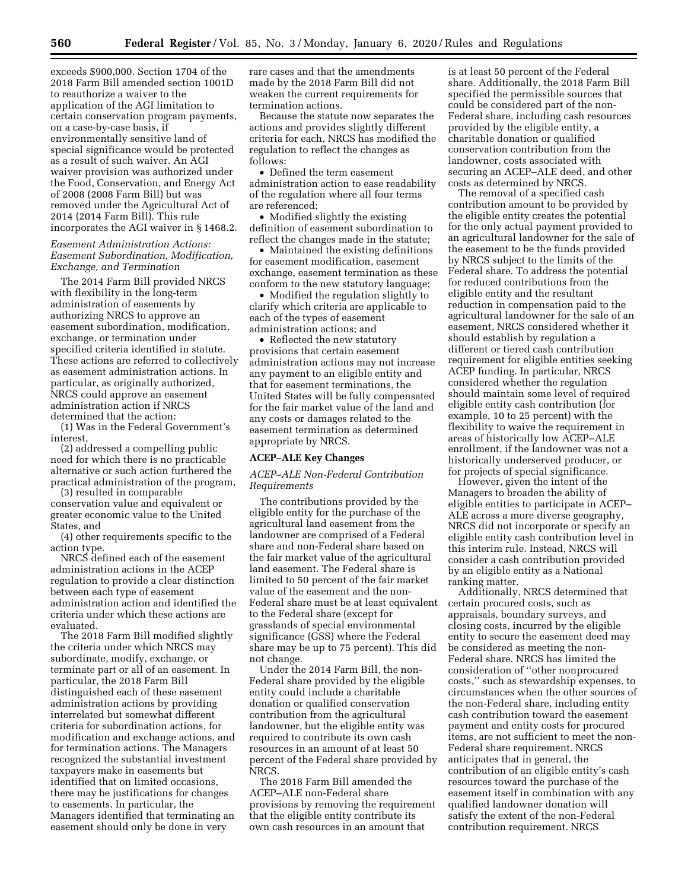exceeds $900,000. Section 1704 of the 2018 Farm Bill amended section 1001D to reauthorize a waiver to the application of the AGI limitation to certain conservation program payments, on a case-by-case basis, if environmentally sensitive land of special significance would be protected as a result of such waiver. An AGI waiver provision was authorized under the Food, Conservation, and Energy Act of 2008 (2008 Farm Bill) but was removed under the Agricultural Act of 2014 (2014 Farm Bill). This rule incorporates the AGI waiver in § 1468.2.

### *Easement Administration Actions: Easement Subordination, Modification, Exchange, and Termination*

The 2014 Farm Bill provided NRCS with flexibility in the long-term administration of easements by authorizing NRCS to approve an easement subordination, modification, exchange, or termination under specified criteria identified in statute. These actions are referred to collectively as easement administration actions. In particular, as originally authorized, NRCS could approve an easement administration action if NRCS determined that the action:

(1) Was in the Federal Government's interest,

(2) addressed a compelling public need for which there is no practicable alternative or such action furthered the practical administration of the program,

(3) resulted in comparable conservation value and equivalent or greater economic value to the United States, and

(4) other requirements specific to the action type.

NRCS defined each of the easement administration actions in the ACEP regulation to provide a clear distinction between each type of easement administration action and identified the criteria under which these actions are evaluated.

The 2018 Farm Bill modified slightly the criteria under which NRCS may subordinate, modify, exchange, or terminate part or all of an easement. In particular, the 2018 Farm Bill distinguished each of these easement administration actions by providing interrelated but somewhat different criteria for subordination actions, for modification and exchange actions, and for termination actions. The Managers recognized the substantial investment taxpayers make in easements but identified that on limited occasions, there may be justifications for changes to easements. In particular, the Managers identified that terminating an easement should only be done in very rare cases and that the amendments made by the 2018 Farm Bill did not weaken the current requirements for termination actions.

Because the statute now separates the actions and provides slightly different criteria for each, NRCS has modified the regulation to reflect the changes as follows:

- Defined the term easement administration action to ease readability of the regulation where all four terms are referenced;
- Modified slightly the existing definition of easement subordination to reflect the changes made in the statute;
- Maintained the existing definitions for easement modification, easement exchange, easement termination as these conform to the new statutory language;
- Modified the regulation slightly to clarify which criteria are applicable to each of the types of easement administration actions; and
- Reflected the new statutory provisions that certain easement administration actions may not increase any payment to an eligible entity and that for easement terminations, the United States will be fully compensated for the fair market value of the land and any costs or damages related to the easement termination as determined appropriate by NRCS.

## ACEP–ALE Key Changes

### *ACEP–ALE Non-Federal Contribution Requirements*

The contributions provided by the eligible entity for the purchase of the agricultural land easement from the landowner are comprised of a Federal share and non-Federal share based on the fair market value of the agricultural land easement. The Federal share is limited to 50 percent of the fair market value of the easement and the non-Federal share must be at least equivalent to the Federal share (except for grasslands of special environmental significance (GSS) where the Federal share may be up to 75 percent). This did not change.

Under the 2014 Farm Bill, the non-Federal share provided by the eligible entity could include a charitable donation or qualified conservation contribution from the agricultural landowner, but the eligible entity was required to contribute its own cash resources in an amount of at least 50 percent of the Federal share provided by NRCS.

The 2018 Farm Bill amended the ACEP–ALE non-Federal share provisions by removing the requirement that the eligible entity contribute its own cash resources in an amount that is at least 50 percent of the Federal share. Additionally, the 2018 Farm Bill specified the permissible sources that could be considered part of the non-Federal share, including cash resources provided by the eligible entity, a charitable donation or qualified conservation contribution from the landowner, costs associated with securing an ACEP–ALE deed, and other costs as determined by NRCS.

The removal of a specified cash contribution amount to be provided by the eligible entity creates the potential for the only actual payment provided to an agricultural landowner for the sale of the easement to be the funds provided by NRCS subject to the limits of the Federal share. To address the potential for reduced contributions from the eligible entity and the resultant reduction in compensation paid to the agricultural landowner for the sale of an easement, NRCS considered whether it should establish by regulation a different or tiered cash contribution requirement for eligible entities seeking ACEP funding. In particular, NRCS considered whether the regulation should maintain some level of required eligible entity cash contribution (for example, 10 to 25 percent) with the flexibility to waive the requirement in areas of historically low ACEP–ALE enrollment, if the landowner was not a historically underserved producer, or for projects of special significance.

However, given the intent of the Managers to broaden the ability of eligible entities to participate in ACEP–ALE across a more diverse geography, NRCS did not incorporate or specify an eligible entity cash contribution level in this interim rule. Instead, NRCS will consider a cash contribution provided by an eligible entity as a National ranking matter.

Additionally, NRCS determined that certain procured costs, such as appraisals, boundary surveys, and closing costs, incurred by the eligible entity to secure the easement deed may be considered as meeting the non-Federal share. NRCS has limited the consideration of "other nonprocured costs," such as stewardship expenses, to circumstances when the other sources of the non-Federal share, including entity cash contribution toward the easement payment and entity costs for procured items, are not sufficient to meet the non-Federal share requirement. NRCS anticipates that in general, the contribution of an eligible entity's cash resources toward the purchase of the easement itself in combination with any qualified landowner donation will satisfy the extent of the non-Federal contribution requirement. NRCS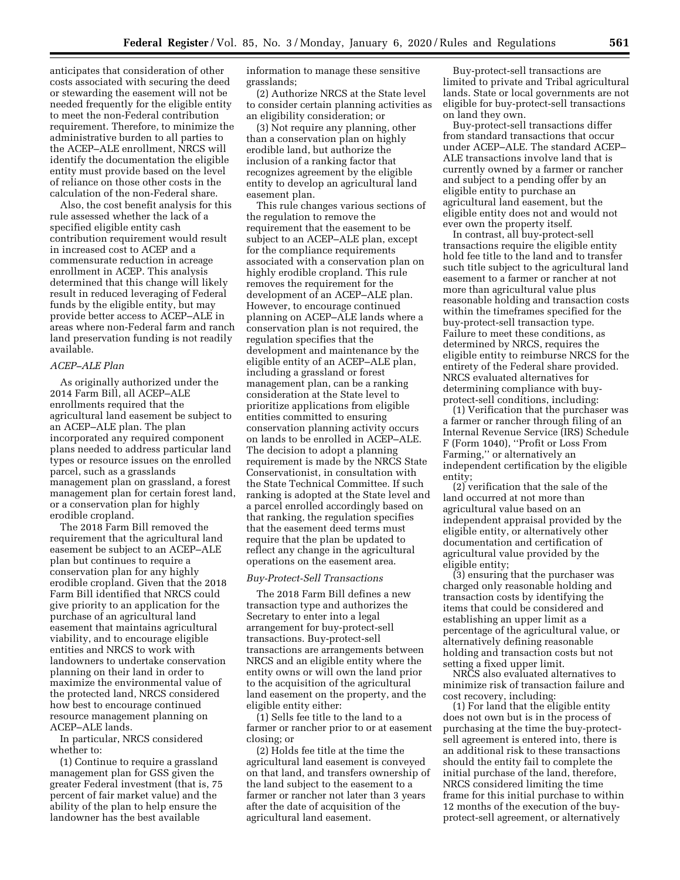anticipates that consideration of other costs associated with securing the deed or stewarding the easement will not be needed frequently for the eligible entity to meet the non-Federal contribution requirement. Therefore, to minimize the administrative burden to all parties to the ACEP–ALE enrollment, NRCS will identify the documentation the eligible entity must provide based on the level of reliance on those other costs in the calculation of the non-Federal share.

Also, the cost benefit analysis for this rule assessed whether the lack of a specified eligible entity cash contribution requirement would result in increased cost to ACEP and a commensurate reduction in acreage enrollment in ACEP. This analysis determined that this change will likely result in reduced leveraging of Federal funds by the eligible entity, but may provide better access to ACEP–ALE in areas where non-Federal farm and ranch land preservation funding is not readily available.

*ACEP–ALE Plan*

As originally authorized under the 2014 Farm Bill, all ACEP–ALE enrollments required that the agricultural land easement be subject to an ACEP–ALE plan. The plan incorporated any required component plans needed to address particular land types or resource issues on the enrolled parcel, such as a grasslands management plan on grassland, a forest management plan for certain forest land, or a conservation plan for highly erodible cropland.

The 2018 Farm Bill removed the requirement that the agricultural land easement be subject to an ACEP–ALE plan but continues to require a conservation plan for any highly erodible cropland. Given that the 2018 Farm Bill identified that NRCS could give priority to an application for the purchase of an agricultural land easement that maintains agricultural viability, and to encourage eligible entities and NRCS to work with landowners to undertake conservation planning on their land in order to maximize the environmental value of the protected land, NRCS considered how best to encourage continued resource management planning on ACEP–ALE lands.

In particular, NRCS considered whether to:

(1) Continue to require a grassland management plan for GSS given the greater Federal investment (that is, 75 percent of fair market value) and the ability of the plan to help ensure the landowner has the best available information to manage these sensitive grasslands;

(2) Authorize NRCS at the State level to consider certain planning activities as an eligibility consideration; or

(3) Not require any planning, other than a conservation plan on highly erodible land, but authorize the inclusion of a ranking factor that recognizes agreement by the eligible entity to develop an agricultural land easement plan.

This rule changes various sections of the regulation to remove the requirement that the easement to be subject to an ACEP–ALE plan, except for the compliance requirements associated with a conservation plan on highly erodible cropland. This rule removes the requirement for the development of an ACEP–ALE plan. However, to encourage continued planning on ACEP–ALE lands where a conservation plan is not required, the regulation specifies that the development and maintenance by the eligible entity of an ACEP–ALE plan, including a grassland or forest management plan, can be a ranking consideration at the State level to prioritize applications from eligible entities committed to ensuring conservation planning activity occurs on lands to be enrolled in ACEP–ALE. The decision to adopt a planning requirement is made by the NRCS State Conservationist, in consultation with the State Technical Committee. If such ranking is adopted at the State level and a parcel enrolled accordingly based on that ranking, the regulation specifies that the easement deed terms must require that the plan be updated to reflect any change in the agricultural operations on the easement area.

*Buy-Protect-Sell Transactions*

The 2018 Farm Bill defines a new transaction type and authorizes the Secretary to enter into a legal arrangement for buy-protect-sell transactions. Buy-protect-sell transactions are arrangements between NRCS and an eligible entity where the entity owns or will own the land prior to the acquisition of the agricultural land easement on the property, and the eligible entity either:

(1) Sells fee title to the land to a farmer or rancher prior to or at easement closing; or

(2) Holds fee title at the time the agricultural land easement is conveyed on that land, and transfers ownership of the land subject to the easement to a farmer or rancher not later than 3 years after the date of acquisition of the agricultural land easement.

Buy-protect-sell transactions are limited to private and Tribal agricultural lands. State or local governments are not eligible for buy-protect-sell transactions on land they own.

Buy-protect-sell transactions differ from standard transactions that occur under ACEP–ALE. The standard ACEP–ALE transactions involve land that is currently owned by a farmer or rancher and subject to a pending offer by an eligible entity to purchase an agricultural land easement, but the eligible entity does not and would not ever own the property itself.

In contrast, all buy-protect-sell transactions require the eligible entity hold fee title to the land and to transfer such title subject to the agricultural land easement to a farmer or rancher at not more than agricultural value plus reasonable holding and transaction costs within the timeframes specified for the buy-protect-sell transaction type. Failure to meet these conditions, as determined by NRCS, requires the eligible entity to reimburse NRCS for the entirety of the Federal share provided. NRCS evaluated alternatives for determining compliance with buy-protect-sell conditions, including:

(1) Verification that the purchaser was a farmer or rancher through filing of an Internal Revenue Service (IRS) Schedule F (Form 1040), "Profit or Loss From Farming," or alternatively an independent certification by the eligible entity;

(2) verification that the sale of the land occurred at not more than agricultural value based on an independent appraisal provided by the eligible entity, or alternatively other documentation and certification of agricultural value provided by the eligible entity;

(3) ensuring that the purchaser was charged only reasonable holding and transaction costs by identifying the items that could be considered and establishing an upper limit as a percentage of the agricultural value, or alternatively defining reasonable holding and transaction costs but not setting a fixed upper limit.

NRCS also evaluated alternatives to minimize risk of transaction failure and cost recovery, including:

(1) For land that the eligible entity does not own but is in the process of purchasing at the time the buy-protect-sell agreement is entered into, there is an additional risk to these transactions should the entity fail to complete the initial purchase of the land, therefore, NRCS considered limiting the time frame for this initial purchase to within 12 months of the execution of the buy-protect-sell agreement, or alternatively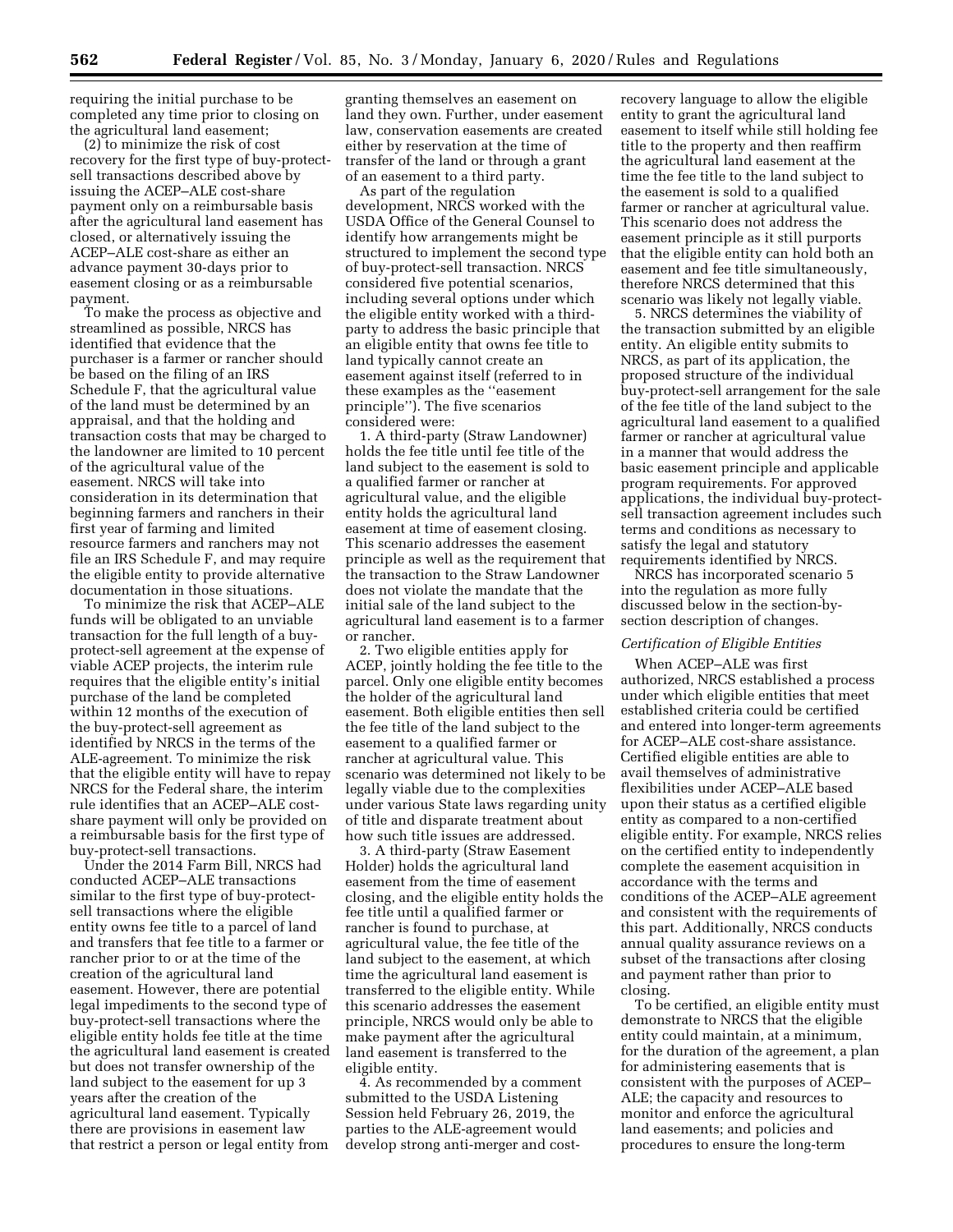requiring the initial purchase to be completed any time prior to closing on the agricultural land easement;

(2) to minimize the risk of cost recovery for the first type of buy-protect-sell transactions described above by issuing the ACEP–ALE cost-share payment only on a reimbursable basis after the agricultural land easement has closed, or alternatively issuing the ACEP–ALE cost-share as either an advance payment 30-days prior to easement closing or as a reimbursable payment.

To make the process as objective and streamlined as possible, NRCS has identified that evidence that the purchaser is a farmer or rancher should be based on the filing of an IRS Schedule F, that the agricultural value of the land must be determined by an appraisal, and that the holding and transaction costs that may be charged to the landowner are limited to 10 percent of the agricultural value of the easement. NRCS will take into consideration in its determination that beginning farmers and ranchers in their first year of farming and limited resource farmers and ranchers may not file an IRS Schedule F, and may require the eligible entity to provide alternative documentation in those situations.

To minimize the risk that ACEP–ALE funds will be obligated to an unviable transaction for the full length of a buy-protect-sell agreement at the expense of viable ACEP projects, the interim rule requires that the eligible entity's initial purchase of the land be completed within 12 months of the execution of the buy-protect-sell agreement as identified by NRCS in the terms of the ALE-agreement. To minimize the risk that the eligible entity will have to repay NRCS for the Federal share, the interim rule identifies that an ACEP–ALE cost-share payment will only be provided on a reimbursable basis for the first type of buy-protect-sell transactions.

Under the 2014 Farm Bill, NRCS had conducted ACEP–ALE transactions similar to the first type of buy-protect-sell transactions where the eligible entity owns fee title to a parcel of land and transfers that fee title to a farmer or rancher prior to or at the time of the creation of the agricultural land easement. However, there are potential legal impediments to the second type of buy-protect-sell transactions where the eligible entity holds fee title at the time the agricultural land easement is created but does not transfer ownership of the land subject to the easement for up 3 years after the creation of the agricultural land easement. Typically there are provisions in easement law that restrict a person or legal entity from granting themselves an easement on land they own. Further, under easement law, conservation easements are created either by reservation at the time of transfer of the land or through a grant of an easement to a third party.

As part of the regulation development, NRCS worked with the USDA Office of the General Counsel to identify how arrangements might be structured to implement the second type of buy-protect-sell transaction. NRCS considered five potential scenarios, including several options under which the eligible entity worked with a third-party to address the basic principle that an eligible entity that owns fee title to land typically cannot create an easement against itself (referred to in these examples as the ''easement principle''). The five scenarios considered were:

1. A third-party (Straw Landowner) holds the fee title until fee title of the land subject to the easement is sold to a qualified farmer or rancher at agricultural value, and the eligible entity holds the agricultural land easement at time of easement closing. This scenario addresses the easement principle as well as the requirement that the transaction to the Straw Landowner does not violate the mandate that the initial sale of the land subject to the agricultural land easement is to a farmer or rancher.

2. Two eligible entities apply for ACEP, jointly holding the fee title to the parcel. Only one eligible entity becomes the holder of the agricultural land easement. Both eligible entities then sell the fee title of the land subject to the easement to a qualified farmer or rancher at agricultural value. This scenario was determined not likely to be legally viable due to the complexities under various State laws regarding unity of title and disparate treatment about how such title issues are addressed.

3. A third-party (Straw Easement Holder) holds the agricultural land easement from the time of easement closing, and the eligible entity holds the fee title until a qualified farmer or rancher is found to purchase, at agricultural value, the fee title of the land subject to the easement, at which time the agricultural land easement is transferred to the eligible entity. While this scenario addresses the easement principle, NRCS would only be able to make payment after the agricultural land easement is transferred to the eligible entity.

4. As recommended by a comment submitted to the USDA Listening Session held February 26, 2019, the parties to the ALE-agreement would develop strong anti-merger and cost-recovery language to allow the eligible entity to grant the agricultural land easement to itself while still holding fee title to the property and then reaffirm the agricultural land easement at the time the fee title to the land subject to the easement is sold to a qualified farmer or rancher at agricultural value. This scenario does not address the easement principle as it still purports that the eligible entity can hold both an easement and fee title simultaneously, therefore NRCS determined that this scenario was likely not legally viable.

5. NRCS determines the viability of the transaction submitted by an eligible entity. An eligible entity submits to NRCS, as part of its application, the proposed structure of the individual buy-protect-sell arrangement for the sale of the fee title of the land subject to the agricultural land easement to a qualified farmer or rancher at agricultural value in a manner that would address the basic easement principle and applicable program requirements. For approved applications, the individual buy-protect-sell transaction agreement includes such terms and conditions as necessary to satisfy the legal and statutory requirements identified by NRCS.

NRCS has incorporated scenario 5 into the regulation as more fully discussed below in the section-by-section description of changes.

### *Certification of Eligible Entities*

When ACEP–ALE was first authorized, NRCS established a process under which eligible entities that meet established criteria could be certified and entered into longer-term agreements for ACEP–ALE cost-share assistance. Certified eligible entities are able to avail themselves of administrative flexibilities under ACEP–ALE based upon their status as a certified eligible entity as compared to a non-certified eligible entity. For example, NRCS relies on the certified entity to independently complete the easement acquisition in accordance with the terms and conditions of the ACEP–ALE agreement and consistent with the requirements of this part. Additionally, NRCS conducts annual quality assurance reviews on a subset of the transactions after closing and payment rather than prior to closing.

To be certified, an eligible entity must demonstrate to NRCS that the eligible entity could maintain, at a minimum, for the duration of the agreement, a plan for administering easements that is consistent with the purposes of ACEP–ALE; the capacity and resources to monitor and enforce the agricultural land easements; and policies and procedures to ensure the long-term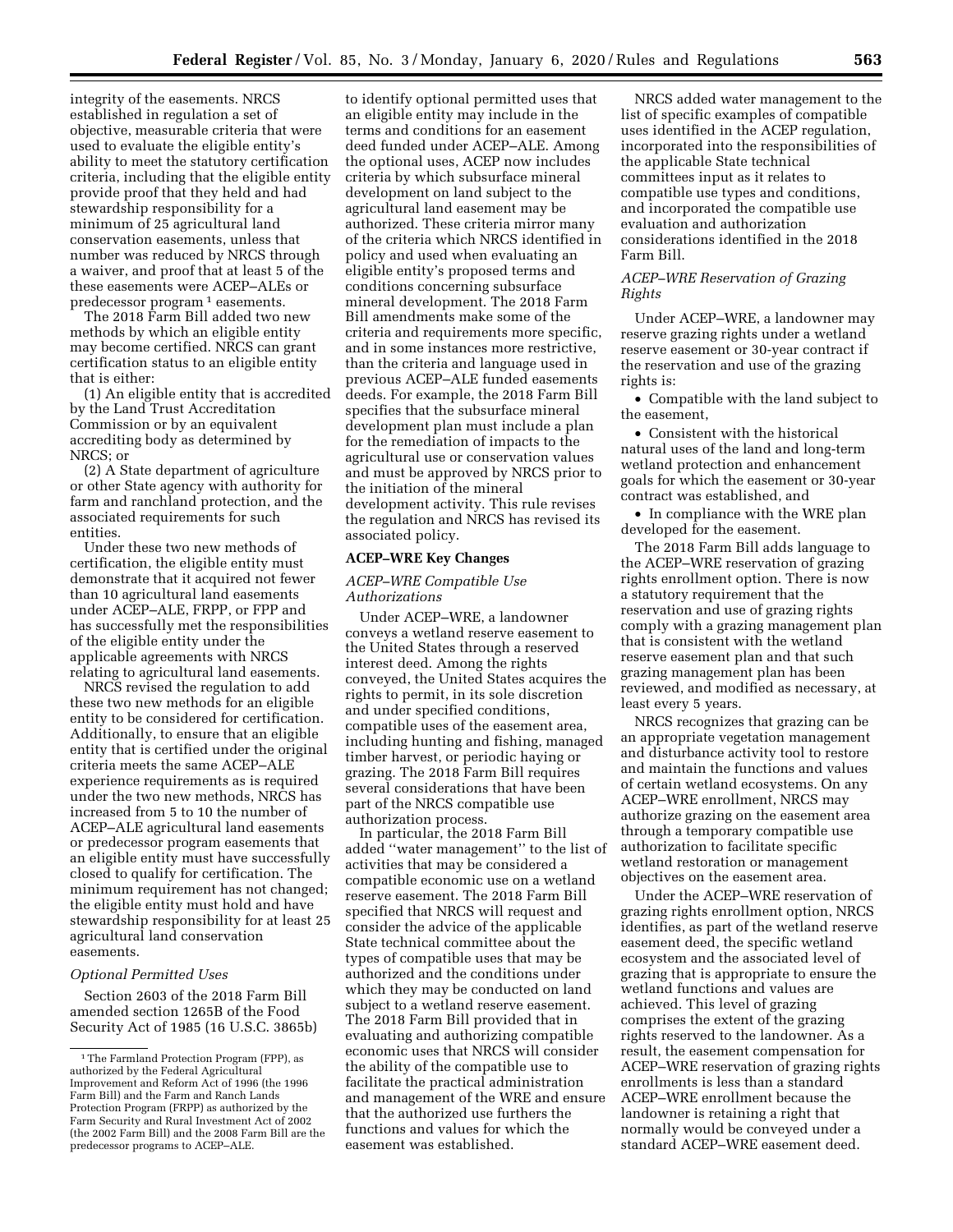integrity of the easements. NRCS established in regulation a set of objective, measurable criteria that were used to evaluate the eligible entity's ability to meet the statutory certification criteria, including that the eligible entity provide proof that they held and had stewardship responsibility for a minimum of 25 agricultural land conservation easements, unless that number was reduced by NRCS through a waiver, and proof that at least 5 of these easements were ACEP–ALEs or predecessor program [1] easements.

The 2018 Farm Bill added two new methods by which an eligible entity may become certified. NRCS can grant certification status to an eligible entity that is either:

(1) An eligible entity that is accredited by the Land Trust Accreditation Commission or by an equivalent accrediting body as determined by NRCS; or

(2) A State department of agriculture or other State agency with authority for farm and ranchland protection, and the associated requirements for such entities.

Under these two new methods of certification, the eligible entity must demonstrate that it acquired not fewer than 10 agricultural land easements under ACEP–ALE, FRPP, or FPP and has successfully met the responsibilities of the eligible entity under the applicable agreements with NRCS relating to agricultural land easements.

NRCS revised the regulation to add these two new methods for an eligible entity to be considered for certification. Additionally, to ensure that an eligible entity that is certified under the original criteria meets the same ACEP–ALE experience requirements as is required under the two new methods, NRCS has increased from 5 to 10 the number of ACEP–ALE agricultural land easements or predecessor program easements that an eligible entity must have successfully closed to qualify for certification. The minimum requirement has not changed; the eligible entity must hold and have stewardship responsibility for at least 25 agricultural land conservation easements.

*Optional Permitted Uses*

Section 2603 of the 2018 Farm Bill amended section 1265B of the Food Security Act of 1985 (16 U.S.C. 3865b) to identify optional permitted uses that an eligible entity may include in the terms and conditions for an easement deed funded under ACEP–ALE. Among the optional uses, ACEP now includes criteria by which subsurface mineral development on land subject to the agricultural land easement may be authorized. These criteria mirror many of the criteria which NRCS identified in policy and used when evaluating an eligible entity's proposed terms and conditions concerning subsurface mineral development. The 2018 Farm Bill amendments make some of the criteria and requirements more specific, and in some instances more restrictive, than the criteria and language used in previous ACEP–ALE funded easements deeds. For example, the 2018 Farm Bill specifies that the subsurface mineral development plan must include a plan for the remediation of impacts to the agricultural use or conservation values and must be approved by NRCS prior to the initiation of the mineral development activity. This rule revises the regulation and NRCS has revised its associated policy.

**ACEP–WRE Key Changes**

*ACEP–WRE Compatible Use Authorizations*

Under ACEP–WRE, a landowner conveys a wetland reserve easement to the United States through a reserved interest deed. Among the rights conveyed, the United States acquires the rights to permit, in its sole discretion and under specified conditions, compatible uses of the easement area, including hunting and fishing, managed timber harvest, or periodic haying or grazing. The 2018 Farm Bill requires several considerations that have been part of the NRCS compatible use authorization process.

In particular, the 2018 Farm Bill added "water management" to the list of activities that may be considered a compatible economic use on a wetland reserve easement. The 2018 Farm Bill specified that NRCS will request and consider the advice of the applicable State technical committee about the types of compatible uses that may be authorized and the conditions under which they may be conducted on land subject to a wetland reserve easement. The 2018 Farm Bill provided that in evaluating and authorizing compatible economic uses that NRCS will consider the ability of the compatible use to facilitate the practical administration and management of the WRE and ensure that the authorized use furthers the functions and values for which the easement was established.

NRCS added water management to the list of specific examples of compatible uses identified in the ACEP regulation, incorporated into the responsibilities of the applicable State technical committees input as it relates to compatible use types and conditions, and incorporated the compatible use evaluation and authorization considerations identified in the 2018 Farm Bill.

*ACEP–WRE Reservation of Grazing Rights*

Under ACEP–WRE, a landowner may reserve grazing rights under a wetland reserve easement or 30-year contract if the reservation and use of the grazing rights is:

- Compatible with the land subject to the easement,
- Consistent with the historical natural uses of the land and long-term wetland protection and enhancement goals for which the easement or 30-year contract was established, and
- In compliance with the WRE plan developed for the easement.

The 2018 Farm Bill adds language to the ACEP–WRE reservation of grazing rights enrollment option. There is now a statutory requirement that the reservation and use of grazing rights comply with a grazing management plan that is consistent with the wetland reserve easement plan and that such grazing management plan has been reviewed, and modified as necessary, at least every 5 years.

NRCS recognizes that grazing can be an appropriate vegetation management and disturbance activity tool to restore and maintain the functions and values of certain wetland ecosystems. On any ACEP–WRE enrollment, NRCS may authorize grazing on the easement area through a temporary compatible use authorization to facilitate specific wetland restoration or management objectives on the easement area.

Under the ACEP–WRE reservation of grazing rights enrollment option, NRCS identifies, as part of the wetland reserve easement deed, the specific wetland ecosystem and the associated level of grazing that is appropriate to ensure the wetland functions and values are achieved. This level of grazing comprises the extent of the grazing rights reserved to the landowner. As a result, the easement compensation for ACEP–WRE reservation of grazing rights enrollments is less than a standard ACEP–WRE enrollment because the landowner is retaining a right that normally would be conveyed under a standard ACEP–WRE easement deed.

[1] The Farmland Protection Program (FPP), as authorized by the Federal Agricultural Improvement and Reform Act of 1996 (the 1996 Farm Bill) and the Farm and Ranch Lands Protection Program (FRPP) as authorized by the Farm Security and Rural Investment Act of 2002 (the 2002 Farm Bill) and the 2008 Farm Bill are the predecessor programs to ACEP–ALE.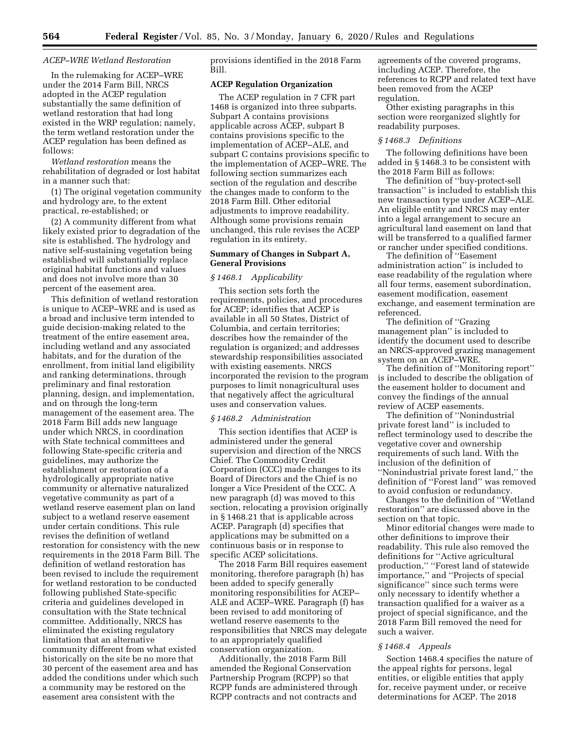*ACEP–WRE Wetland Restoration*

In the rulemaking for ACEP–WRE under the 2014 Farm Bill, NRCS adopted in the ACEP regulation substantially the same definition of wetland restoration that had long existed in the WRP regulation; namely, the term wetland restoration under the ACEP regulation has been defined as follows:

*Wetland restoration* means the rehabilitation of degraded or lost habitat in a manner such that:

(1) The original vegetation community and hydrology are, to the extent practical, re-established; or

(2) A community different from what likely existed prior to degradation of the site is established. The hydrology and native self-sustaining vegetation being established will substantially replace original habitat functions and values and does not involve more than 30 percent of the easement area.

This definition of wetland restoration is unique to ACEP–WRE and is used as a broad and inclusive term intended to guide decision-making related to the treatment of the entire easement area, including wetland and any associated habitats, and for the duration of the enrollment, from initial land eligibility and ranking determinations, through preliminary and final restoration planning, design, and implementation, and on through the long-term management of the easement area. The 2018 Farm Bill adds new language under which NRCS, in coordination with State technical committees and following State-specific criteria and guidelines, may authorize the establishment or restoration of a hydrologically appropriate native community or alternative naturalized vegetative community as part of a wetland reserve easement plan on land subject to a wetland reserve easement under certain conditions. This rule revises the definition of wetland restoration for consistency with the new requirements in the 2018 Farm Bill. The definition of wetland restoration has been revised to include the requirement for wetland restoration to be conducted following published State-specific criteria and guidelines developed in consultation with the State technical committee. Additionally, NRCS has eliminated the existing regulatory limitation that an alternative community different from what existed historically on the site be no more that 30 percent of the easement area and has added the conditions under which such a community may be restored on the easement area consistent with the provisions identified in the 2018 Farm Bill.

**ACEP Regulation Organization**

The ACEP regulation in 7 CFR part 1468 is organized into three subparts. Subpart A contains provisions applicable across ACEP, subpart B contains provisions specific to the implementation of ACEP–ALE, and subpart C contains provisions specific to the implementation of ACEP–WRE. The following section summarizes each section of the regulation and describe the changes made to conform to the 2018 Farm Bill. Other editorial adjustments to improve readability. Although some provisions remain unchanged, this rule revises the ACEP regulation in its entirety.

**Summary of Changes in Subpart A, General Provisions**

*§ 1468.1 Applicability*

This section sets forth the requirements, policies, and procedures for ACEP; identifies that ACEP is available in all 50 States, District of Columbia, and certain territories; describes how the remainder of the regulation is organized; and addresses stewardship responsibilities associated with existing easements. NRCS incorporated the revision to the program purposes to limit nonagricultural uses that negatively affect the agricultural uses and conservation values.

*§ 1468.2 Administration*

This section identifies that ACEP is administered under the general supervision and direction of the NRCS Chief. The Commodity Credit Corporation (CCC) made changes to its Board of Directors and the Chief is no longer a Vice President of the CCC. A new paragraph (d) was moved to this section, relocating a provision originally in § 1468.21 that is applicable across ACEP. Paragraph (d) specifies that applications may be submitted on a continuous basis or in response to specific ACEP solicitations.

The 2018 Farm Bill requires easement monitoring, therefore paragraph (h) has been added to specify generally monitoring responsibilities for ACEP–ALE and ACEP–WRE. Paragraph (f) has been revised to add monitoring of wetland reserve easements to the responsibilities that NRCS may delegate to an appropriately qualified conservation organization.

Additionally, the 2018 Farm Bill amended the Regional Conservation Partnership Program (RCPP) so that RCPP funds are administered through RCPP contracts and not contracts and agreements of the covered programs, including ACEP. Therefore, the references to RCPP and related text have been removed from the ACEP regulation.

Other existing paragraphs in this section were reorganized slightly for readability purposes.

*§ 1468.3 Definitions*

The following definitions have been added in § 1468.3 to be consistent with the 2018 Farm Bill as follows:

The definition of "buy-protect-sell transaction" is included to establish this new transaction type under ACEP–ALE. An eligible entity and NRCS may enter into a legal arrangement to secure an agricultural land easement on land that will be transferred to a qualified farmer or rancher under specified conditions.

The definition of "Easement administration action" is included to ease readability of the regulation where all four terms, easement subordination, easement modification, easement exchange, and easement termination are referenced.

The definition of "Grazing management plan" is included to identify the document used to describe an NRCS-approved grazing management system on an ACEP–WRE.

The definition of "Monitoring report" is included to describe the obligation of the easement holder to document and convey the findings of the annual review of ACEP easements.

The definition of "Nonindustrial private forest land" is included to reflect terminology used to describe the vegetative cover and ownership requirements of such land. With the inclusion of the definition of "Nonindustrial private forest land," the definition of "Forest land" was removed to avoid confusion or redundancy.

Changes to the definition of "Wetland restoration" are discussed above in the section on that topic.

Minor editorial changes were made to other definitions to improve their readability. This rule also removed the definitions for "Active agricultural production," "Forest land of statewide importance," and "Projects of special significance" since such terms were only necessary to identify whether a transaction qualified for a waiver as a project of special significance, and the 2018 Farm Bill removed the need for such a waiver.

*§ 1468.4 Appeals*

Section 1468.4 specifies the nature of the appeal rights for persons, legal entities, or eligible entities that apply for, receive payment under, or receive determinations for ACEP. The 2018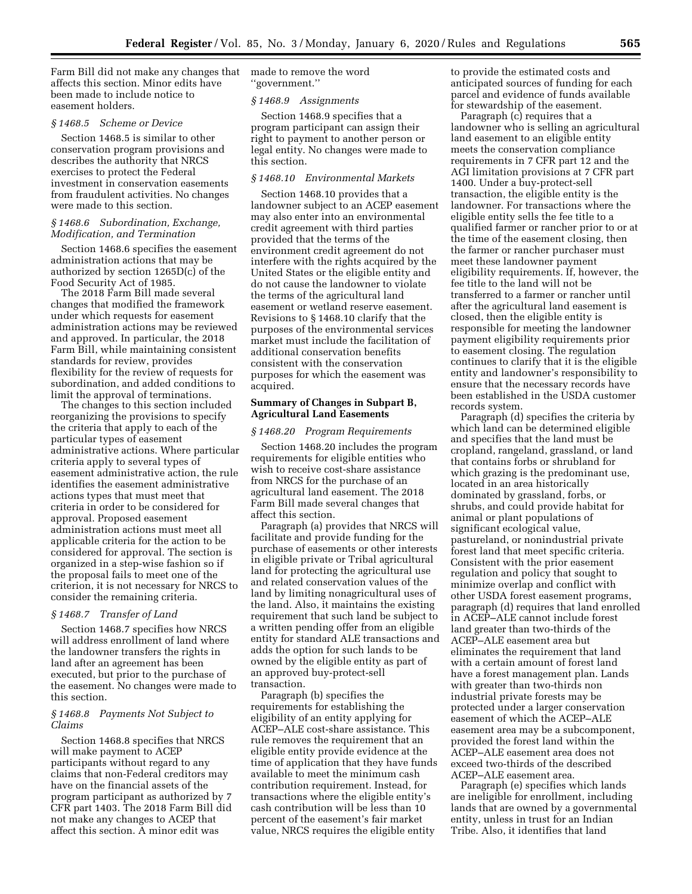Farm Bill did not make any changes that affects this section. Minor edits have been made to include notice to easement holders.

### *§ 1468.5 Scheme or Device*

Section 1468.5 is similar to other conservation program provisions and describes the authority that NRCS exercises to protect the Federal investment in conservation easements from fraudulent activities. No changes were made to this section.

### *§ 1468.6 Subordination, Exchange, Modification, and Termination*

Section 1468.6 specifies the easement administration actions that may be authorized by section 1265D(c) of the Food Security Act of 1985.

The 2018 Farm Bill made several changes that modified the framework under which requests for easement administration actions may be reviewed and approved. In particular, the 2018 Farm Bill, while maintaining consistent standards for review, provides flexibility for the review of requests for subordination, and added conditions to limit the approval of terminations.

The changes to this section included reorganizing the provisions to specify the criteria that apply to each of the particular types of easement administrative actions. Where particular criteria apply to several types of easement administrative action, the rule identifies the easement administrative actions types that must meet that criteria in order to be considered for approval. Proposed easement administration actions must meet all applicable criteria for the action to be considered for approval. The section is organized in a step-wise fashion so if the proposal fails to meet one of the criterion, it is not necessary for NRCS to consider the remaining criteria.

### *§ 1468.7 Transfer of Land*

Section 1468.7 specifies how NRCS will address enrollment of land where the landowner transfers the rights in land after an agreement has been executed, but prior to the purchase of the easement. No changes were made to this section.

### *§ 1468.8 Payments Not Subject to Claims*

Section 1468.8 specifies that NRCS will make payment to ACEP participants without regard to any claims that non-Federal creditors may have on the financial assets of the program participant as authorized by 7 CFR part 1403. The 2018 Farm Bill did not make any changes to ACEP that affect this section. A minor edit was made to remove the word ''government.''

### *§ 1468.9 Assignments*

Section 1468.9 specifies that a program participant can assign their right to payment to another person or legal entity. No changes were made to this section.

### *§ 1468.10 Environmental Markets*

Section 1468.10 provides that a landowner subject to an ACEP easement may also enter into an environmental credit agreement with third parties provided that the terms of the environment credit agreement do not interfere with the rights acquired by the United States or the eligible entity and do not cause the landowner to violate the terms of the agricultural land easement or wetland reserve easement. Revisions to § 1468.10 clarify that the purposes of the environmental services market must include the facilitation of additional conservation benefits consistent with the conservation purposes for which the easement was acquired.

## Summary of Changes in Subpart B, Agricultural Land Easements

### *§ 1468.20 Program Requirements*

Section 1468.20 includes the program requirements for eligible entities who wish to receive cost-share assistance from NRCS for the purchase of an agricultural land easement. The 2018 Farm Bill made several changes that affect this section.

Paragraph (a) provides that NRCS will facilitate and provide funding for the purchase of easements or other interests in eligible private or Tribal agricultural land for protecting the agricultural use and related conservation values of the land by limiting nonagricultural uses of the land. Also, it maintains the existing requirement that such land be subject to a written pending offer from an eligible entity for standard ALE transactions and adds the option for such lands to be owned by the eligible entity as part of an approved buy-protect-sell transaction.

Paragraph (b) specifies the requirements for establishing the eligibility of an entity applying for ACEP–ALE cost-share assistance. This rule removes the requirement that an eligible entity provide evidence at the time of application that they have funds available to meet the minimum cash contribution requirement. Instead, for transactions where the eligible entity's cash contribution will be less than 10 percent of the easement's fair market value, NRCS requires the eligible entity to provide the estimated costs and anticipated sources of funding for each parcel and evidence of funds available for stewardship of the easement.

Paragraph (c) requires that a landowner who is selling an agricultural land easement to an eligible entity meets the conservation compliance requirements in 7 CFR part 12 and the AGI limitation provisions at 7 CFR part 1400. Under a buy-protect-sell transaction, the eligible entity is the landowner. For transactions where the eligible entity sells the fee title to a qualified farmer or rancher prior to or at the time of the easement closing, then the farmer or rancher purchaser must meet these landowner payment eligibility requirements. If, however, the fee title to the land will not be transferred to a farmer or rancher until after the agricultural land easement is closed, then the eligible entity is responsible for meeting the landowner payment eligibility requirements prior to easement closing. The regulation continues to clarify that it is the eligible entity and landowner's responsibility to ensure that the necessary records have been established in the USDA customer records system.

Paragraph (d) specifies the criteria by which land can be determined eligible and specifies that the land must be cropland, rangeland, grassland, or land that contains forbs or shrubland for which grazing is the predominant use, located in an area historically dominated by grassland, forbs, or shrubs, and could provide habitat for animal or plant populations of significant ecological value, pastureland, or nonindustrial private forest land that meet specific criteria. Consistent with the prior easement regulation and policy that sought to minimize overlap and conflict with other USDA forest easement programs, paragraph (d) requires that land enrolled in ACEP–ALE cannot include forest land greater than two-thirds of the ACEP–ALE easement area but eliminates the requirement that land with a certain amount of forest land have a forest management plan. Lands with greater than two-thirds non industrial private forests may be protected under a larger conservation easement of which the ACEP–ALE easement area may be a subcomponent, provided the forest land within the ACEP–ALE easement area does not exceed two-thirds of the described ACEP–ALE easement area.

Paragraph (e) specifies which lands are ineligible for enrollment, including lands that are owned by a governmental entity, unless in trust for an Indian Tribe. Also, it identifies that land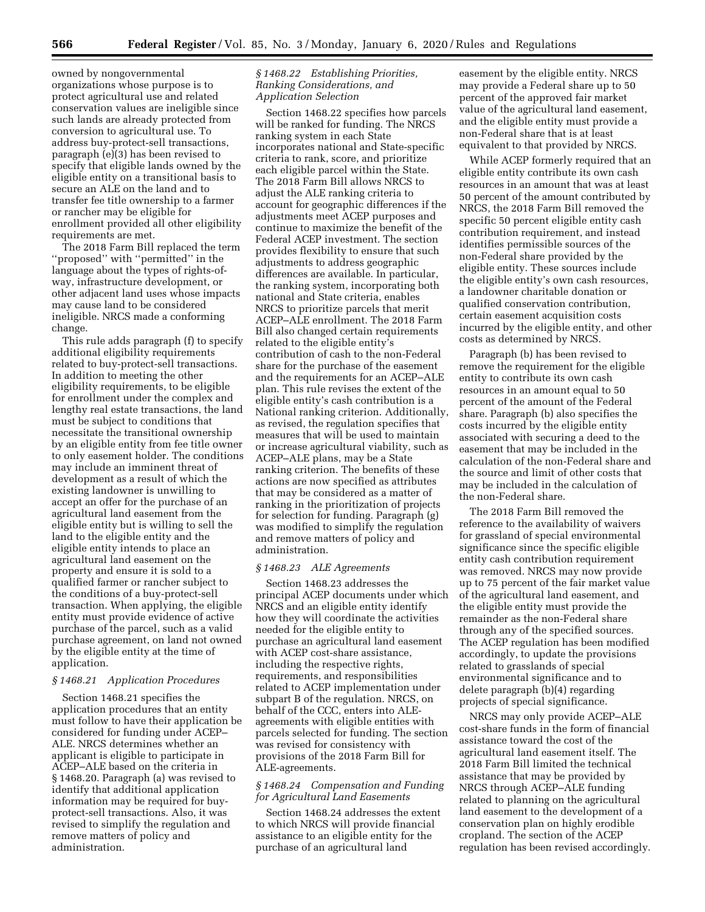owned by nongovernmental organizations whose purpose is to protect agricultural use and related conservation values are ineligible since such lands are already protected from conversion to agricultural use. To address buy-protect-sell transactions, paragraph (e)(3) has been revised to specify that eligible lands owned by the eligible entity on a transitional basis to secure an ALE on the land and to transfer fee title ownership to a farmer or rancher may be eligible for enrollment provided all other eligibility requirements are met.

The 2018 Farm Bill replaced the term ''proposed'' with ''permitted'' in the language about the types of rights-of-way, infrastructure development, or other adjacent land uses whose impacts may cause land to be considered ineligible. NRCS made a conforming change.

This rule adds paragraph (f) to specify additional eligibility requirements related to buy-protect-sell transactions. In addition to meeting the other eligibility requirements, to be eligible for enrollment under the complex and lengthy real estate transactions, the land must be subject to conditions that necessitate the transitional ownership by an eligible entity from fee title owner to only easement holder. The conditions may include an imminent threat of development as a result of which the existing landowner is unwilling to accept an offer for the purchase of an agricultural land easement from the eligible entity but is willing to sell the land to the eligible entity and the eligible entity intends to place an agricultural land easement on the property and ensure it is sold to a qualified farmer or rancher subject to the conditions of a buy-protect-sell transaction. When applying, the eligible entity must provide evidence of active purchase of the parcel, such as a valid purchase agreement, on land not owned by the eligible entity at the time of application.

### *§ 1468.21 Application Procedures*

Section 1468.21 specifies the application procedures that an entity must follow to have their application be considered for funding under ACEP–ALE. NRCS determines whether an applicant is eligible to participate in ACEP–ALE based on the criteria in § 1468.20. Paragraph (a) was revised to identify that additional application information may be required for buy-protect-sell transactions. Also, it was revised to simplify the regulation and remove matters of policy and administration.

### *§ 1468.22 Establishing Priorities, Ranking Considerations, and Application Selection*

Section 1468.22 specifies how parcels will be ranked for funding. The NRCS ranking system in each State incorporates national and State-specific criteria to rank, score, and prioritize each eligible parcel within the State. The 2018 Farm Bill allows NRCS to adjust the ALE ranking criteria to account for geographic differences if the adjustments meet ACEP purposes and continue to maximize the benefit of the Federal ACEP investment. The section provides flexibility to ensure that such adjustments to address geographic differences are available. In particular, the ranking system, incorporating both national and State criteria, enables NRCS to prioritize parcels that merit ACEP–ALE enrollment. The 2018 Farm Bill also changed certain requirements related to the eligible entity's contribution of cash to the non-Federal share for the purchase of the easement and the requirements for an ACEP–ALE plan. This rule revises the extent of the eligible entity's cash contribution is a National ranking criterion. Additionally, as revised, the regulation specifies that measures that will be used to maintain or increase agricultural viability, such as ACEP–ALE plans, may be a State ranking criterion. The benefits of these actions are now specified as attributes that may be considered as a matter of ranking in the prioritization of projects for selection for funding. Paragraph (g) was modified to simplify the regulation and remove matters of policy and administration.

### *§ 1468.23 ALE Agreements*

Section 1468.23 addresses the principal ACEP documents under which NRCS and an eligible entity identify how they will coordinate the activities needed for the eligible entity to purchase an agricultural land easement with ACEP cost-share assistance, including the respective rights, requirements, and responsibilities related to ACEP implementation under subpart B of the regulation. NRCS, on behalf of the CCC, enters into ALE-agreements with eligible entities with parcels selected for funding. The section was revised for consistency with provisions of the 2018 Farm Bill for ALE-agreements.

### *§ 1468.24 Compensation and Funding for Agricultural Land Easements*

Section 1468.24 addresses the extent to which NRCS will provide financial assistance to an eligible entity for the purchase of an agricultural land easement by the eligible entity. NRCS may provide a Federal share up to 50 percent of the approved fair market value of the agricultural land easement, and the eligible entity must provide a non-Federal share that is at least equivalent to that provided by NRCS.

While ACEP formerly required that an eligible entity contribute its own cash resources in an amount that was at least 50 percent of the amount contributed by NRCS, the 2018 Farm Bill removed the specific 50 percent eligible entity cash contribution requirement, and instead identifies permissible sources of the non-Federal share provided by the eligible entity. These sources include the eligible entity's own cash resources, a landowner charitable donation or qualified conservation contribution, certain easement acquisition costs incurred by the eligible entity, and other costs as determined by NRCS.

Paragraph (b) has been revised to remove the requirement for the eligible entity to contribute its own cash resources in an amount equal to 50 percent of the amount of the Federal share. Paragraph (b) also specifies the costs incurred by the eligible entity associated with securing a deed to the easement that may be included in the calculation of the non-Federal share and the source and limit of other costs that may be included in the calculation of the non-Federal share.

The 2018 Farm Bill removed the reference to the availability of waivers for grassland of special environmental significance since the specific eligible entity cash contribution requirement was removed. NRCS may now provide up to 75 percent of the fair market value of the agricultural land easement, and the eligible entity must provide the remainder as the non-Federal share through any of the specified sources. The ACEP regulation has been modified accordingly, to update the provisions related to grasslands of special environmental significance and to delete paragraph (b)(4) regarding projects of special significance.

NRCS may only provide ACEP–ALE cost-share funds in the form of financial assistance toward the cost of the agricultural land easement itself. The 2018 Farm Bill limited the technical assistance that may be provided by NRCS through ACEP–ALE funding related to planning on the agricultural land easement to the development of a conservation plan on highly erodible cropland. The section of the ACEP regulation has been revised accordingly.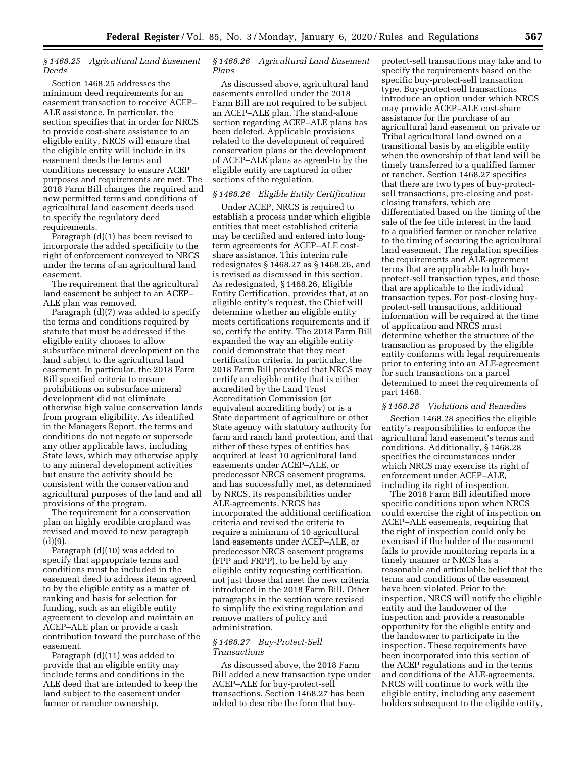### *§ 1468.25 Agricultural Land Easement Deeds*

Section 1468.25 addresses the minimum deed requirements for an easement transaction to receive ACEP–ALE assistance. In particular, the section specifies that in order for NRCS to provide cost-share assistance to an eligible entity, NRCS will ensure that the eligible entity will include in its easement deeds the terms and conditions necessary to ensure ACEP purposes and requirements are met. The 2018 Farm Bill changes the required and new permitted terms and conditions of agricultural land easement deeds used to specify the regulatory deed requirements.

Paragraph (d)(1) has been revised to incorporate the added specificity to the right of enforcement conveyed to NRCS under the terms of an agricultural land easement.

The requirement that the agricultural land easement be subject to an ACEP–ALE plan was removed.

Paragraph (d)(7) was added to specify the terms and conditions required by statute that must be addressed if the eligible entity chooses to allow subsurface mineral development on the land subject to the agricultural land easement. In particular, the 2018 Farm Bill specified criteria to ensure prohibitions on subsurface mineral development did not eliminate otherwise high value conservation lands from program eligibility. As identified in the Managers Report, the terms and conditions do not negate or supersede any other applicable laws, including State laws, which may otherwise apply to any mineral development activities but ensure the activity should be consistent with the conservation and agricultural purposes of the land and all provisions of the program,

The requirement for a conservation plan on highly erodible cropland was revised and moved to new paragraph (d)(9).

Paragraph (d)(10) was added to specify that appropriate terms and conditions must be included in the easement deed to address items agreed to by the eligible entity as a matter of ranking and basis for selection for funding, such as an eligible entity agreement to develop and maintain an ACEP–ALE plan or provide a cash contribution toward the purchase of the easement.

Paragraph (d)(11) was added to provide that an eligible entity may include terms and conditions in the ALE deed that are intended to keep the land subject to the easement under farmer or rancher ownership.

### *§ 1468.26 Agricultural Land Easement Plans*

As discussed above, agricultural land easements enrolled under the 2018 Farm Bill are not required to be subject an ACEP–ALE plan. The stand-alone section regarding ACEP–ALE plans has been deleted. Applicable provisions related to the development of required conservation plans or the development of ACEP–ALE plans as agreed-to by the eligible entity are captured in other sections of the regulation.

### *§ 1468.26 Eligible Entity Certification*

Under ACEP, NRCS is required to establish a process under which eligible entities that meet established criteria may be certified and entered into long-term agreements for ACEP–ALE cost-share assistance. This interim rule redesignates § 1468.27 as § 1468.26, and is revised as discussed in this section. As redesignated, § 1468.26, Eligible Entity Certification, provides that, at an eligible entity's request, the Chief will determine whether an eligible entity meets certifications requirements and if so, certify the entity. The 2018 Farm Bill expanded the way an eligible entity could demonstrate that they meet certification criteria. In particular, the 2018 Farm Bill provided that NRCS may certify an eligible entity that is either accredited by the Land Trust Accreditation Commission (or equivalent accrediting body) or is a State department of agriculture or other State agency with statutory authority for farm and ranch land protection, and that either of these types of entities has acquired at least 10 agricultural land easements under ACEP–ALE, or predecessor NRCS easement programs, and has successfully met, as determined by NRCS, its responsibilities under ALE-agreements. NRCS has incorporated the additional certification criteria and revised the criteria to require a minimum of 10 agricultural land easements under ACEP–ALE, or predecessor NRCS easement programs (FPP and FRPP), to be held by any eligible entity requesting certification, not just those that meet the new criteria introduced in the 2018 Farm Bill. Other paragraphs in the section were revised to simplify the existing regulation and remove matters of policy and administration.

### *§ 1468.27 Buy-Protect-Sell Transactions*

As discussed above, the 2018 Farm Bill added a new transaction type under ACEP–ALE for buy-protect-sell transactions. Section 1468.27 has been added to describe the form that buy-protect-sell transactions may take and to specify the requirements based on the specific buy-protect-sell transaction type. Buy-protect-sell transactions introduce an option under which NRCS may provide ACEP–ALE cost-share assistance for the purchase of an agricultural land easement on private or Tribal agricultural land owned on a transitional basis by an eligible entity when the ownership of that land will be timely transferred to a qualified farmer or rancher. Section 1468.27 specifies that there are two types of buy-protect-sell transactions, pre-closing and post-closing transfers, which are differentiated based on the timing of the sale of the fee title interest in the land to a qualified farmer or rancher relative to the timing of securing the agricultural land easement. The regulation specifies the requirements and ALE-agreement terms that are applicable to both buy-protect-sell transaction types, and those that are applicable to the individual transaction types. For post-closing buy-protect-sell transactions, additional information will be required at the time of application and NRCS must determine whether the structure of the transaction as proposed by the eligible entity conforms with legal requirements prior to entering into an ALE-agreement for such transactions on a parcel determined to meet the requirements of part 1468.

### *§ 1468.28 Violations and Remedies*

Section 1468.28 specifies the eligible entity's responsibilities to enforce the agricultural land easement's terms and conditions. Additionally, § 1468.28 specifies the circumstances under which NRCS may exercise its right of enforcement under ACEP–ALE, including its right of inspection.

The 2018 Farm Bill identified more specific conditions upon when NRCS could exercise the right of inspection on ACEP–ALE easements, requiring that the right of inspection could only be exercised if the holder of the easement fails to provide monitoring reports in a timely manner or NRCS has a reasonable and articulable belief that the terms and conditions of the easement have been violated. Prior to the inspection, NRCS will notify the eligible entity and the landowner of the inspection and provide a reasonable opportunity for the eligible entity and the landowner to participate in the inspection. These requirements have been incorporated into this section of the ACEP regulations and in the terms and conditions of the ALE-agreements. NRCS will continue to work with the eligible entity, including any easement holders subsequent to the eligible entity,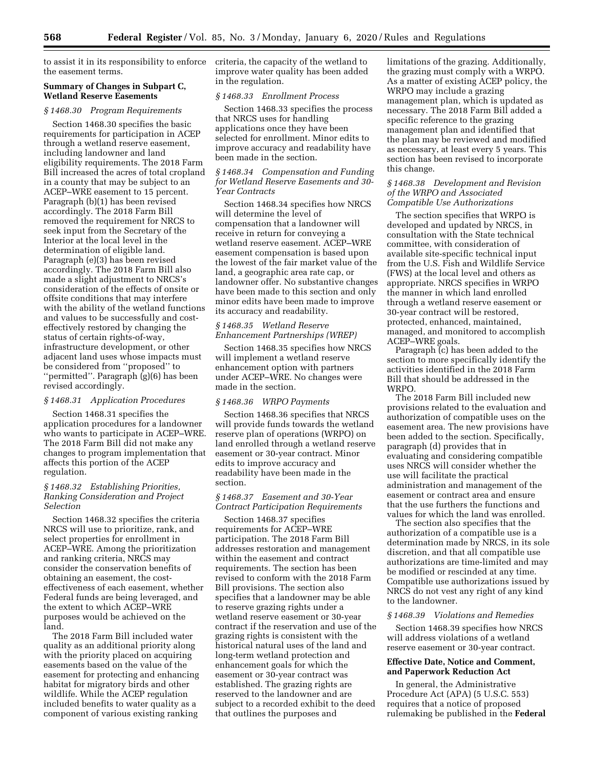to assist it in its responsibility to enforce the easement terms.

## Summary of Changes in Subpart C, Wetland Reserve Easements

### *§ 1468.30 Program Requirements*

Section 1468.30 specifies the basic requirements for participation in ACEP through a wetland reserve easement, including landowner and land eligibility requirements. The 2018 Farm Bill increased the acres of total cropland in a county that may be subject to an ACEP–WRE easement to 15 percent. Paragraph (b)(1) has been revised accordingly. The 2018 Farm Bill removed the requirement for NRCS to seek input from the Secretary of the Interior at the local level in the determination of eligible land. Paragraph (e)(3) has been revised accordingly. The 2018 Farm Bill also made a slight adjustment to NRCS's consideration of the effects of onsite or offsite conditions that may interfere with the ability of the wetland functions and values to be successfully and cost-effectively restored by changing the status of certain rights-of-way, infrastructure development, or other adjacent land uses whose impacts must be considered from ''proposed'' to ''permitted''. Paragraph (g)(6) has been revised accordingly.

### *§ 1468.31 Application Procedures*

Section 1468.31 specifies the application procedures for a landowner who wants to participate in ACEP–WRE. The 2018 Farm Bill did not make any changes to program implementation that affects this portion of the ACEP regulation.

### *§ 1468.32 Establishing Priorities, Ranking Consideration and Project Selection*

Section 1468.32 specifies the criteria NRCS will use to prioritize, rank, and select properties for enrollment in ACEP–WRE. Among the prioritization and ranking criteria, NRCS may consider the conservation benefits of obtaining an easement, the cost-effectiveness of each easement, whether Federal funds are being leveraged, and the extent to which ACEP–WRE purposes would be achieved on the land.

The 2018 Farm Bill included water quality as an additional priority along with the priority placed on acquiring easements based on the value of the easement for protecting and enhancing habitat for migratory birds and other wildlife. While the ACEP regulation included benefits to water quality as a component of various existing ranking criteria, the capacity of the wetland to improve water quality has been added in the regulation.

### *§ 1468.33 Enrollment Process*

Section 1468.33 specifies the process that NRCS uses for handling applications once they have been selected for enrollment. Minor edits to improve accuracy and readability have been made in the section.

### *§ 1468.34 Compensation and Funding for Wetland Reserve Easements and 30-Year Contracts*

Section 1468.34 specifies how NRCS will determine the level of compensation that a landowner will receive in return for conveying a wetland reserve easement. ACEP–WRE easement compensation is based upon the lowest of the fair market value of the land, a geographic area rate cap, or landowner offer. No substantive changes have been made to this section and only minor edits have been made to improve its accuracy and readability.

### *§ 1468.35 Wetland Reserve Enhancement Partnerships (WREP)*

Section 1468.35 specifies how NRCS will implement a wetland reserve enhancement option with partners under ACEP–WRE. No changes were made in the section.

### *§ 1468.36 WRPO Payments*

Section 1468.36 specifies that NRCS will provide funds towards the wetland reserve plan of operations (WRPO) on land enrolled through a wetland reserve easement or 30-year contract. Minor edits to improve accuracy and readability have been made in the section.

### *§ 1468.37 Easement and 30-Year Contract Participation Requirements*

Section 1468.37 specifies requirements for ACEP–WRE participation. The 2018 Farm Bill addresses restoration and management within the easement and contract requirements. The section has been revised to conform with the 2018 Farm Bill provisions. The section also specifies that a landowner may be able to reserve grazing rights under a wetland reserve easement or 30-year contract if the reservation and use of the grazing rights is consistent with the historical natural uses of the land and long-term wetland protection and enhancement goals for which the easement or 30-year contract was established. The grazing rights are reserved to the landowner and are subject to a recorded exhibit to the deed that outlines the purposes and limitations of the grazing. Additionally, the grazing must comply with a WRPO. As a matter of existing ACEP policy, the WRPO may include a grazing management plan, which is updated as necessary. The 2018 Farm Bill added a specific reference to the grazing management plan and identified that the plan may be reviewed and modified as necessary, at least every 5 years. This section has been revised to incorporate this change.

### *§ 1468.38 Development and Revision of the WRPO and Associated Compatible Use Authorizations*

The section specifies that WRPO is developed and updated by NRCS, in consultation with the State technical committee, with consideration of available site-specific technical input from the U.S. Fish and Wildlife Service (FWS) at the local level and others as appropriate. NRCS specifies in WRPO the manner in which land enrolled through a wetland reserve easement or 30-year contract will be restored, protected, enhanced, maintained, managed, and monitored to accomplish ACEP–WRE goals.

Paragraph (c) has been added to the section to more specifically identify the activities identified in the 2018 Farm Bill that should be addressed in the WRPO.

The 2018 Farm Bill included new provisions related to the evaluation and authorization of compatible uses on the easement area. The new provisions have been added to the section. Specifically, paragraph (d) provides that in evaluating and considering compatible uses NRCS will consider whether the use will facilitate the practical administration and management of the easement or contract area and ensure that the use furthers the functions and values for which the land was enrolled.

The section also specifies that the authorization of a compatible use is a determination made by NRCS, in its sole discretion, and that all compatible use authorizations are time-limited and may be modified or rescinded at any time. Compatible use authorizations issued by NRCS do not vest any right of any kind to the landowner.

### *§ 1468.39 Violations and Remedies*

Section 1468.39 specifies how NRCS will address violations of a wetland reserve easement or 30-year contract.

## Effective Date, Notice and Comment, and Paperwork Reduction Act

In general, the Administrative Procedure Act (APA) (5 U.S.C. 553) requires that a notice of proposed rulemaking be published in the **Federal**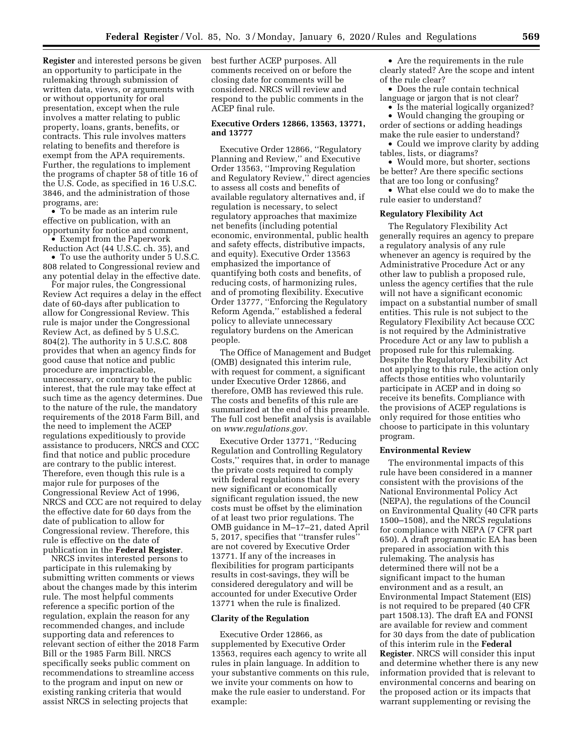**Register** and interested persons be given an opportunity to participate in the rulemaking through submission of written data, views, or arguments with or without opportunity for oral presentation, except when the rule involves a matter relating to public property, loans, grants, benefits, or contracts. This rule involves matters relating to benefits and therefore is exempt from the APA requirements. Further, the regulations to implement the programs of chapter 58 of title 16 of the U.S. Code, as specified in 16 U.S.C. 3846, and the administration of those programs, are:

- To be made as an interim rule effective on publication, with an opportunity for notice and comment,
- Exempt from the Paperwork Reduction Act (44 U.S.C. ch. 35), and
- To use the authority under 5 U.S.C. 808 related to Congressional review and any potential delay in the effective date.

For major rules, the Congressional Review Act requires a delay in the effect date of 60-days after publication to allow for Congressional Review. This rule is major under the Congressional Review Act, as defined by 5 U.S.C. 804(2). The authority in 5 U.S.C. 808 provides that when an agency finds for good cause that notice and public procedure are impracticable, unnecessary, or contrary to the public interest, that the rule may take effect at such time as the agency determines. Due to the nature of the rule, the mandatory requirements of the 2018 Farm Bill, and the need to implement the ACEP regulations expeditiously to provide assistance to producers, NRCS and CCC find that notice and public procedure are contrary to the public interest. Therefore, even though this rule is a major rule for purposes of the Congressional Review Act of 1996, NRCS and CCC are not required to delay the effective date for 60 days from the date of publication to allow for Congressional review. Therefore, this rule is effective on the date of publication in the **Federal Register**.

NRCS invites interested persons to participate in this rulemaking by submitting written comments or views about the changes made by this interim rule. The most helpful comments reference a specific portion of the regulation, explain the reason for any recommended changes, and include supporting data and references to relevant section of either the 2018 Farm Bill or the 1985 Farm Bill. NRCS specifically seeks public comment on recommendations to streamline access to the program and input on new or existing ranking criteria that would assist NRCS in selecting projects that best further ACEP purposes. All comments received on or before the closing date for comments will be considered. NRCS will review and respond to the public comments in the ACEP final rule.

### Executive Orders 12866, 13563, 13771, and 13777

Executive Order 12866, ''Regulatory Planning and Review,'' and Executive Order 13563, ''Improving Regulation and Regulatory Review,'' direct agencies to assess all costs and benefits of available regulatory alternatives and, if regulation is necessary, to select regulatory approaches that maximize net benefits (including potential economic, environmental, public health and safety effects, distributive impacts, and equity). Executive Order 13563 emphasized the importance of quantifying both costs and benefits, of reducing costs, of harmonizing rules, and of promoting flexibility. Executive Order 13777, ''Enforcing the Regulatory Reform Agenda,'' established a federal policy to alleviate unnecessary regulatory burdens on the American people.

The Office of Management and Budget (OMB) designated this interim rule, with request for comment, a significant under Executive Order 12866, and therefore, OMB has reviewed this rule. The costs and benefits of this rule are summarized at the end of this preamble. The full cost benefit analysis is available on *www.regulations.gov.*

Executive Order 13771, ''Reducing Regulation and Controlling Regulatory Costs,'' requires that, in order to manage the private costs required to comply with federal regulations that for every new significant or economically significant regulation issued, the new costs must be offset by the elimination of at least two prior regulations. The OMB guidance in M–17–21, dated April 5, 2017, specifies that ''transfer rules'' are not covered by Executive Order 13771. If any of the increases in flexibilities for program participants results in cost-savings, they will be considered deregulatory and will be accounted for under Executive Order 13771 when the rule is finalized.

### Clarity of the Regulation

Executive Order 12866, as supplemented by Executive Order 13563, requires each agency to write all rules in plain language. In addition to your substantive comments on this rule, we invite your comments on how to make the rule easier to understand. For example:

- Are the requirements in the rule clearly stated? Are the scope and intent of the rule clear?
- Does the rule contain technical language or jargon that is not clear?
- Is the material logically organized?
- Would changing the grouping or order of sections or adding headings make the rule easier to understand?
- Could we improve clarity by adding tables, lists, or diagrams?
- Would more, but shorter, sections be better? Are there specific sections that are too long or confusing?
- What else could we do to make the rule easier to understand?

### Regulatory Flexibility Act

The Regulatory Flexibility Act generally requires an agency to prepare a regulatory analysis of any rule whenever an agency is required by the Administrative Procedure Act or any other law to publish a proposed rule, unless the agency certifies that the rule will not have a significant economic impact on a substantial number of small entities. This rule is not subject to the Regulatory Flexibility Act because CCC is not required by the Administrative Procedure Act or any law to publish a proposed rule for this rulemaking. Despite the Regulatory Flexibility Act not applying to this rule, the action only affects those entities who voluntarily participate in ACEP and in doing so receive its benefits. Compliance with the provisions of ACEP regulations is only required for those entities who choose to participate in this voluntary program.

### Environmental Review

The environmental impacts of this rule have been considered in a manner consistent with the provisions of the National Environmental Policy Act (NEPA), the regulations of the Council on Environmental Quality (40 CFR parts 1500–1508), and the NRCS regulations for compliance with NEPA (7 CFR part 650). A draft programmatic EA has been prepared in association with this rulemaking. The analysis has determined there will not be a significant impact to the human environment and as a result, an Environmental Impact Statement (EIS) is not required to be prepared (40 CFR part 1508.13). The draft EA and FONSI are available for review and comment for 30 days from the date of publication of this interim rule in the **Federal Register**. NRCS will consider this input and determine whether there is any new information provided that is relevant to environmental concerns and bearing on the proposed action or its impacts that warrant supplementing or revising the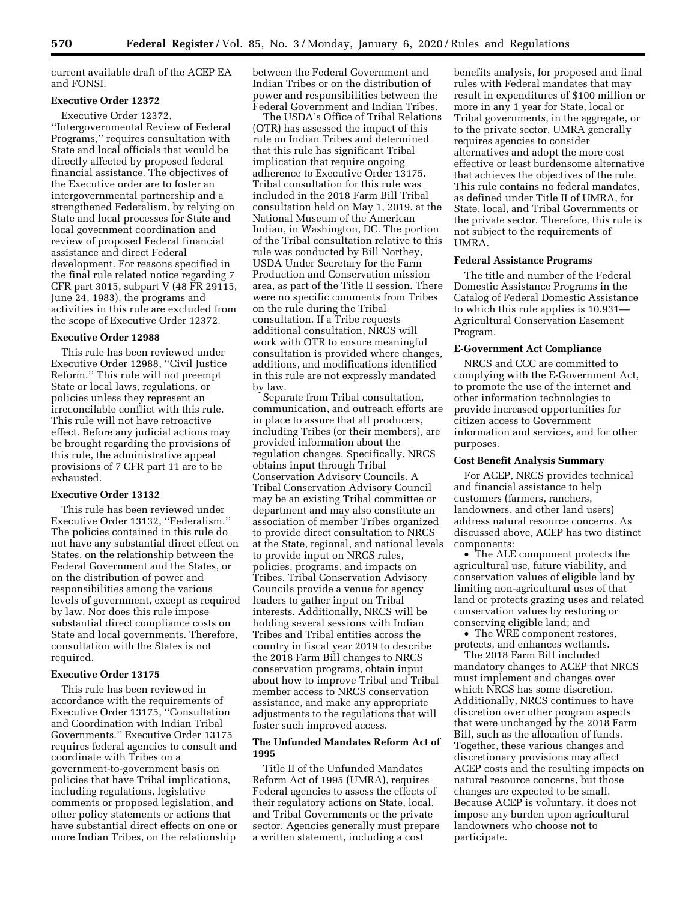current available draft of the ACEP EA and FONSI.

### Executive Order 12372

Executive Order 12372, ''Intergovernmental Review of Federal Programs,'' requires consultation with State and local officials that would be directly affected by proposed federal financial assistance. The objectives of the Executive order are to foster an intergovernmental partnership and a strengthened Federalism, by relying on State and local processes for State and local government coordination and review of proposed Federal financial assistance and direct Federal development. For reasons specified in the final rule related notice regarding 7 CFR part 3015, subpart V (48 FR 29115, June 24, 1983), the programs and activities in this rule are excluded from the scope of Executive Order 12372.

### Executive Order 12988

This rule has been reviewed under Executive Order 12988, ''Civil Justice Reform.'' This rule will not preempt State or local laws, regulations, or policies unless they represent an irreconcilable conflict with this rule. This rule will not have retroactive effect. Before any judicial actions may be brought regarding the provisions of this rule, the administrative appeal provisions of 7 CFR part 11 are to be exhausted.

### Executive Order 13132

This rule has been reviewed under Executive Order 13132, ''Federalism.'' The policies contained in this rule do not have any substantial direct effect on States, on the relationship between the Federal Government and the States, or on the distribution of power and responsibilities among the various levels of government, except as required by law. Nor does this rule impose substantial direct compliance costs on State and local governments. Therefore, consultation with the States is not required.

### Executive Order 13175

This rule has been reviewed in accordance with the requirements of Executive Order 13175, ''Consultation and Coordination with Indian Tribal Governments.'' Executive Order 13175 requires federal agencies to consult and coordinate with Tribes on a government-to-government basis on policies that have Tribal implications, including regulations, legislative comments or proposed legislation, and other policy statements or actions that have substantial direct effects on one or more Indian Tribes, on the relationship between the Federal Government and Indian Tribes or on the distribution of power and responsibilities between the Federal Government and Indian Tribes.

The USDA's Office of Tribal Relations (OTR) has assessed the impact of this rule on Indian Tribes and determined that this rule has significant Tribal implication that require ongoing adherence to Executive Order 13175. Tribal consultation for this rule was included in the 2018 Farm Bill Tribal consultation held on May 1, 2019, at the National Museum of the American Indian, in Washington, DC. The portion of the Tribal consultation relative to this rule was conducted by Bill Northey, USDA Under Secretary for the Farm Production and Conservation mission area, as part of the Title II session. There were no specific comments from Tribes on the rule during the Tribal consultation. If a Tribe requests additional consultation, NRCS will work with OTR to ensure meaningful consultation is provided where changes, additions, and modifications identified in this rule are not expressly mandated by law.

Separate from Tribal consultation, communication, and outreach efforts are in place to assure that all producers, including Tribes (or their members), are provided information about the regulation changes. Specifically, NRCS obtains input through Tribal Conservation Advisory Councils. A Tribal Conservation Advisory Council may be an existing Tribal committee or department and may also constitute an association of member Tribes organized to provide direct consultation to NRCS at the State, regional, and national levels to provide input on NRCS rules, policies, programs, and impacts on Tribes. Tribal Conservation Advisory Councils provide a venue for agency leaders to gather input on Tribal interests. Additionally, NRCS will be holding several sessions with Indian Tribes and Tribal entities across the country in fiscal year 2019 to describe the 2018 Farm Bill changes to NRCS conservation programs, obtain input about how to improve Tribal and Tribal member access to NRCS conservation assistance, and make any appropriate adjustments to the regulations that will foster such improved access.

### The Unfunded Mandates Reform Act of 1995

Title II of the Unfunded Mandates Reform Act of 1995 (UMRA), requires Federal agencies to assess the effects of their regulatory actions on State, local, and Tribal Governments or the private sector. Agencies generally must prepare a written statement, including a cost benefits analysis, for proposed and final rules with Federal mandates that may result in expenditures of $100 million or more in any 1 year for State, local or Tribal governments, in the aggregate, or to the private sector. UMRA generally requires agencies to consider alternatives and adopt the more cost effective or least burdensome alternative that achieves the objectives of the rule. This rule contains no federal mandates, as defined under Title II of UMRA, for State, local, and Tribal Governments or the private sector. Therefore, this rule is not subject to the requirements of UMRA.

### Federal Assistance Programs

The title and number of the Federal Domestic Assistance Programs in the Catalog of Federal Domestic Assistance to which this rule applies is 10.931—Agricultural Conservation Easement Program.

### E-Government Act Compliance

NRCS and CCC are committed to complying with the E-Government Act, to promote the use of the internet and other information technologies to provide increased opportunities for citizen access to Government information and services, and for other purposes.

### Cost Benefit Analysis Summary

For ACEP, NRCS provides technical and financial assistance to help customers (farmers, ranchers, landowners, and other land users) address natural resource concerns. As discussed above, ACEP has two distinct components:

- The ALE component protects the agricultural use, future viability, and conservation values of eligible land by limiting non-agricultural uses of that land or protects grazing uses and related conservation values by restoring or conserving eligible land; and
- The WRE component restores, protects, and enhances wetlands.

The 2018 Farm Bill included mandatory changes to ACEP that NRCS must implement and changes over which NRCS has some discretion. Additionally, NRCS continues to have discretion over other program aspects that were unchanged by the 2018 Farm Bill, such as the allocation of funds. Together, these various changes and discretionary provisions may affect ACEP costs and the resulting impacts on natural resource concerns, but those changes are expected to be small. Because ACEP is voluntary, it does not impose any burden upon agricultural landowners who choose not to participate.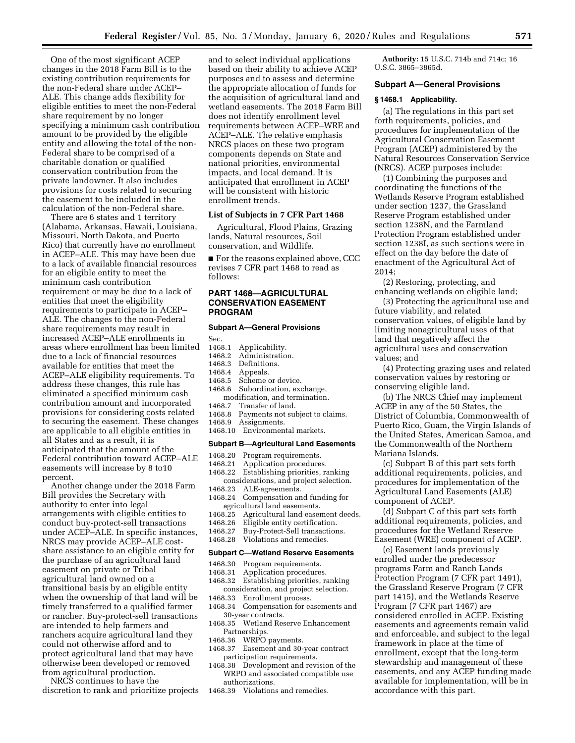One of the most significant ACEP changes in the 2018 Farm Bill is to the existing contribution requirements for the non-Federal share under ACEP–ALE. This change adds flexibility for eligible entities to meet the non-Federal share requirement by no longer specifying a minimum cash contribution amount to be provided by the eligible entity and allowing the total of the non-Federal share to be comprised of a charitable donation or qualified conservation contribution from the private landowner. It also includes provisions for costs related to securing the easement to be included in the calculation of the non-Federal share.

There are 6 states and 1 territory (Alabama, Arkansas, Hawaii, Louisiana, Missouri, North Dakota, and Puerto Rico) that currently have no enrollment in ACEP–ALE. This may have been due to a lack of available financial resources for an eligible entity to meet the minimum cash contribution requirement or may be due to a lack of entities that meet the eligibility requirements to participate in ACEP–ALE. The changes to the non-Federal share requirements may result in increased ACEP–ALE enrollments in areas where enrollment has been limited due to a lack of financial resources available for entities that meet the ACEP–ALE eligibility requirements. To address these changes, this rule has eliminated a specified minimum cash contribution amount and incorporated provisions for considering costs related to securing the easement. These changes are applicable to all eligible entities in all States and as a result, it is anticipated that the amount of the Federal contribution toward ACEP–ALE easements will increase by 8 to10 percent.

Another change under the 2018 Farm Bill provides the Secretary with authority to enter into legal arrangements with eligible entities to conduct buy-protect-sell transactions under ACEP–ALE. In specific instances, NRCS may provide ACEP–ALE cost-share assistance to an eligible entity for the purchase of an agricultural land easement on private or Tribal agricultural land owned on a transitional basis by an eligible entity when the ownership of that land will be timely transferred to a qualified farmer or rancher. Buy-protect-sell transactions are intended to help farmers and ranchers acquire agricultural land they could not otherwise afford and to protect agricultural land that may have otherwise been developed or removed from agricultural production.

NRCS continues to have the discretion to rank and prioritize projects and to select individual applications based on their ability to achieve ACEP purposes and to assess and determine the appropriate allocation of funds for the acquisition of agricultural land and wetland easements. The 2018 Farm Bill does not identify enrollment level requirements between ACEP–WRE and ACEP–ALE. The relative emphasis NRCS places on these two program components depends on State and national priorities, environmental impacts, and local demand. It is anticipated that enrollment in ACEP will be consistent with historic enrollment trends.

### List of Subjects in 7 CFR Part 1468

Agricultural, Flood Plains, Grazing lands, Natural resources, Soil conservation, and Wildlife.

■ For the reasons explained above, CCC revises 7 CFR part 1468 to read as follows:

## PART 1468—AGRICULTURAL CONSERVATION EASEMENT PROGRAM

### Subpart A—General Provisions

Sec.
1468.1 Applicability.
1468.2 Administration.
1468.3 Definitions.
1468.4 Appeals.
1468.5 Scheme or device.
1468.6 Subordination, exchange, modification, and termination.
1468.7 Transfer of land.
1468.8 Payments not subject to claims.
1468.9 Assignments.
1468.10 Environmental markets.

### Subpart B—Agricultural Land Easements

1468.20 Program requirements.
1468.21 Application procedures.
1468.22 Establishing priorities, ranking considerations, and project selection.
1468.23 ALE-agreements.
1468.24 Compensation and funding for agricultural land easements.
1468.25 Agricultural land easement deeds.
1468.26 Eligible entity certification.
1468.27 Buy-Protect-Sell transactions.
1468.28 Violations and remedies.

### Subpart C—Wetland Reserve Easements

1468.30 Program requirements.
1468.31 Application procedures.
1468.32 Establishing priorities, ranking consideration, and project selection.
1468.33 Enrollment process.
1468.34 Compensation for easements and 30-year contracts.
1468.35 Wetland Reserve Enhancement Partnerships.
1468.36 WRPO payments.
1468.37 Easement and 30-year contract participation requirements.
1468.38 Development and revision of the WRPO and associated compatible use authorizations.
1468.39 Violations and remedies.

**Authority:** 15 U.S.C. 714b and 714c; 16 U.S.C. 3865–3865d.

### Subpart A—General Provisions

#### § 1468.1 Applicability.

(a) The regulations in this part set forth requirements, policies, and procedures for implementation of the Agricultural Conservation Easement Program (ACEP) administered by the Natural Resources Conservation Service (NRCS). ACEP purposes include:

(1) Combining the purposes and coordinating the functions of the Wetlands Reserve Program established under section 1237, the Grassland Reserve Program established under section 1238N, and the Farmland Protection Program established under section 1238I, as such sections were in effect on the day before the date of enactment of the Agricultural Act of 2014;

(2) Restoring, protecting, and enhancing wetlands on eligible land;

(3) Protecting the agricultural use and future viability, and related conservation values, of eligible land by limiting nonagricultural uses of that land that negatively affect the agricultural uses and conservation values; and

(4) Protecting grazing uses and related conservation values by restoring or conserving eligible land.

(b) The NRCS Chief may implement ACEP in any of the 50 States, the District of Columbia, Commonwealth of Puerto Rico, Guam, the Virgin Islands of the United States, American Samoa, and the Commonwealth of the Northern Mariana Islands.

(c) Subpart B of this part sets forth additional requirements, policies, and procedures for implementation of the Agricultural Land Easements (ALE) component of ACEP.

(d) Subpart C of this part sets forth additional requirements, policies, and procedures for the Wetland Reserve Easement (WRE) component of ACEP.

(e) Easement lands previously enrolled under the predecessor programs Farm and Ranch Lands Protection Program (7 CFR part 1491), the Grassland Reserve Program (7 CFR part 1415), and the Wetlands Reserve Program (7 CFR part 1467) are considered enrolled in ACEP. Existing easements and agreements remain valid and enforceable, and subject to the legal framework in place at the time of enrollment, except that the long-term stewardship and management of these easements, and any ACEP funding made available for implementation, will be in accordance with this part.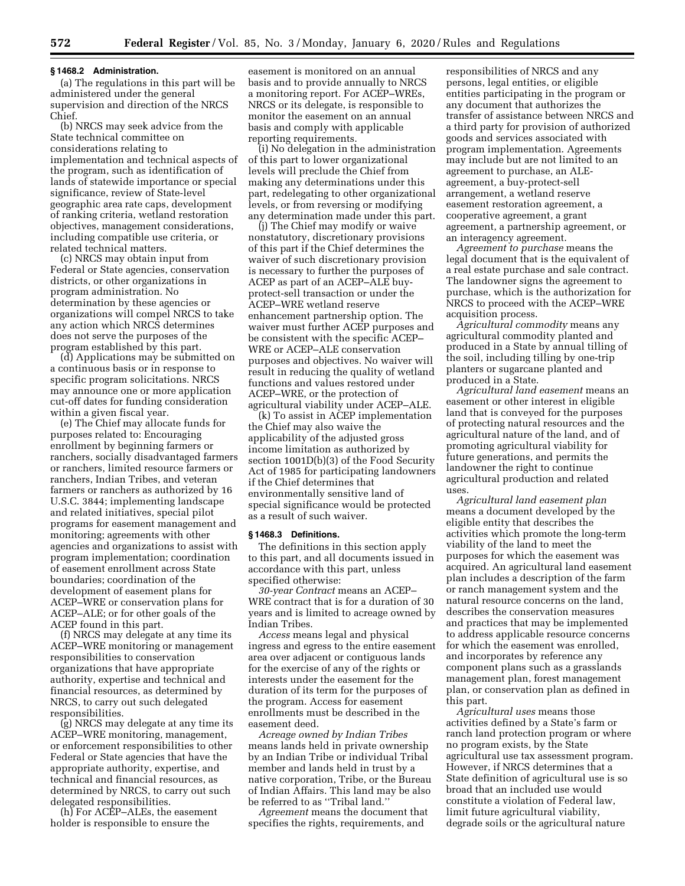### § 1468.2 Administration.

(a) The regulations in this part will be administered under the general supervision and direction of the NRCS Chief.

(b) NRCS may seek advice from the State technical committee on considerations relating to implementation and technical aspects of the program, such as identification of lands of statewide importance or special significance, review of State-level geographic area rate caps, development of ranking criteria, wetland restoration objectives, management considerations, including compatible use criteria, or related technical matters.

(c) NRCS may obtain input from Federal or State agencies, conservation districts, or other organizations in program administration. No determination by these agencies or organizations will compel NRCS to take any action which NRCS determines does not serve the purposes of the program established by this part.

(d) Applications may be submitted on a continuous basis or in response to specific program solicitations. NRCS may announce one or more application cut-off dates for funding consideration within a given fiscal year.

(e) The Chief may allocate funds for purposes related to: Encouraging enrollment by beginning farmers or ranchers, socially disadvantaged farmers or ranchers, limited resource farmers or ranchers, Indian Tribes, and veteran farmers or ranchers as authorized by 16 U.S.C. 3844; implementing landscape and related initiatives, special pilot programs for easement management and monitoring; agreements with other agencies and organizations to assist with program implementation; coordination of easement enrollment across State boundaries; coordination of the development of easement plans for ACEP–WRE or conservation plans for ACEP–ALE; or for other goals of the ACEP found in this part.

(f) NRCS may delegate at any time its ACEP–WRE monitoring or management responsibilities to conservation organizations that have appropriate authority, expertise and technical and financial resources, as determined by NRCS, to carry out such delegated responsibilities.

(g) NRCS may delegate at any time its ACEP–WRE monitoring, management, or enforcement responsibilities to other Federal or State agencies that have the appropriate authority, expertise, and technical and financial resources, as determined by NRCS, to carry out such delegated responsibilities.

(h) For ACEP–ALEs, the easement holder is responsible to ensure the easement is monitored on an annual basis and to provide annually to NRCS a monitoring report. For ACEP–WREs, NRCS or its delegate, is responsible to monitor the easement on an annual basis and comply with applicable reporting requirements.

(i) No delegation in the administration of this part to lower organizational levels will preclude the Chief from making any determinations under this part, redelegating to other organizational levels, or from reversing or modifying any determination made under this part.

(j) The Chief may modify or waive nonstatutory, discretionary provisions of this part if the Chief determines the waiver of such discretionary provision is necessary to further the purposes of ACEP as part of an ACEP–ALE buy-protect-sell transaction or under the ACEP–WRE wetland reserve enhancement partnership option. The waiver must further ACEP purposes and be consistent with the specific ACEP–WRE or ACEP–ALE conservation purposes and objectives. No waiver will result in reducing the quality of wetland functions and values restored under ACEP–WRE, or the protection of agricultural viability under ACEP–ALE.

(k) To assist in ACEP implementation the Chief may also waive the applicability of the adjusted gross income limitation as authorized by section 1001D(b)(3) of the Food Security Act of 1985 for participating landowners if the Chief determines that environmentally sensitive land of special significance would be protected as a result of such waiver.

### § 1468.3 Definitions.

The definitions in this section apply to this part, and all documents issued in accordance with this part, unless specified otherwise:

*30-year Contract* means an ACEP–WRE contract that is for a duration of 30 years and is limited to acreage owned by Indian Tribes.

*Access* means legal and physical ingress and egress to the entire easement area over adjacent or contiguous lands for the exercise of any of the rights or interests under the easement for the duration of its term for the purposes of the program. Access for easement enrollments must be described in the easement deed.

*Acreage owned by Indian Tribes* means lands held in private ownership by an Indian Tribe or individual Tribal member and lands held in trust by a native corporation, Tribe, or the Bureau of Indian Affairs. This land may be also be referred to as ''Tribal land.''

*Agreement* means the document that specifies the rights, requirements, and responsibilities of NRCS and any persons, legal entities, or eligible entities participating in the program or any document that authorizes the transfer of assistance between NRCS and a third party for provision of authorized goods and services associated with program implementation. Agreements may include but are not limited to an agreement to purchase, an ALE-agreement, a buy-protect-sell arrangement, a wetland reserve easement restoration agreement, a cooperative agreement, a grant agreement, a partnership agreement, or an interagency agreement.

*Agreement to purchase* means the legal document that is the equivalent of a real estate purchase and sale contract. The landowner signs the agreement to purchase, which is the authorization for NRCS to proceed with the ACEP–WRE acquisition process.

*Agricultural commodity* means any agricultural commodity planted and produced in a State by annual tilling of the soil, including tilling by one-trip planters or sugarcane planted and produced in a State.

*Agricultural land easement* means an easement or other interest in eligible land that is conveyed for the purposes of protecting natural resources and the agricultural nature of the land, and of promoting agricultural viability for future generations, and permits the landowner the right to continue agricultural production and related uses.

*Agricultural land easement plan* means a document developed by the eligible entity that describes the activities which promote the long-term viability of the land to meet the purposes for which the easement was acquired. An agricultural land easement plan includes a description of the farm or ranch management system and the natural resource concerns on the land, describes the conservation measures and practices that may be implemented to address applicable resource concerns for which the easement was enrolled, and incorporates by reference any component plans such as a grasslands management plan, forest management plan, or conservation plan as defined in this part.

*Agricultural uses* means those activities defined by a State's farm or ranch land protection program or where no program exists, by the State agricultural use tax assessment program. However, if NRCS determines that a State definition of agricultural use is so broad that an included use would constitute a violation of Federal law, limit future agricultural viability, degrade soils or the agricultural nature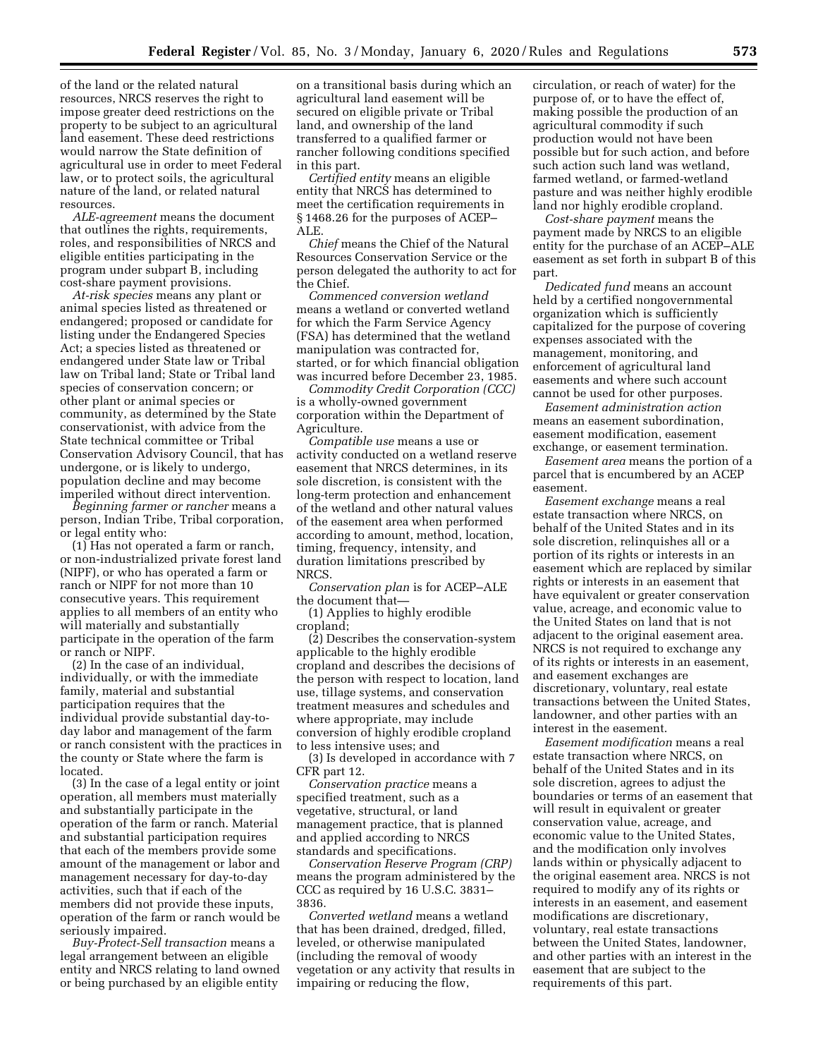of the land or the related natural resources, NRCS reserves the right to impose greater deed restrictions on the property to be subject to an agricultural land easement. These deed restrictions would narrow the State definition of agricultural use in order to meet Federal law, or to protect soils, the agricultural nature of the land, or related natural resources.

*ALE-agreement* means the document that outlines the rights, requirements, roles, and responsibilities of NRCS and eligible entities participating in the program under subpart B, including cost-share payment provisions.

*At-risk species* means any plant or animal species listed as threatened or endangered; proposed or candidate for listing under the Endangered Species Act; a species listed as threatened or endangered under State law or Tribal law on Tribal land; State or Tribal land species of conservation concern; or other plant or animal species or community, as determined by the State conservationist, with advice from the State technical committee or Tribal Conservation Advisory Council, that has undergone, or is likely to undergo, population decline and may become imperiled without direct intervention.

*Beginning farmer or rancher* means a person, Indian Tribe, Tribal corporation, or legal entity who:

(1) Has not operated a farm or ranch, or non-industrialized private forest land (NIPF), or who has operated a farm or ranch or NIPF for not more than 10 consecutive years. This requirement applies to all members of an entity who will materially and substantially participate in the operation of the farm or ranch or NIPF.

(2) In the case of an individual, individually, or with the immediate family, material and substantial participation requires that the individual provide substantial day-to-day labor and management of the farm or ranch consistent with the practices in the county or State where the farm is located.

(3) In the case of a legal entity or joint operation, all members must materially and substantially participate in the operation of the farm or ranch. Material and substantial participation requires that each of the members provide some amount of the management or labor and management necessary for day-to-day activities, such that if each of the members did not provide these inputs, operation of the farm or ranch would be seriously impaired.

*Buy-Protect-Sell transaction* means a legal arrangement between an eligible entity and NRCS relating to land owned or being purchased by an eligible entity on a transitional basis during which an agricultural land easement will be secured on eligible private or Tribal land, and ownership of the land transferred to a qualified farmer or rancher following conditions specified in this part.

*Certified entity* means an eligible entity that NRCS has determined to meet the certification requirements in § 1468.26 for the purposes of ACEP–ALE.

*Chief* means the Chief of the Natural Resources Conservation Service or the person delegated the authority to act for the Chief.

*Commenced conversion wetland* means a wetland or converted wetland for which the Farm Service Agency (FSA) has determined that the wetland manipulation was contracted for, started, or for which financial obligation was incurred before December 23, 1985.

*Commodity Credit Corporation (CCC)* is a wholly-owned government corporation within the Department of Agriculture.

*Compatible use* means a use or activity conducted on a wetland reserve easement that NRCS determines, in its sole discretion, is consistent with the long-term protection and enhancement of the wetland and other natural values of the easement area when performed according to amount, method, location, timing, frequency, intensity, and duration limitations prescribed by NRCS.

*Conservation plan* is for ACEP–ALE the document that—

(1) Applies to highly erodible cropland;

(2) Describes the conservation-system applicable to the highly erodible cropland and describes the decisions of the person with respect to location, land use, tillage systems, and conservation treatment measures and schedules and where appropriate, may include conversion of highly erodible cropland to less intensive uses; and

(3) Is developed in accordance with 7 CFR part 12.

*Conservation practice* means a specified treatment, such as a vegetative, structural, or land management practice, that is planned and applied according to NRCS standards and specifications.

*Conservation Reserve Program (CRP)* means the program administered by the CCC as required by 16 U.S.C. 3831–3836.

*Converted wetland* means a wetland that has been drained, dredged, filled, leveled, or otherwise manipulated (including the removal of woody vegetation or any activity that results in impairing or reducing the flow, circulation, or reach of water) for the purpose of, or to have the effect of, making possible the production of an agricultural commodity if such production would not have been possible but for such action, and before such action such land was wetland, farmed wetland, or farmed-wetland pasture and was neither highly erodible land nor highly erodible cropland.

*Cost-share payment* means the payment made by NRCS to an eligible entity for the purchase of an ACEP–ALE easement as set forth in subpart B of this part.

*Dedicated fund* means an account held by a certified nongovernmental organization which is sufficiently capitalized for the purpose of covering expenses associated with the management, monitoring, and enforcement of agricultural land easements and where such account cannot be used for other purposes.

*Easement administration action* means an easement subordination, easement modification, easement exchange, or easement termination.

*Easement area* means the portion of a parcel that is encumbered by an ACEP easement.

*Easement exchange* means a real estate transaction where NRCS, on behalf of the United States and in its sole discretion, relinquishes all or a portion of its rights or interests in an easement which are replaced by similar rights or interests in an easement that have equivalent or greater conservation value, acreage, and economic value to the United States on land that is not adjacent to the original easement area. NRCS is not required to exchange any of its rights or interests in an easement, and easement exchanges are discretionary, voluntary, real estate transactions between the United States, landowner, and other parties with an interest in the easement.

*Easement modification* means a real estate transaction where NRCS, on behalf of the United States and in its sole discretion, agrees to adjust the boundaries or terms of an easement that will result in equivalent or greater conservation value, acreage, and economic value to the United States, and the modification only involves lands within or physically adjacent to the original easement area. NRCS is not required to modify any of its rights or interests in an easement, and easement modifications are discretionary, voluntary, real estate transactions between the United States, landowner, and other parties with an interest in the easement that are subject to the requirements of this part.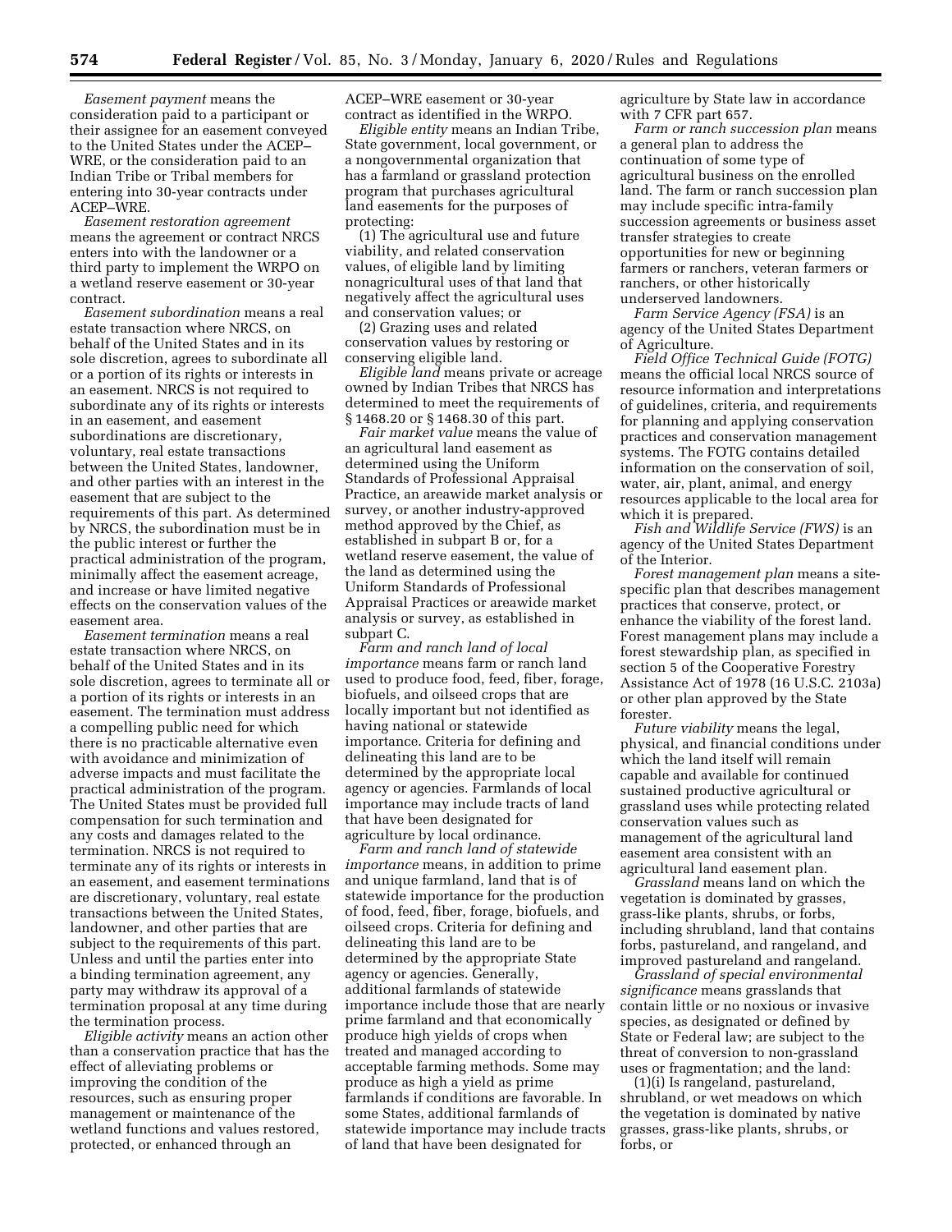*Easement payment* means the consideration paid to a participant or their assignee for an easement conveyed to the United States under the ACEP–WRE, or the consideration paid to an Indian Tribe or Tribal members for entering into 30-year contracts under ACEP–WRE.

*Easement restoration agreement* means the agreement or contract NRCS enters into with the landowner or a third party to implement the WRPO on a wetland reserve easement or 30-year contract.

*Easement subordination* means a real estate transaction where NRCS, on behalf of the United States and in its sole discretion, agrees to subordinate all or a portion of its rights or interests in an easement. NRCS is not required to subordinate any of its rights or interests in an easement, and easement subordinations are discretionary, voluntary, real estate transactions between the United States, landowner, and other parties with an interest in the easement that are subject to the requirements of this part. As determined by NRCS, the subordination must be in the public interest or further the practical administration of the program, minimally affect the easement acreage, and increase or have limited negative effects on the conservation values of the easement area.

*Easement termination* means a real estate transaction where NRCS, on behalf of the United States and in its sole discretion, agrees to terminate all or a portion of its rights or interests in an easement. The termination must address a compelling public need for which there is no practicable alternative even with avoidance and minimization of adverse impacts and must facilitate the practical administration of the program. The United States must be provided full compensation for such termination and any costs and damages related to the termination. NRCS is not required to terminate any of its rights or interests in an easement, and easement terminations are discretionary, voluntary, real estate transactions between the United States, landowner, and other parties that are subject to the requirements of this part. Unless and until the parties enter into a binding termination agreement, any party may withdraw its approval of a termination proposal at any time during the termination process.

*Eligible activity* means an action other than a conservation practice that has the effect of alleviating problems or improving the condition of the resources, such as ensuring proper management or maintenance of the wetland functions and values restored, protected, or enhanced through an ACEP–WRE easement or 30-year contract as identified in the WRPO.

*Eligible entity* means an Indian Tribe, State government, local government, or a nongovernmental organization that has a farmland or grassland protection program that purchases agricultural land easements for the purposes of protecting:

(1) The agricultural use and future viability, and related conservation values, of eligible land by limiting nonagricultural uses of that land that negatively affect the agricultural uses and conservation values; or

(2) Grazing uses and related conservation values by restoring or conserving eligible land.

*Eligible land* means private or acreage owned by Indian Tribes that NRCS has determined to meet the requirements of § 1468.20 or § 1468.30 of this part.

*Fair market value* means the value of an agricultural land easement as determined using the Uniform Standards of Professional Appraisal Practice, an areawide market analysis or survey, or another industry-approved method approved by the Chief, as established in subpart B or, for a wetland reserve easement, the value of the land as determined using the Uniform Standards of Professional Appraisal Practices or areawide market analysis or survey, as established in subpart C.

*Farm and ranch land of local importance* means farm or ranch land used to produce food, feed, fiber, forage, biofuels, and oilseed crops that are locally important but not identified as having national or statewide importance. Criteria for defining and delineating this land are to be determined by the appropriate local agency or agencies. Farmlands of local importance may include tracts of land that have been designated for agriculture by local ordinance.

*Farm and ranch land of statewide importance* means, in addition to prime and unique farmland, land that is of statewide importance for the production of food, feed, fiber, forage, biofuels, and oilseed crops. Criteria for defining and delineating this land are to be determined by the appropriate State agency or agencies. Generally, additional farmlands of statewide importance include those that are nearly prime farmland and that economically produce high yields of crops when treated and managed according to acceptable farming methods. Some may produce as high a yield as prime farmlands if conditions are favorable. In some States, additional farmlands of statewide importance may include tracts of land that have been designated for agriculture by State law in accordance with 7 CFR part 657.

*Farm or ranch succession plan* means a general plan to address the continuation of some type of agricultural business on the enrolled land. The farm or ranch succession plan may include specific intra-family succession agreements or business asset transfer strategies to create opportunities for new or beginning farmers or ranchers, veteran farmers or ranchers, or other historically underserved landowners.

*Farm Service Agency (FSA)* is an agency of the United States Department of Agriculture.

*Field Office Technical Guide (FOTG)* means the official local NRCS source of resource information and interpretations of guidelines, criteria, and requirements for planning and applying conservation practices and conservation management systems. The FOTG contains detailed information on the conservation of soil, water, air, plant, animal, and energy resources applicable to the local area for which it is prepared.

*Fish and Wildlife Service (FWS)* is an agency of the United States Department of the Interior.

*Forest management plan* means a site-specific plan that describes management practices that conserve, protect, or enhance the viability of the forest land. Forest management plans may include a forest stewardship plan, as specified in section 5 of the Cooperative Forestry Assistance Act of 1978 (16 U.S.C. 2103a) or other plan approved by the State forester.

*Future viability* means the legal, physical, and financial conditions under which the land itself will remain capable and available for continued sustained productive agricultural or grassland uses while protecting related conservation values such as management of the agricultural land easement area consistent with an agricultural land easement plan.

*Grassland* means land on which the vegetation is dominated by grasses, grass-like plants, shrubs, or forbs, including shrubland, land that contains forbs, pastureland, and rangeland, and improved pastureland and rangeland.

*Grassland of special environmental significance* means grasslands that contain little or no noxious or invasive species, as designated or defined by State or Federal law; are subject to the threat of conversion to non-grassland uses or fragmentation; and the land:

(1)(i) Is rangeland, pastureland, shrubland, or wet meadows on which the vegetation is dominated by native grasses, grass-like plants, shrubs, or forbs, or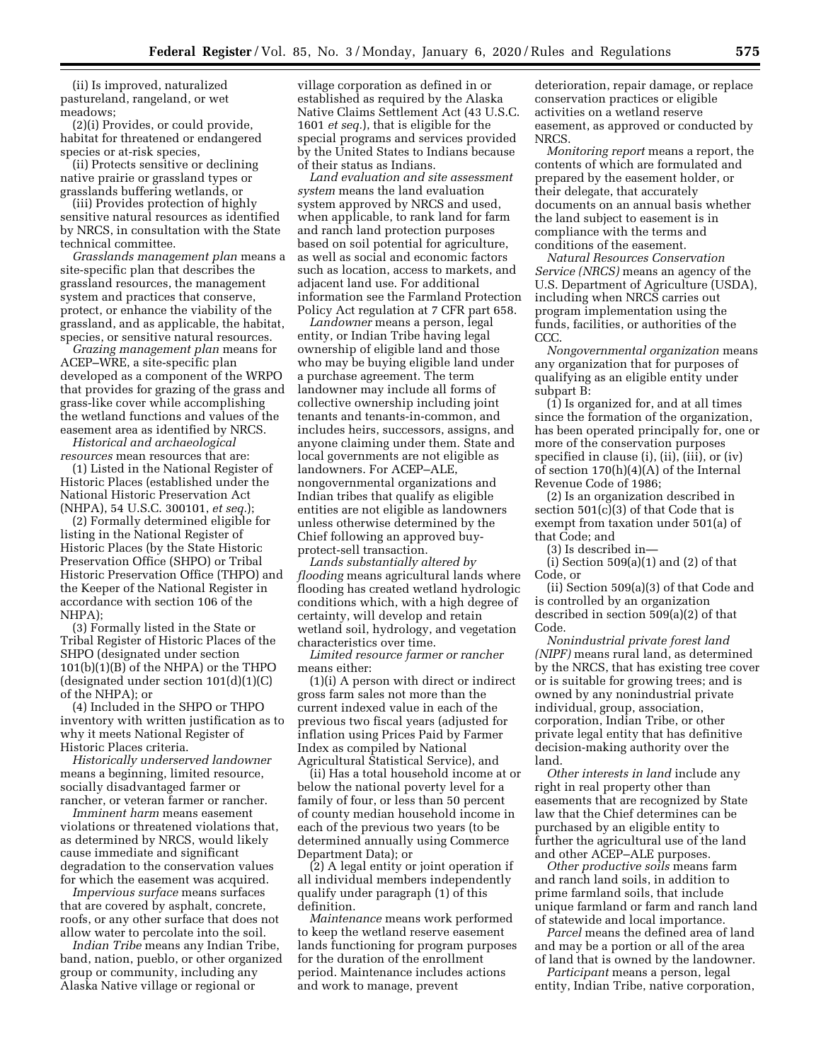(ii) Is improved, naturalized pastureland, rangeland, or wet meadows;

(2)(i) Provides, or could provide, habitat for threatened or endangered species or at-risk species,

(ii) Protects sensitive or declining native prairie or grassland types or grasslands buffering wetlands, or

(iii) Provides protection of highly sensitive natural resources as identified by NRCS, in consultation with the State technical committee.

*Grasslands management plan* means a site-specific plan that describes the grassland resources, the management system and practices that conserve, protect, or enhance the viability of the grassland, and as applicable, the habitat, species, or sensitive natural resources.

*Grazing management plan* means for ACEP–WRE, a site-specific plan developed as a component of the WRPO that provides for grazing of the grass and grass-like cover while accomplishing the wetland functions and values of the easement area as identified by NRCS.

*Historical and archaeological resources* mean resources that are:

(1) Listed in the National Register of Historic Places (established under the National Historic Preservation Act (NHPA), 54 U.S.C. 300101, *et seq.*);

(2) Formally determined eligible for listing in the National Register of Historic Places (by the State Historic Preservation Office (SHPO) or Tribal Historic Preservation Office (THPO) and the Keeper of the National Register in accordance with section 106 of the NHPA);

(3) Formally listed in the State or Tribal Register of Historic Places of the SHPO (designated under section 101(b)(1)(B) of the NHPA) or the THPO (designated under section 101(d)(1)(C) of the NHPA); or

(4) Included in the SHPO or THPO inventory with written justification as to why it meets National Register of Historic Places criteria.

*Historically underserved landowner* means a beginning, limited resource, socially disadvantaged farmer or rancher, or veteran farmer or rancher.

*Imminent harm* means easement violations or threatened violations that, as determined by NRCS, would likely cause immediate and significant degradation to the conservation values for which the easement was acquired.

*Impervious surface* means surfaces that are covered by asphalt, concrete, roofs, or any other surface that does not allow water to percolate into the soil.

*Indian Tribe* means any Indian Tribe, band, nation, pueblo, or other organized group or community, including any Alaska Native village or regional or village corporation as defined in or established as required by the Alaska Native Claims Settlement Act (43 U.S.C. 1601 *et seq.*), that is eligible for the special programs and services provided by the United States to Indians because of their status as Indians.

*Land evaluation and site assessment system* means the land evaluation system approved by NRCS and used, when applicable, to rank land for farm and ranch land protection purposes based on soil potential for agriculture, as well as social and economic factors such as location, access to markets, and adjacent land use. For additional information see the Farmland Protection Policy Act regulation at 7 CFR part 658.

*Landowner* means a person, legal entity, or Indian Tribe having legal ownership of eligible land and those who may be buying eligible land under a purchase agreement. The term landowner may include all forms of collective ownership including joint tenants and tenants-in-common, and includes heirs, successors, assigns, and anyone claiming under them. State and local governments are not eligible as landowners. For ACEP–ALE, nongovernmental organizations and Indian tribes that qualify as eligible entities are not eligible as landowners unless otherwise determined by the Chief following an approved buy-protect-sell transaction.

*Lands substantially altered by flooding* means agricultural lands where flooding has created wetland hydrologic conditions which, with a high degree of certainty, will develop and retain wetland soil, hydrology, and vegetation characteristics over time.

*Limited resource farmer or rancher* means either:

(1)(i) A person with direct or indirect gross farm sales not more than the current indexed value in each of the previous two fiscal years (adjusted for inflation using Prices Paid by Farmer Index as compiled by National Agricultural Statistical Service), and

(ii) Has a total household income at or below the national poverty level for a family of four, or less than 50 percent of county median household income in each of the previous two years (to be determined annually using Commerce Department Data); or

(2) A legal entity or joint operation if all individual members independently qualify under paragraph (1) of this definition.

*Maintenance* means work performed to keep the wetland reserve easement lands functioning for program purposes for the duration of the enrollment period. Maintenance includes actions and work to manage, prevent deterioration, repair damage, or replace conservation practices or eligible activities on a wetland reserve easement, as approved or conducted by NRCS.

*Monitoring report* means a report, the contents of which are formulated and prepared by the easement holder, or their delegate, that accurately documents on an annual basis whether the land subject to easement is in compliance with the terms and conditions of the easement.

*Natural Resources Conservation Service (NRCS)* means an agency of the U.S. Department of Agriculture (USDA), including when NRCS carries out program implementation using the funds, facilities, or authorities of the CCC.

*Nongovernmental organization* means any organization that for purposes of qualifying as an eligible entity under subpart B:

(1) Is organized for, and at all times since the formation of the organization, has been operated principally for, one or more of the conservation purposes specified in clause (i), (ii), (iii), or (iv) of section 170(h)(4)(A) of the Internal Revenue Code of 1986;

(2) Is an organization described in section 501(c)(3) of that Code that is exempt from taxation under 501(a) of that Code; and

(3) Is described in—

(i) Section 509(a)(1) and (2) of that Code, or

(ii) Section 509(a)(3) of that Code and is controlled by an organization described in section 509(a)(2) of that Code.

*Nonindustrial private forest land (NIPF)* means rural land, as determined by the NRCS, that has existing tree cover or is suitable for growing trees; and is owned by any nonindustrial private individual, group, association, corporation, Indian Tribe, or other private legal entity that has definitive decision-making authority over the land.

*Other interests in land* include any right in real property other than easements that are recognized by State law that the Chief determines can be purchased by an eligible entity to further the agricultural use of the land and other ACEP–ALE purposes.

*Other productive soils* means farm and ranch land soils, in addition to prime farmland soils, that include unique farmland or farm and ranch land of statewide and local importance.

*Parcel* means the defined area of land and may be a portion or all of the area of land that is owned by the landowner.

*Participant* means a person, legal entity, Indian Tribe, native corporation,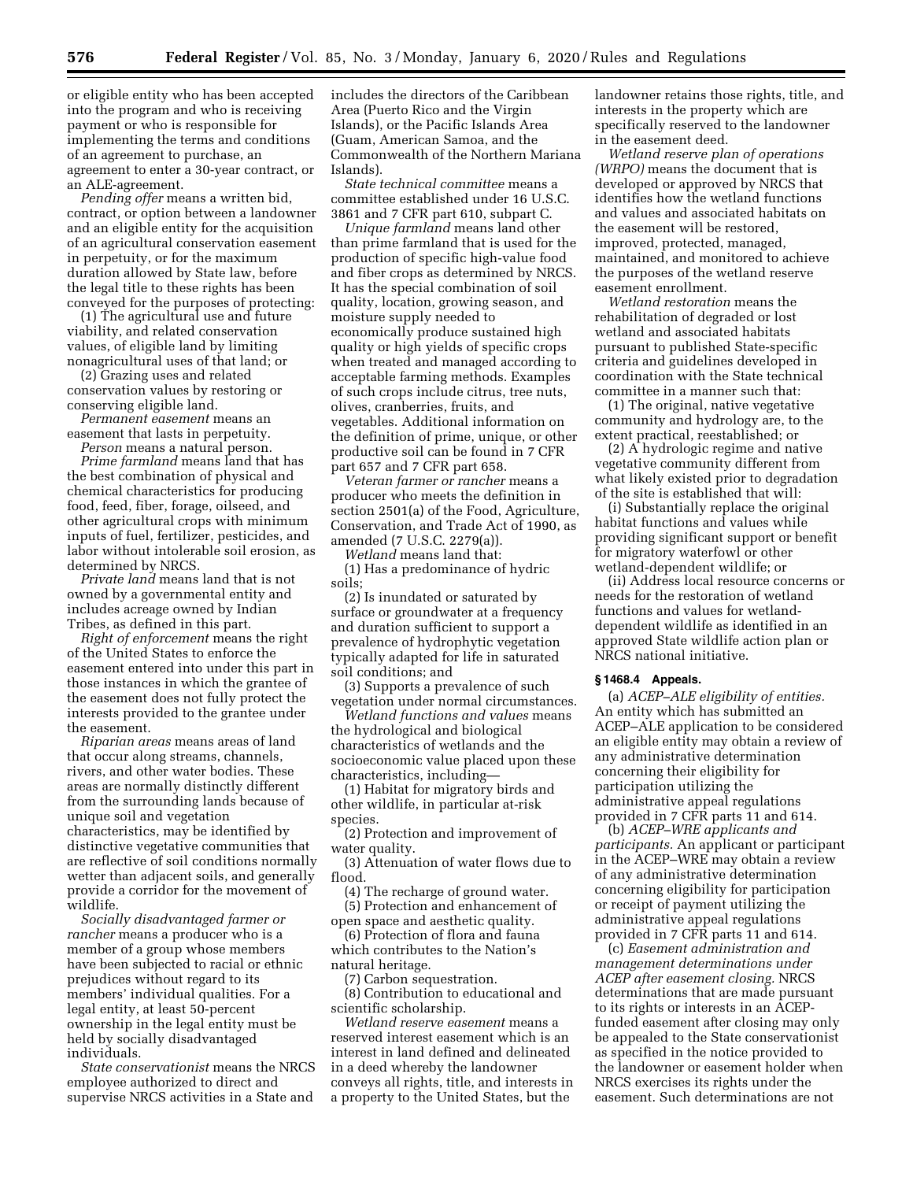or eligible entity who has been accepted into the program and who is receiving payment or who is responsible for implementing the terms and conditions of an agreement to purchase, an agreement to enter a 30-year contract, or an ALE-agreement.

*Pending offer* means a written bid, contract, or option between a landowner and an eligible entity for the acquisition of an agricultural conservation easement in perpetuity, or for the maximum duration allowed by State law, before the legal title to these rights has been conveyed for the purposes of protecting:

(1) The agricultural use and future viability, and related conservation values, of eligible land by limiting nonagricultural uses of that land; or

(2) Grazing uses and related conservation values by restoring or conserving eligible land.

*Permanent easement* means an easement that lasts in perpetuity.

*Person* means a natural person.

*Prime farmland* means land that has the best combination of physical and chemical characteristics for producing food, feed, fiber, forage, oilseed, and other agricultural crops with minimum inputs of fuel, fertilizer, pesticides, and labor without intolerable soil erosion, as determined by NRCS.

*Private land* means land that is not owned by a governmental entity and includes acreage owned by Indian Tribes, as defined in this part.

*Right of enforcement* means the right of the United States to enforce the easement entered into under this part in those instances in which the grantee of the easement does not fully protect the interests provided to the grantee under the easement.

*Riparian areas* means areas of land that occur along streams, channels, rivers, and other water bodies. These areas are normally distinctly different from the surrounding lands because of unique soil and vegetation characteristics, may be identified by distinctive vegetative communities that are reflective of soil conditions normally wetter than adjacent soils, and generally provide a corridor for the movement of wildlife.

*Socially disadvantaged farmer or rancher* means a producer who is a member of a group whose members have been subjected to racial or ethnic prejudices without regard to its members' individual qualities. For a legal entity, at least 50-percent ownership in the legal entity must be held by socially disadvantaged individuals.

*State conservationist* means the NRCS employee authorized to direct and supervise NRCS activities in a State and includes the directors of the Caribbean Area (Puerto Rico and the Virgin Islands), or the Pacific Islands Area (Guam, American Samoa, and the Commonwealth of the Northern Mariana Islands).

*State technical committee* means a committee established under 16 U.S.C. 3861 and 7 CFR part 610, subpart C.

*Unique farmland* means land other than prime farmland that is used for the production of specific high-value food and fiber crops as determined by NRCS. It has the special combination of soil quality, location, growing season, and moisture supply needed to economically produce sustained high quality or high yields of specific crops when treated and managed according to acceptable farming methods. Examples of such crops include citrus, tree nuts, olives, cranberries, fruits, and vegetables. Additional information on the definition of prime, unique, or other productive soil can be found in 7 CFR part 657 and 7 CFR part 658.

*Veteran farmer or rancher* means a producer who meets the definition in section 2501(a) of the Food, Agriculture, Conservation, and Trade Act of 1990, as amended (7 U.S.C. 2279(a)).

*Wetland* means land that:

(1) Has a predominance of hydric soils;

(2) Is inundated or saturated by surface or groundwater at a frequency and duration sufficient to support a prevalence of hydrophytic vegetation typically adapted for life in saturated soil conditions; and

(3) Supports a prevalence of such vegetation under normal circumstances.

*Wetland functions and values* means the hydrological and biological characteristics of wetlands and the socioeconomic value placed upon these characteristics, including—

(1) Habitat for migratory birds and other wildlife, in particular at-risk species.

(2) Protection and improvement of water quality.

(3) Attenuation of water flows due to flood.

(4) The recharge of ground water.

(5) Protection and enhancement of open space and aesthetic quality.

(6) Protection of flora and fauna which contributes to the Nation's natural heritage.

(7) Carbon sequestration.

(8) Contribution to educational and scientific scholarship.

*Wetland reserve easement* means a reserved interest easement which is an interest in land defined and delineated in a deed whereby the landowner conveys all rights, title, and interests in a property to the United States, but the landowner retains those rights, title, and interests in the property which are specifically reserved to the landowner in the easement deed.

*Wetland reserve plan of operations (WRPO)* means the document that is developed or approved by NRCS that identifies how the wetland functions and values and associated habitats on the easement will be restored, improved, protected, managed, maintained, and monitored to achieve the purposes of the wetland reserve easement enrollment.

*Wetland restoration* means the rehabilitation of degraded or lost wetland and associated habitats pursuant to published State-specific criteria and guidelines developed in coordination with the State technical committee in a manner such that:

(1) The original, native vegetative community and hydrology are, to the extent practical, reestablished; or

(2) A hydrologic regime and native vegetative community different from what likely existed prior to degradation of the site is established that will:

(i) Substantially replace the original habitat functions and values while providing significant support or benefit for migratory waterfowl or other wetland-dependent wildlife; or

(ii) Address local resource concerns or needs for the restoration of wetland functions and values for wetland-dependent wildlife as identified in an approved State wildlife action plan or NRCS national initiative.

### § 1468.4 Appeals.

(a) *ACEP–ALE eligibility of entities.* An entity which has submitted an ACEP–ALE application to be considered an eligible entity may obtain a review of any administrative determination concerning their eligibility for participation utilizing the administrative appeal regulations provided in 7 CFR parts 11 and 614.

(b) *ACEP–WRE applicants and participants.* An applicant or participant in the ACEP–WRE may obtain a review of any administrative determination concerning eligibility for participation or receipt of payment utilizing the administrative appeal regulations provided in 7 CFR parts 11 and 614.

(c) *Easement administration and management determinations under ACEP after easement closing.* NRCS determinations that are made pursuant to its rights or interests in an ACEP-funded easement after closing may only be appealed to the State conservationist as specified in the notice provided to the landowner or easement holder when NRCS exercises its rights under the easement. Such determinations are not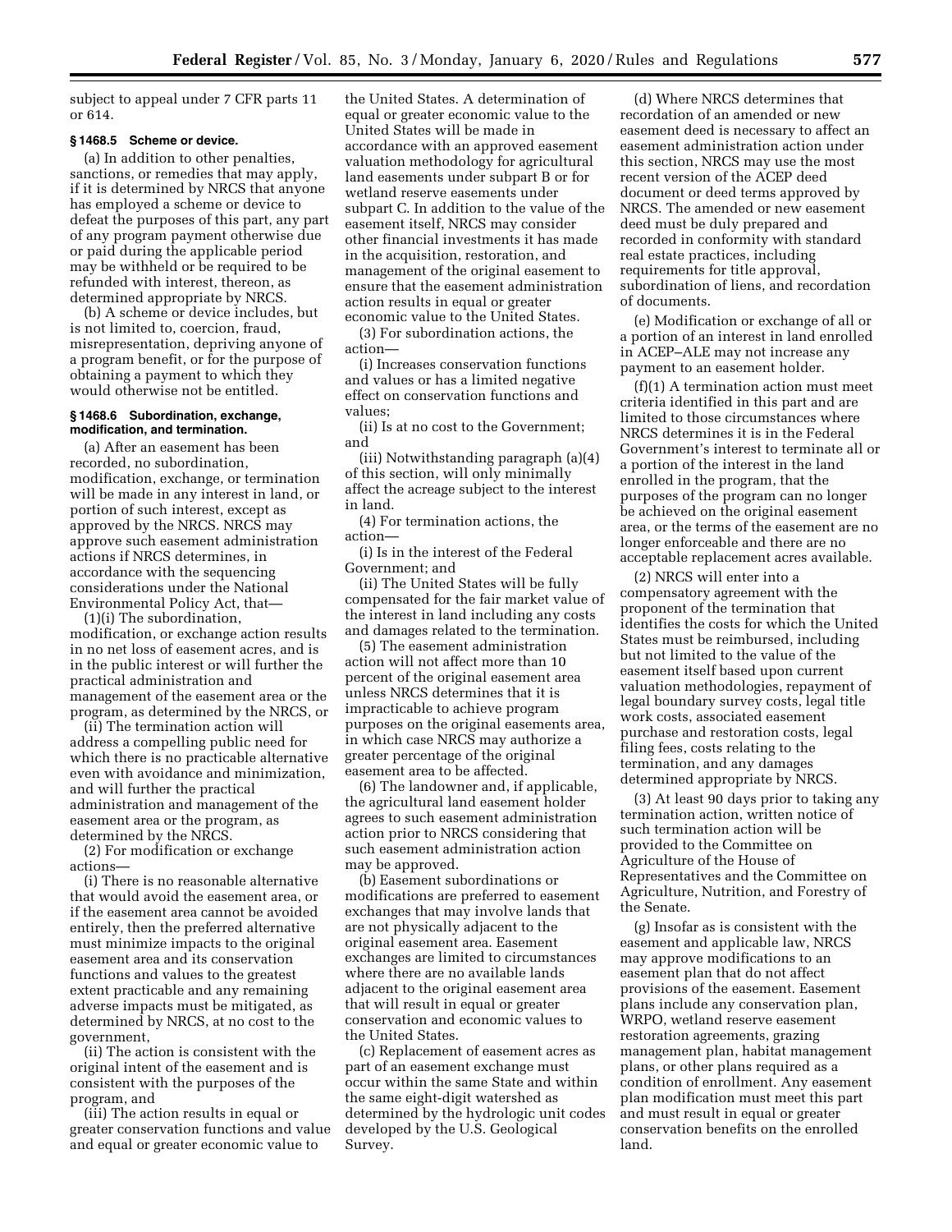subject to appeal under 7 CFR parts 11 or 614.

### § 1468.5 Scheme or device.

(a) In addition to other penalties, sanctions, or remedies that may apply, if it is determined by NRCS that anyone has employed a scheme or device to defeat the purposes of this part, any part of any program payment otherwise due or paid during the applicable period may be withheld or be required to be refunded with interest, thereon, as determined appropriate by NRCS.

(b) A scheme or device includes, but is not limited to, coercion, fraud, misrepresentation, depriving anyone of a program benefit, or for the purpose of obtaining a payment to which they would otherwise not be entitled.

### § 1468.6 Subordination, exchange, modification, and termination.

(a) After an easement has been recorded, no subordination, modification, exchange, or termination will be made in any interest in land, or portion of such interest, except as approved by the NRCS. NRCS may approve such easement administration actions if NRCS determines, in accordance with the sequencing considerations under the National Environmental Policy Act, that—

(1)(i) The subordination, modification, or exchange action results in no net loss of easement acres, and is in the public interest or will further the practical administration and management of the easement area or the program, as determined by the NRCS, or

(ii) The termination action will address a compelling public need for which there is no practicable alternative even with avoidance and minimization, and will further the practical administration and management of the easement area or the program, as determined by the NRCS.

(2) For modification or exchange actions—

(i) There is no reasonable alternative that would avoid the easement area, or if the easement area cannot be avoided entirely, then the preferred alternative must minimize impacts to the original easement area and its conservation functions and values to the greatest extent practicable and any remaining adverse impacts must be mitigated, as determined by NRCS, at no cost to the government,

(ii) The action is consistent with the original intent of the easement and is consistent with the purposes of the program, and

(iii) The action results in equal or greater conservation functions and value and equal or greater economic value to the United States. A determination of equal or greater economic value to the United States will be made in accordance with an approved easement valuation methodology for agricultural land easements under subpart B or for wetland reserve easements under subpart C. In addition to the value of the easement itself, NRCS may consider other financial investments it has made in the acquisition, restoration, and management of the original easement to ensure that the easement administration action results in equal or greater economic value to the United States.

(3) For subordination actions, the action—

(i) Increases conservation functions and values or has a limited negative effect on conservation functions and values;

(ii) Is at no cost to the Government; and

(iii) Notwithstanding paragraph (a)(4) of this section, will only minimally affect the acreage subject to the interest in land.

(4) For termination actions, the action—

(i) Is in the interest of the Federal Government; and

(ii) The United States will be fully compensated for the fair market value of the interest in land including any costs and damages related to the termination.

(5) The easement administration action will not affect more than 10 percent of the original easement area unless NRCS determines that it is impracticable to achieve program purposes on the original easements area, in which case NRCS may authorize a greater percentage of the original easement area to be affected.

(6) The landowner and, if applicable, the agricultural land easement holder agrees to such easement administration action prior to NRCS considering that such easement administration action may be approved.

(b) Easement subordinations or modifications are preferred to easement exchanges that may involve lands that are not physically adjacent to the original easement area. Easement exchanges are limited to circumstances where there are no available lands adjacent to the original easement area that will result in equal or greater conservation and economic values to the United States.

(c) Replacement of easement acres as part of an easement exchange must occur within the same State and within the same eight-digit watershed as determined by the hydrologic unit codes developed by the U.S. Geological Survey.

(d) Where NRCS determines that recordation of an amended or new easement deed is necessary to affect an easement administration action under this section, NRCS may use the most recent version of the ACEP deed document or deed terms approved by NRCS. The amended or new easement deed must be duly prepared and recorded in conformity with standard real estate practices, including requirements for title approval, subordination of liens, and recordation of documents.

(e) Modification or exchange of all or a portion of an interest in land enrolled in ACEP–ALE may not increase any payment to an easement holder.

(f)(1) A termination action must meet criteria identified in this part and are limited to those circumstances where NRCS determines it is in the Federal Government's interest to terminate all or a portion of the interest in the land enrolled in the program, that the purposes of the program can no longer be achieved on the original easement area, or the terms of the easement are no longer enforceable and there are no acceptable replacement acres available.

(2) NRCS will enter into a compensatory agreement with the proponent of the termination that identifies the costs for which the United States must be reimbursed, including but not limited to the value of the easement itself based upon current valuation methodologies, repayment of legal boundary survey costs, legal title work costs, associated easement purchase and restoration costs, legal filing fees, costs relating to the termination, and any damages determined appropriate by NRCS.

(3) At least 90 days prior to taking any termination action, written notice of such termination action will be provided to the Committee on Agriculture of the House of Representatives and the Committee on Agriculture, Nutrition, and Forestry of the Senate.

(g) Insofar as is consistent with the easement and applicable law, NRCS may approve modifications to an easement plan that do not affect provisions of the easement. Easement plans include any conservation plan, WRPO, wetland reserve easement restoration agreements, grazing management plan, habitat management plans, or other plans required as a condition of enrollment. Any easement plan modification must meet this part and must result in equal or greater conservation benefits on the enrolled land.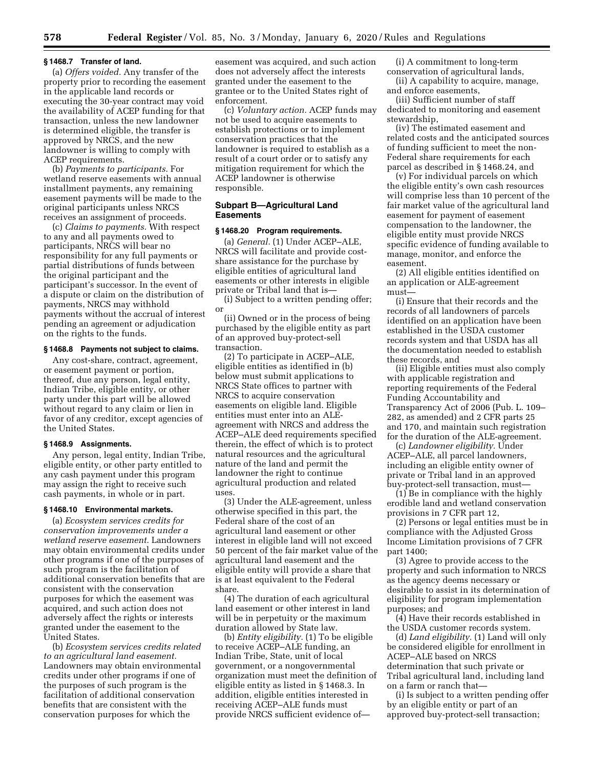### § 1468.7 Transfer of land.

(a) *Offers voided.* Any transfer of the property prior to recording the easement in the applicable land records or executing the 30-year contract may void the availability of ACEP funding for that transaction, unless the new landowner is determined eligible, the transfer is approved by NRCS, and the new landowner is willing to comply with ACEP requirements.

(b) *Payments to participants.* For wetland reserve easements with annual installment payments, any remaining easement payments will be made to the original participants unless NRCS receives an assignment of proceeds.

(c) *Claims to payments.* With respect to any and all payments owed to participants, NRCS will bear no responsibility for any full payments or partial distributions of funds between the original participant and the participant's successor. In the event of a dispute or claim on the distribution of payments, NRCS may withhold payments without the accrual of interest pending an agreement or adjudication on the rights to the funds.

### § 1468.8 Payments not subject to claims.

Any cost-share, contract, agreement, or easement payment or portion, thereof, due any person, legal entity, Indian Tribe, eligible entity, or other party under this part will be allowed without regard to any claim or lien in favor of any creditor, except agencies of the United States.

### § 1468.9 Assignments.

Any person, legal entity, Indian Tribe, eligible entity, or other party entitled to any cash payment under this program may assign the right to receive such cash payments, in whole or in part.

### § 1468.10 Environmental markets.

(a) *Ecosystem services credits for conservation improvements under a wetland reserve easement.* Landowners may obtain environmental credits under other programs if one of the purposes of such program is the facilitation of additional conservation benefits that are consistent with the conservation purposes for which the easement was acquired, and such action does not adversely affect the rights or interests granted under the easement to the United States.

(b) *Ecosystem services credits related to an agricultural land easement.* Landowners may obtain environmental credits under other programs if one of the purposes of such program is the facilitation of additional conservation benefits that are consistent with the conservation purposes for which the easement was acquired, and such action does not adversely affect the interests granted under the easement to the grantee or to the United States right of enforcement.

(c) *Voluntary action.* ACEP funds may not be used to acquire easements to establish protections or to implement conservation practices that the landowner is required to establish as a result of a court order or to satisfy any mitigation requirement for which the ACEP landowner is otherwise responsible.

## Subpart B—Agricultural Land Easements

### § 1468.20 Program requirements.

(a) *General.* (1) Under ACEP–ALE, NRCS will facilitate and provide cost-share assistance for the purchase by eligible entities of agricultural land easements or other interests in eligible private or Tribal land that is—

(i) Subject to a written pending offer; or

(ii) Owned or in the process of being purchased by the eligible entity as part of an approved buy-protect-sell transaction.

(2) To participate in ACEP–ALE, eligible entities as identified in (b) below must submit applications to NRCS State offices to partner with NRCS to acquire conservation easements on eligible land. Eligible entities must enter into an ALE-agreement with NRCS and address the ACEP–ALE deed requirements specified therein, the effect of which is to protect natural resources and the agricultural nature of the land and permit the landowner the right to continue agricultural production and related uses.

(3) Under the ALE-agreement, unless otherwise specified in this part, the Federal share of the cost of an agricultural land easement or other interest in eligible land will not exceed 50 percent of the fair market value of the agricultural land easement and the eligible entity will provide a share that is at least equivalent to the Federal share.

(4) The duration of each agricultural land easement or other interest in land will be in perpetuity or the maximum duration allowed by State law.

(b) *Entity eligibility.* (1) To be eligible to receive ACEP–ALE funding, an Indian Tribe, State, unit of local government, or a nongovernmental organization must meet the definition of eligible entity as listed in § 1468.3. In addition, eligible entities interested in receiving ACEP–ALE funds must provide NRCS sufficient evidence of—

(i) A commitment to long-term conservation of agricultural lands,

(ii) A capability to acquire, manage, and enforce easements,

(iii) Sufficient number of staff dedicated to monitoring and easement stewardship,

(iv) The estimated easement and related costs and the anticipated sources of funding sufficient to meet the non-Federal share requirements for each parcel as described in § 1468.24, and

(v) For individual parcels on which the eligible entity's own cash resources will comprise less than 10 percent of the fair market value of the agricultural land easement for payment of easement compensation to the landowner, the eligible entity must provide NRCS specific evidence of funding available to manage, monitor, and enforce the easement.

(2) All eligible entities identified on an application or ALE-agreement must—

(i) Ensure that their records and the records of all landowners of parcels identified on an application have been established in the USDA customer records system and that USDA has all the documentation needed to establish these records, and

(ii) Eligible entities must also comply with applicable registration and reporting requirements of the Federal Funding Accountability and Transparency Act of 2006 (Pub. L. 109–282, as amended) and 2 CFR parts 25 and 170, and maintain such registration for the duration of the ALE-agreement.

(c) *Landowner eligibility.* Under ACEP–ALE, all parcel landowners, including an eligible entity owner of private or Tribal land in an approved buy-protect-sell transaction, must—

(1) Be in compliance with the highly erodible land and wetland conservation provisions in 7 CFR part 12,

(2) Persons or legal entities must be in compliance with the Adjusted Gross Income Limitation provisions of 7 CFR part 1400;

(3) Agree to provide access to the property and such information to NRCS as the agency deems necessary or desirable to assist in its determination of eligibility for program implementation purposes; and

(4) Have their records established in the USDA customer records system.

(d) *Land eligibility.* (1) Land will only be considered eligible for enrollment in ACEP–ALE based on NRCS determination that such private or Tribal agricultural land, including land on a farm or ranch that—

(i) Is subject to a written pending offer by an eligible entity or part of an approved buy-protect-sell transaction;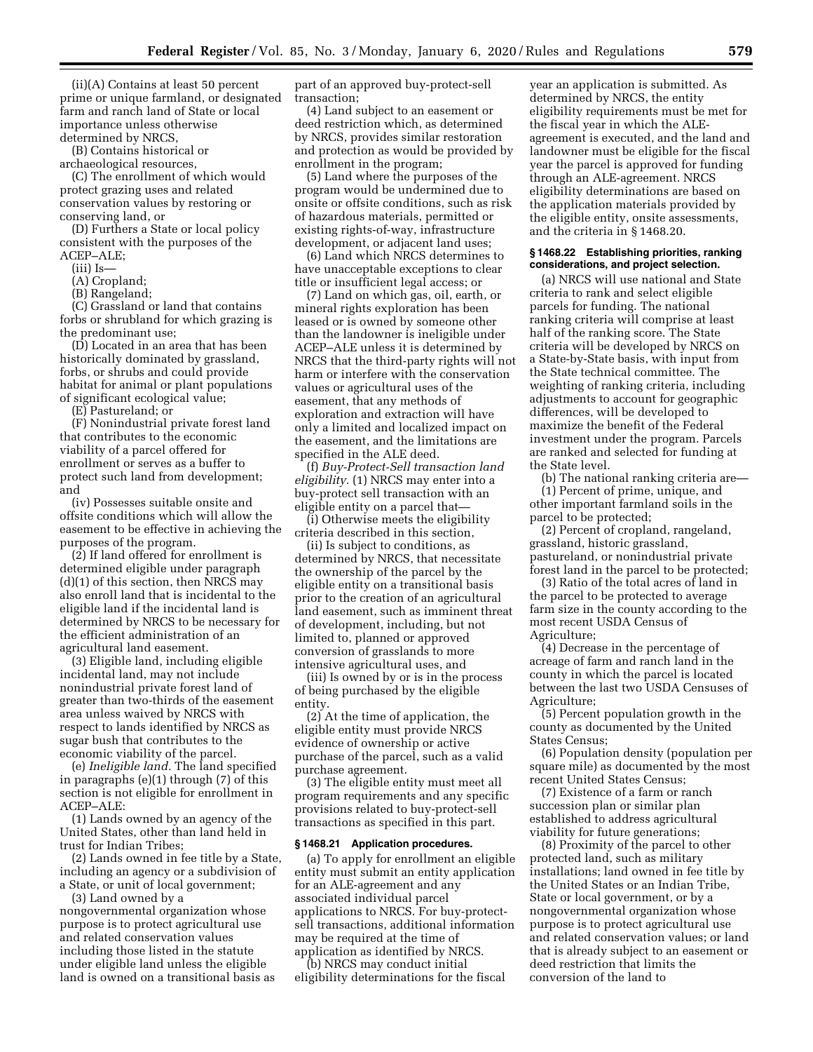(ii)(A) Contains at least 50 percent prime or unique farmland, or designated farm and ranch land of State or local importance unless otherwise determined by NRCS,

(B) Contains historical or archaeological resources,

(C) The enrollment of which would protect grazing uses and related conservation values by restoring or conserving land, or

(D) Furthers a State or local policy consistent with the purposes of the ACEP–ALE;

(iii) Is—

(A) Cropland;

(B) Rangeland;

(C) Grassland or land that contains forbs or shrubland for which grazing is the predominant use;

(D) Located in an area that has been historically dominated by grassland, forbs, or shrubs and could provide habitat for animal or plant populations of significant ecological value;

(E) Pastureland; or

(F) Nonindustrial private forest land that contributes to the economic viability of a parcel offered for enrollment or serves as a buffer to protect such land from development; and

(iv) Possesses suitable onsite and offsite conditions which will allow the easement to be effective in achieving the purposes of the program.

(2) If land offered for enrollment is determined eligible under paragraph (d)(1) of this section, then NRCS may also enroll land that is incidental to the eligible land if the incidental land is determined by NRCS to be necessary for the efficient administration of an agricultural land easement.

(3) Eligible land, including eligible incidental land, may not include nonindustrial private forest land of greater than two-thirds of the easement area unless waived by NRCS with respect to lands identified by NRCS as sugar bush that contributes to the economic viability of the parcel.

(e) *Ineligible land.* The land specified in paragraphs (e)(1) through (7) of this section is not eligible for enrollment in ACEP–ALE:

(1) Lands owned by an agency of the United States, other than land held in trust for Indian Tribes;

(2) Lands owned in fee title by a State, including an agency or a subdivision of a State, or unit of local government;

(3) Land owned by a nongovernmental organization whose purpose is to protect agricultural use and related conservation values including those listed in the statute under eligible land unless the eligible land is owned on a transitional basis as part of an approved buy-protect-sell transaction;

(4) Land subject to an easement or deed restriction which, as determined by NRCS, provides similar restoration and protection as would be provided by enrollment in the program;

(5) Land where the purposes of the program would be undermined due to onsite or offsite conditions, such as risk of hazardous materials, permitted or existing rights-of-way, infrastructure development, or adjacent land uses;

(6) Land which NRCS determines to have unacceptable exceptions to clear title or insufficient legal access; or

(7) Land on which gas, oil, earth, or mineral rights exploration has been leased or is owned by someone other than the landowner is ineligible under ACEP–ALE unless it is determined by NRCS that the third-party rights will not harm or interfere with the conservation values or agricultural uses of the easement, that any methods of exploration and extraction will have only a limited and localized impact on the easement, and the limitations are specified in the ALE deed.

(f) *Buy-Protect-Sell transaction land eligibility.* (1) NRCS may enter into a buy-protect sell transaction with an eligible entity on a parcel that—

(i) Otherwise meets the eligibility criteria described in this section,

(ii) Is subject to conditions, as determined by NRCS, that necessitate the ownership of the parcel by the eligible entity on a transitional basis prior to the creation of an agricultural land easement, such as imminent threat of development, including, but not limited to, planned or approved conversion of grasslands to more intensive agricultural uses, and

(iii) Is owned by or is in the process of being purchased by the eligible entity.

(2) At the time of application, the eligible entity must provide NRCS evidence of ownership or active purchase of the parcel, such as a valid purchase agreement.

(3) The eligible entity must meet all program requirements and any specific provisions related to buy-protect-sell transactions as specified in this part.

### § 1468.21 Application procedures.

(a) To apply for enrollment an eligible entity must submit an entity application for an ALE-agreement and any associated individual parcel applications to NRCS. For buy-protect-sell transactions, additional information may be required at the time of application as identified by NRCS.

(b) NRCS may conduct initial eligibility determinations for the fiscal year an application is submitted. As determined by NRCS, the entity eligibility requirements must be met for the fiscal year in which the ALE-agreement is executed, and the land and landowner must be eligible for the fiscal year the parcel is approved for funding through an ALE-agreement. NRCS eligibility determinations are based on the application materials provided by the eligible entity, onsite assessments, and the criteria in § 1468.20.

### § 1468.22 Establishing priorities, ranking considerations, and project selection.

(a) NRCS will use national and State criteria to rank and select eligible parcels for funding. The national ranking criteria will comprise at least half of the ranking score. The State criteria will be developed by NRCS on a State-by-State basis, with input from the State technical committee. The weighting of ranking criteria, including adjustments to account for geographic differences, will be developed to maximize the benefit of the Federal investment under the program. Parcels are ranked and selected for funding at the State level.

(b) The national ranking criteria are—

(1) Percent of prime, unique, and other important farmland soils in the parcel to be protected;

(2) Percent of cropland, rangeland, grassland, historic grassland, pastureland, or nonindustrial private forest land in the parcel to be protected;

(3) Ratio of the total acres of land in the parcel to be protected to average farm size in the county according to the most recent USDA Census of Agriculture;

(4) Decrease in the percentage of acreage of farm and ranch land in the county in which the parcel is located between the last two USDA Censuses of Agriculture;

(5) Percent population growth in the county as documented by the United States Census;

(6) Population density (population per square mile) as documented by the most recent United States Census;

(7) Existence of a farm or ranch succession plan or similar plan established to address agricultural viability for future generations;

(8) Proximity of the parcel to other protected land, such as military installations; land owned in fee title by the United States or an Indian Tribe, State or local government, or by a nongovernmental organization whose purpose is to protect agricultural use and related conservation values; or land that is already subject to an easement or deed restriction that limits the conversion of the land to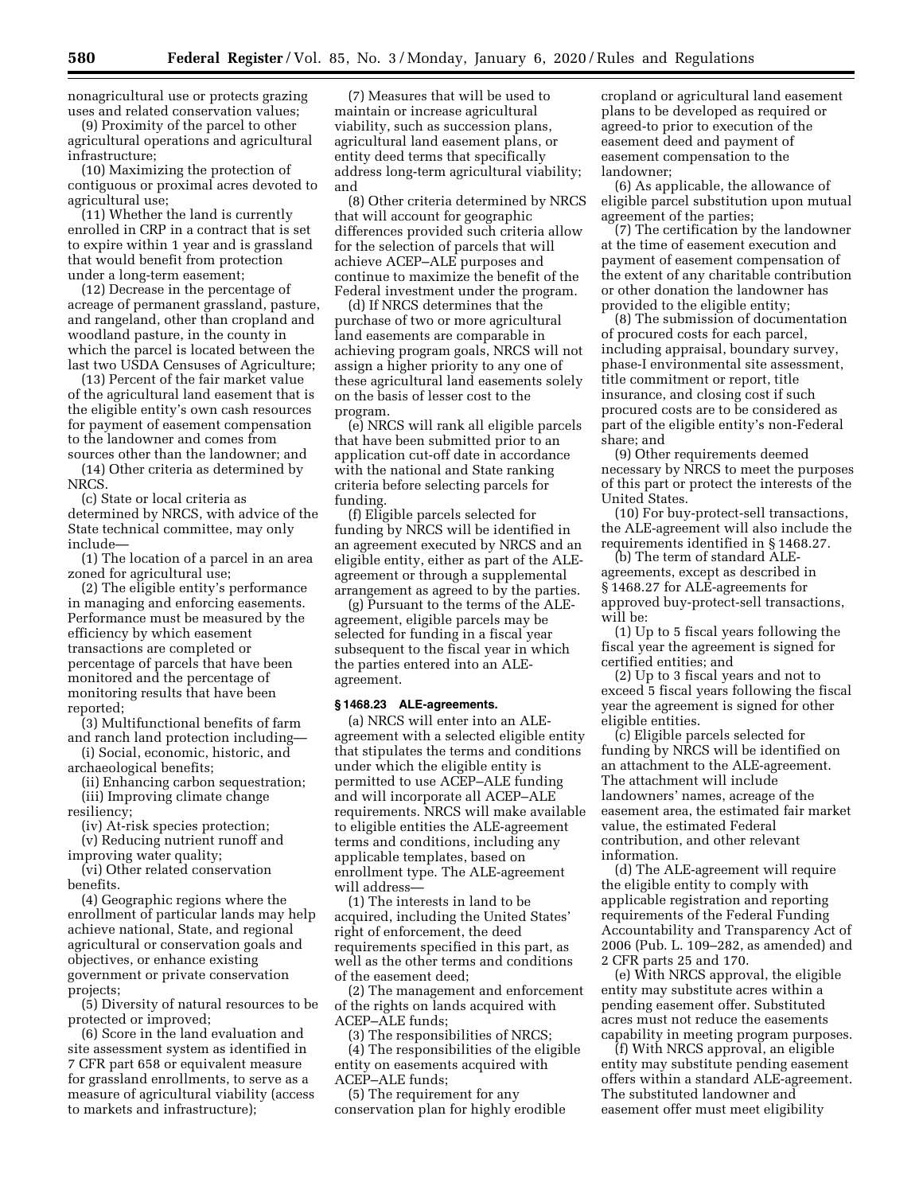nonagricultural use or protects grazing uses and related conservation values;

(9) Proximity of the parcel to other agricultural operations and agricultural infrastructure;

(10) Maximizing the protection of contiguous or proximal acres devoted to agricultural use;

(11) Whether the land is currently enrolled in CRP in a contract that is set to expire within 1 year and is grassland that would benefit from protection under a long-term easement;

(12) Decrease in the percentage of acreage of permanent grassland, pasture, and rangeland, other than cropland and woodland pasture, in the county in which the parcel is located between the last two USDA Censuses of Agriculture;

(13) Percent of the fair market value of the agricultural land easement that is the eligible entity's own cash resources for payment of easement compensation to the landowner and comes from sources other than the landowner; and

(14) Other criteria as determined by NRCS.

(c) State or local criteria as determined by NRCS, with advice of the State technical committee, may only include—

(1) The location of a parcel in an area zoned for agricultural use;

(2) The eligible entity's performance in managing and enforcing easements. Performance must be measured by the efficiency by which easement transactions are completed or percentage of parcels that have been monitored and the percentage of monitoring results that have been reported;

(3) Multifunctional benefits of farm and ranch land protection including—

(i) Social, economic, historic, and archaeological benefits;

(ii) Enhancing carbon sequestration;

(iii) Improving climate change resiliency;

(iv) At-risk species protection;

(v) Reducing nutrient runoff and improving water quality;

(vi) Other related conservation benefits.

(4) Geographic regions where the enrollment of particular lands may help achieve national, State, and regional agricultural or conservation goals and objectives, or enhance existing government or private conservation projects;

(5) Diversity of natural resources to be protected or improved;

(6) Score in the land evaluation and site assessment system as identified in 7 CFR part 658 or equivalent measure for grassland enrollments, to serve as a measure of agricultural viability (access to markets and infrastructure);

(7) Measures that will be used to maintain or increase agricultural viability, such as succession plans, agricultural land easement plans, or entity deed terms that specifically address long-term agricultural viability; and

(8) Other criteria determined by NRCS that will account for geographic differences provided such criteria allow for the selection of parcels that will achieve ACEP–ALE purposes and continue to maximize the benefit of the Federal investment under the program.

(d) If NRCS determines that the purchase of two or more agricultural land easements are comparable in achieving program goals, NRCS will not assign a higher priority to any one of these agricultural land easements solely on the basis of lesser cost to the program.

(e) NRCS will rank all eligible parcels that have been submitted prior to an application cut-off date in accordance with the national and State ranking criteria before selecting parcels for funding.

(f) Eligible parcels selected for funding by NRCS will be identified in an agreement executed by NRCS and an eligible entity, either as part of the ALE-agreement or through a supplemental arrangement as agreed to by the parties.

(g) Pursuant to the terms of the ALE-agreement, eligible parcels may be selected for funding in a fiscal year subsequent to the fiscal year in which the parties entered into an ALE-agreement.

### § 1468.23 ALE-agreements.

(a) NRCS will enter into an ALE-agreement with a selected eligible entity that stipulates the terms and conditions under which the eligible entity is permitted to use ACEP–ALE funding and will incorporate all ACEP–ALE requirements. NRCS will make available to eligible entities the ALE-agreement terms and conditions, including any applicable templates, based on enrollment type. The ALE-agreement will address—

(1) The interests in land to be acquired, including the United States' right of enforcement, the deed requirements specified in this part, as well as the other terms and conditions of the easement deed;

(2) The management and enforcement of the rights on lands acquired with ACEP–ALE funds;

(3) The responsibilities of NRCS;

(4) The responsibilities of the eligible entity on easements acquired with ACEP–ALE funds;

(5) The requirement for any conservation plan for highly erodible cropland or agricultural land easement plans to be developed as required or agreed-to prior to execution of the easement deed and payment of easement compensation to the landowner;

(6) As applicable, the allowance of eligible parcel substitution upon mutual agreement of the parties;

(7) The certification by the landowner at the time of easement execution and payment of easement compensation of the extent of any charitable contribution or other donation the landowner has provided to the eligible entity;

(8) The submission of documentation of procured costs for each parcel, including appraisal, boundary survey, phase-I environmental site assessment, title commitment or report, title insurance, and closing cost if such procured costs are to be considered as part of the eligible entity's non-Federal share; and

(9) Other requirements deemed necessary by NRCS to meet the purposes of this part or protect the interests of the United States.

(10) For buy-protect-sell transactions, the ALE-agreement will also include the requirements identified in § 1468.27.

(b) The term of standard ALE-agreements, except as described in § 1468.27 for ALE-agreements for approved buy-protect-sell transactions, will be:

(1) Up to 5 fiscal years following the fiscal year the agreement is signed for certified entities; and

(2) Up to 3 fiscal years and not to exceed 5 fiscal years following the fiscal year the agreement is signed for other eligible entities.

(c) Eligible parcels selected for funding by NRCS will be identified on an attachment to the ALE-agreement. The attachment will include landowners' names, acreage of the easement area, the estimated fair market value, the estimated Federal contribution, and other relevant information.

(d) The ALE-agreement will require the eligible entity to comply with applicable registration and reporting requirements of the Federal Funding Accountability and Transparency Act of 2006 (Pub. L. 109–282, as amended) and 2 CFR parts 25 and 170.

(e) With NRCS approval, the eligible entity may substitute acres within a pending easement offer. Substituted acres must not reduce the easements capability in meeting program purposes.

(f) With NRCS approval, an eligible entity may substitute pending easement offers within a standard ALE-agreement. The substituted landowner and easement offer must meet eligibility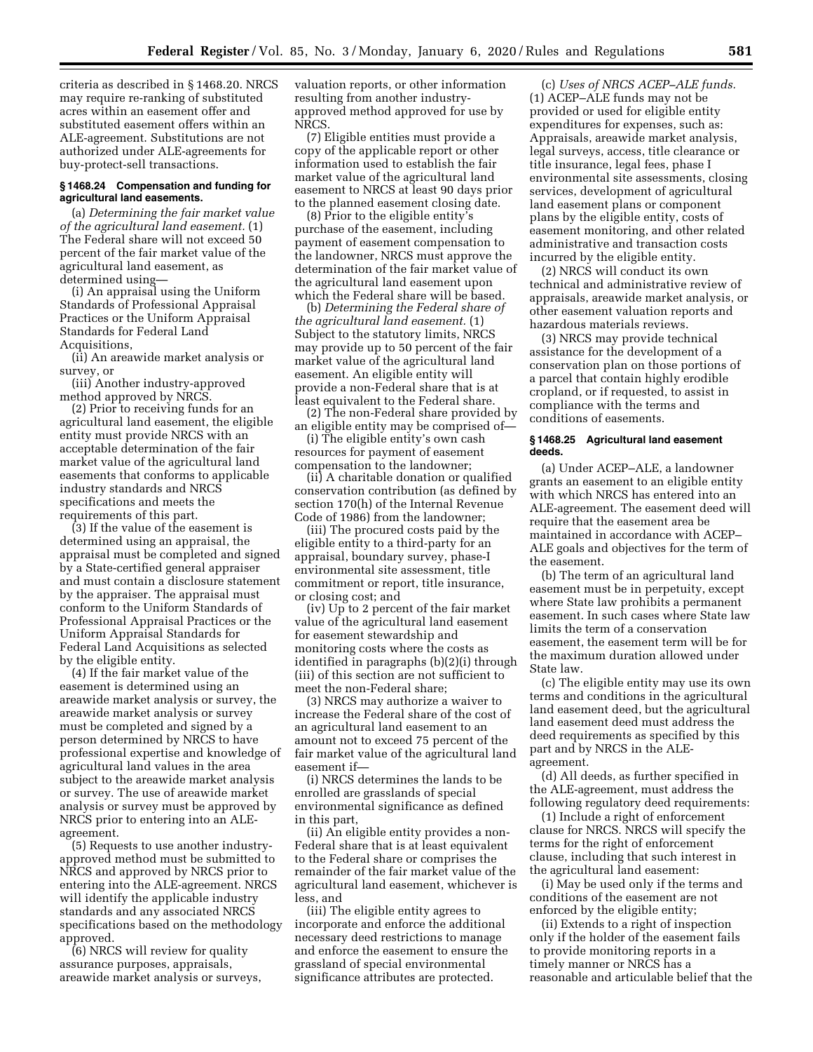criteria as described in § 1468.20. NRCS may require re-ranking of substituted acres within an easement offer and substituted easement offers within an ALE-agreement. Substitutions are not authorized under ALE-agreements for buy-protect-sell transactions.

#### § 1468.24 Compensation and funding for agricultural land easements.

(a) *Determining the fair market value of the agricultural land easement.* (1) The Federal share will not exceed 50 percent of the fair market value of the agricultural land easement, as determined using—

(i) An appraisal using the Uniform Standards of Professional Appraisal Practices or the Uniform Appraisal Standards for Federal Land Acquisitions,

(ii) An areawide market analysis or survey, or

(iii) Another industry-approved method approved by NRCS.

(2) Prior to receiving funds for an agricultural land easement, the eligible entity must provide NRCS with an acceptable determination of the fair market value of the agricultural land easements that conforms to applicable industry standards and NRCS specifications and meets the requirements of this part.

(3) If the value of the easement is determined using an appraisal, the appraisal must be completed and signed by a State-certified general appraiser and must contain a disclosure statement by the appraiser. The appraisal must conform to the Uniform Standards of Professional Appraisal Practices or the Uniform Appraisal Standards for Federal Land Acquisitions as selected by the eligible entity.

(4) If the fair market value of the easement is determined using an areawide market analysis or survey, the areawide market analysis or survey must be completed and signed by a person determined by NRCS to have professional expertise and knowledge of agricultural land values in the area subject to the areawide market analysis or survey. The use of areawide market analysis or survey must be approved by NRCS prior to entering into an ALE-agreement.

(5) Requests to use another industry-approved method must be submitted to NRCS and approved by NRCS prior to entering into the ALE-agreement. NRCS will identify the applicable industry standards and any associated NRCS specifications based on the methodology approved.

(6) NRCS will review for quality assurance purposes, appraisals, areawide market analysis or surveys, valuation reports, or other information resulting from another industry-approved method approved for use by NRCS.

(7) Eligible entities must provide a copy of the applicable report or other information used to establish the fair market value of the agricultural land easement to NRCS at least 90 days prior to the planned easement closing date.

(8) Prior to the eligible entity's purchase of the easement, including payment of easement compensation to the landowner, NRCS must approve the determination of the fair market value of the agricultural land easement upon which the Federal share will be based.

(b) *Determining the Federal share of the agricultural land easement.* (1) Subject to the statutory limits, NRCS may provide up to 50 percent of the fair market value of the agricultural land easement. An eligible entity will provide a non-Federal share that is at least equivalent to the Federal share.

(2) The non-Federal share provided by an eligible entity may be comprised of—

(i) The eligible entity's own cash resources for payment of easement compensation to the landowner;

(ii) A charitable donation or qualified conservation contribution (as defined by section 170(h) of the Internal Revenue Code of 1986) from the landowner;

(iii) The procured costs paid by the eligible entity to a third-party for an appraisal, boundary survey, phase-I environmental site assessment, title commitment or report, title insurance, or closing cost; and

(iv) Up to 2 percent of the fair market value of the agricultural land easement for easement stewardship and monitoring costs where the costs as identified in paragraphs (b)(2)(i) through (iii) of this section are not sufficient to meet the non-Federal share;

(3) NRCS may authorize a waiver to increase the Federal share of the cost of an agricultural land easement to an amount not to exceed 75 percent of the fair market value of the agricultural land easement if—

(i) NRCS determines the lands to be enrolled are grasslands of special environmental significance as defined in this part,

(ii) An eligible entity provides a non-Federal share that is at least equivalent to the Federal share or comprises the remainder of the fair market value of the agricultural land easement, whichever is less, and

(iii) The eligible entity agrees to incorporate and enforce the additional necessary deed restrictions to manage and enforce the easement to ensure the grassland of special environmental significance attributes are protected.

(c) *Uses of NRCS ACEP–ALE funds.* (1) ACEP–ALE funds may not be provided or used for eligible entity expenditures for expenses, such as: Appraisals, areawide market analysis, legal surveys, access, title clearance or title insurance, legal fees, phase I environmental site assessments, closing services, development of agricultural land easement plans or component plans by the eligible entity, costs of easement monitoring, and other related administrative and transaction costs incurred by the eligible entity.

(2) NRCS will conduct its own technical and administrative review of appraisals, areawide market analysis, or other easement valuation reports and hazardous materials reviews.

(3) NRCS may provide technical assistance for the development of a conservation plan on those portions of a parcel that contain highly erodible cropland, or if requested, to assist in compliance with the terms and conditions of easements.

#### § 1468.25 Agricultural land easement deeds.

(a) Under ACEP–ALE, a landowner grants an easement to an eligible entity with which NRCS has entered into an ALE-agreement. The easement deed will require that the easement area be maintained in accordance with ACEP–ALE goals and objectives for the term of the easement.

(b) The term of an agricultural land easement must be in perpetuity, except where State law prohibits a permanent easement. In such cases where State law limits the term of a conservation easement, the easement term will be for the maximum duration allowed under State law.

(c) The eligible entity may use its own terms and conditions in the agricultural land easement deed, but the agricultural land easement deed must address the deed requirements as specified by this part and by NRCS in the ALE-agreement.

(d) All deeds, as further specified in the ALE-agreement, must address the following regulatory deed requirements:

(1) Include a right of enforcement clause for NRCS. NRCS will specify the terms for the right of enforcement clause, including that such interest in the agricultural land easement:

(i) May be used only if the terms and conditions of the easement are not enforced by the eligible entity;

(ii) Extends to a right of inspection only if the holder of the easement fails to provide monitoring reports in a timely manner or NRCS has a reasonable and articulable belief that the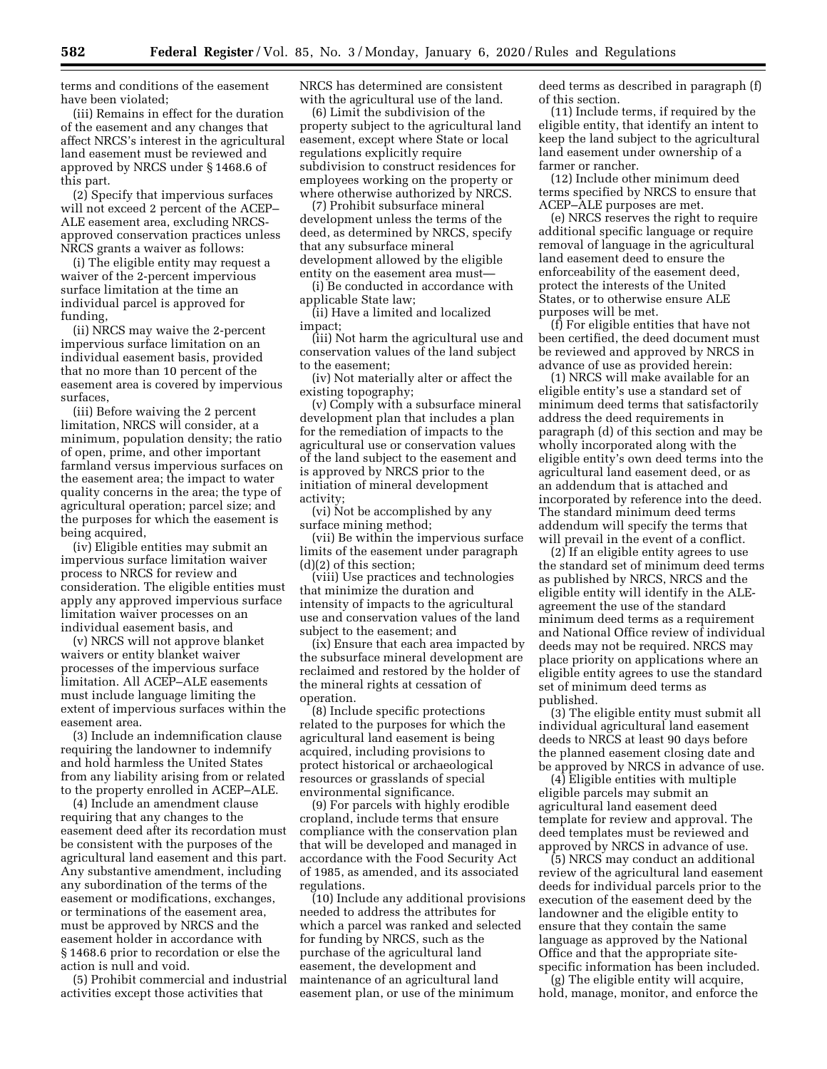terms and conditions of the easement have been violated;

(iii) Remains in effect for the duration of the easement and any changes that affect NRCS's interest in the agricultural land easement must be reviewed and approved by NRCS under § 1468.6 of this part.

(2) Specify that impervious surfaces will not exceed 2 percent of the ACEP–ALE easement area, excluding NRCS-approved conservation practices unless NRCS grants a waiver as follows:

(i) The eligible entity may request a waiver of the 2-percent impervious surface limitation at the time an individual parcel is approved for funding,

(ii) NRCS may waive the 2-percent impervious surface limitation on an individual easement basis, provided that no more than 10 percent of the easement area is covered by impervious surfaces,

(iii) Before waiving the 2 percent limitation, NRCS will consider, at a minimum, population density; the ratio of open, prime, and other important farmland versus impervious surfaces on the easement area; the impact to water quality concerns in the area; the type of agricultural operation; parcel size; and the purposes for which the easement is being acquired,

(iv) Eligible entities may submit an impervious surface limitation waiver process to NRCS for review and consideration. The eligible entities must apply any approved impervious surface limitation waiver processes on an individual easement basis, and

(v) NRCS will not approve blanket waivers or entity blanket waiver processes of the impervious surface limitation. All ACEP–ALE easements must include language limiting the extent of impervious surfaces within the easement area.

(3) Include an indemnification clause requiring the landowner to indemnify and hold harmless the United States from any liability arising from or related to the property enrolled in ACEP–ALE.

(4) Include an amendment clause requiring that any changes to the easement deed after its recordation must be consistent with the purposes of the agricultural land easement and this part. Any substantive amendment, including any subordination of the terms of the easement or modifications, exchanges, or terminations of the easement area, must be approved by NRCS and the easement holder in accordance with § 1468.6 prior to recordation or else the action is null and void.

(5) Prohibit commercial and industrial activities except those activities that NRCS has determined are consistent with the agricultural use of the land.

(6) Limit the subdivision of the property subject to the agricultural land easement, except where State or local regulations explicitly require subdivision to construct residences for employees working on the property or where otherwise authorized by NRCS.

(7) Prohibit subsurface mineral development unless the terms of the deed, as determined by NRCS, specify that any subsurface mineral development allowed by the eligible entity on the easement area must—

(i) Be conducted in accordance with applicable State law;

(ii) Have a limited and localized impact;

(iii) Not harm the agricultural use and conservation values of the land subject to the easement;

(iv) Not materially alter or affect the existing topography;

(v) Comply with a subsurface mineral development plan that includes a plan for the remediation of impacts to the agricultural use or conservation values of the land subject to the easement and is approved by NRCS prior to the initiation of mineral development activity;

(vi) Not be accomplished by any surface mining method;

(vii) Be within the impervious surface limits of the easement under paragraph (d)(2) of this section;

(viii) Use practices and technologies that minimize the duration and intensity of impacts to the agricultural use and conservation values of the land subject to the easement; and

(ix) Ensure that each area impacted by the subsurface mineral development are reclaimed and restored by the holder of the mineral rights at cessation of operation.

(8) Include specific protections related to the purposes for which the agricultural land easement is being acquired, including provisions to protect historical or archaeological resources or grasslands of special environmental significance.

(9) For parcels with highly erodible cropland, include terms that ensure compliance with the conservation plan that will be developed and managed in accordance with the Food Security Act of 1985, as amended, and its associated regulations.

(10) Include any additional provisions needed to address the attributes for which a parcel was ranked and selected for funding by NRCS, such as the purchase of the agricultural land easement, the development and maintenance of an agricultural land easement plan, or use of the minimum deed terms as described in paragraph (f) of this section.

(11) Include terms, if required by the eligible entity, that identify an intent to keep the land subject to the agricultural land easement under ownership of a farmer or rancher.

(12) Include other minimum deed terms specified by NRCS to ensure that ACEP–ALE purposes are met.

(e) NRCS reserves the right to require additional specific language or require removal of language in the agricultural land easement deed to ensure the enforceability of the easement deed, protect the interests of the United States, or to otherwise ensure ALE purposes will be met.

(f) For eligible entities that have not been certified, the deed document must be reviewed and approved by NRCS in advance of use as provided herein:

(1) NRCS will make available for an eligible entity's use a standard set of minimum deed terms that satisfactorily address the deed requirements in paragraph (d) of this section and may be wholly incorporated along with the eligible entity's own deed terms into the agricultural land easement deed, or as an addendum that is attached and incorporated by reference into the deed. The standard minimum deed terms addendum will specify the terms that will prevail in the event of a conflict.

(2) If an eligible entity agrees to use the standard set of minimum deed terms as published by NRCS, NRCS and the eligible entity will identify in the ALE-agreement the use of the standard minimum deed terms as a requirement and National Office review of individual deeds may not be required. NRCS may place priority on applications where an eligible entity agrees to use the standard set of minimum deed terms as published.

(3) The eligible entity must submit all individual agricultural land easement deeds to NRCS at least 90 days before the planned easement closing date and be approved by NRCS in advance of use.

(4) Eligible entities with multiple eligible parcels may submit an agricultural land easement deed template for review and approval. The deed templates must be reviewed and approved by NRCS in advance of use.

(5) NRCS may conduct an additional review of the agricultural land easement deeds for individual parcels prior to the execution of the easement deed by the landowner and the eligible entity to ensure that they contain the same language as approved by the National Office and that the appropriate site-specific information has been included.

(g) The eligible entity will acquire, hold, manage, monitor, and enforce the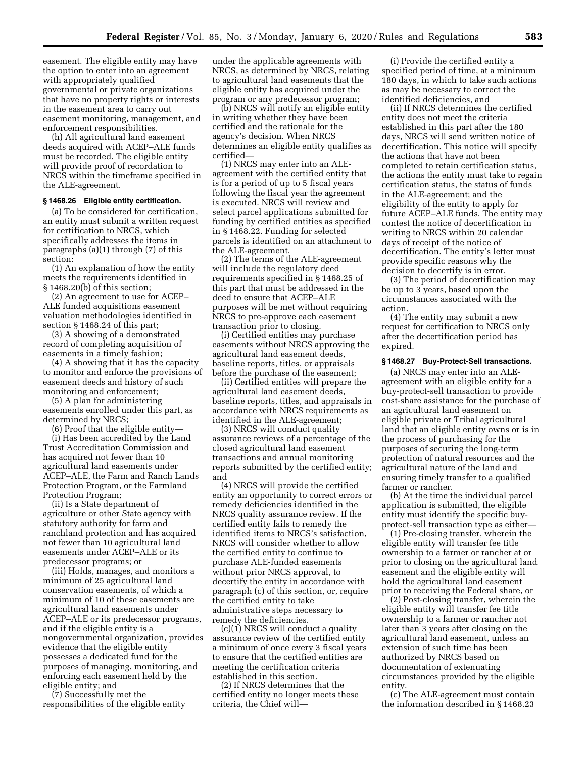easement. The eligible entity may have the option to enter into an agreement with appropriately qualified governmental or private organizations that have no property rights or interests in the easement area to carry out easement monitoring, management, and enforcement responsibilities.

(h) All agricultural land easement deeds acquired with ACEP–ALE funds must be recorded. The eligible entity will provide proof of recordation to NRCS within the timeframe specified in the ALE-agreement.

### § 1468.26 Eligible entity certification.

(a) To be considered for certification, an entity must submit a written request for certification to NRCS, which specifically addresses the items in paragraphs (a)(1) through (7) of this section:

(1) An explanation of how the entity meets the requirements identified in § 1468.20(b) of this section;

(2) An agreement to use for ACEP–ALE funded acquisitions easement valuation methodologies identified in section § 1468.24 of this part;

(3) A showing of a demonstrated record of completing acquisition of easements in a timely fashion;

(4) A showing that it has the capacity to monitor and enforce the provisions of easement deeds and history of such monitoring and enforcement;

(5) A plan for administering easements enrolled under this part, as determined by NRCS;

(6) Proof that the eligible entity—

(i) Has been accredited by the Land Trust Accreditation Commission and has acquired not fewer than 10 agricultural land easements under ACEP–ALE, the Farm and Ranch Lands Protection Program, or the Farmland Protection Program;

(ii) Is a State department of agriculture or other State agency with statutory authority for farm and ranchland protection and has acquired not fewer than 10 agricultural land easements under ACEP–ALE or its predecessor programs; or

(iii) Holds, manages, and monitors a minimum of 25 agricultural land conservation easements, of which a minimum of 10 of these easements are agricultural land easements under ACEP–ALE or its predecessor programs, and if the eligible entity is a nongovernmental organization, provides evidence that the eligible entity possesses a dedicated fund for the purposes of managing, monitoring, and enforcing each easement held by the eligible entity; and

(7) Successfully met the responsibilities of the eligible entity under the applicable agreements with NRCS, as determined by NRCS, relating to agricultural land easements that the eligible entity has acquired under the program or any predecessor program;

(b) NRCS will notify an eligible entity in writing whether they have been certified and the rationale for the agency's decision. When NRCS determines an eligible entity qualifies as certified—

(1) NRCS may enter into an ALE-agreement with the certified entity that is for a period of up to 5 fiscal years following the fiscal year the agreement is executed. NRCS will review and select parcel applications submitted for funding by certified entities as specified in § 1468.22. Funding for selected parcels is identified on an attachment to the ALE-agreement.

(2) The terms of the ALE-agreement will include the regulatory deed requirements specified in § 1468.25 of this part that must be addressed in the deed to ensure that ACEP–ALE purposes will be met without requiring NRCS to pre-approve each easement transaction prior to closing.

(i) Certified entities may purchase easements without NRCS approving the agricultural land easement deeds, baseline reports, titles, or appraisals before the purchase of the easement;

(ii) Certified entities will prepare the agricultural land easement deeds, baseline reports, titles, and appraisals in accordance with NRCS requirements as identified in the ALE-agreement;

(3) NRCS will conduct quality assurance reviews of a percentage of the closed agricultural land easement transactions and annual monitoring reports submitted by the certified entity; and

(4) NRCS will provide the certified entity an opportunity to correct errors or remedy deficiencies identified in the NRCS quality assurance review. If the certified entity fails to remedy the identified items to NRCS's satisfaction, NRCS will consider whether to allow the certified entity to continue to purchase ALE-funded easements without prior NRCS approval, to decertify the entity in accordance with paragraph (c) of this section, or, require the certified entity to take administrative steps necessary to remedy the deficiencies.

(c)(1) NRCS will conduct a quality assurance review of the certified entity a minimum of once every 3 fiscal years to ensure that the certified entities are meeting the certification criteria established in this section.

(2) If NRCS determines that the certified entity no longer meets these criteria, the Chief will—

(i) Provide the certified entity a specified period of time, at a minimum 180 days, in which to take such actions as may be necessary to correct the identified deficiencies, and

(ii) If NRCS determines the certified entity does not meet the criteria established in this part after the 180 days, NRCS will send written notice of decertification. This notice will specify the actions that have not been completed to retain certification status, the actions the entity must take to regain certification status, the status of funds in the ALE-agreement; and the eligibility of the entity to apply for future ACEP–ALE funds. The entity may contest the notice of decertification in writing to NRCS within 20 calendar days of receipt of the notice of decertification. The entity's letter must provide specific reasons why the decision to decertify is in error.

(3) The period of decertification may be up to 3 years, based upon the circumstances associated with the action.

(4) The entity may submit a new request for certification to NRCS only after the decertification period has expired.

### § 1468.27 Buy-Protect-Sell transactions.

(a) NRCS may enter into an ALE-agreement with an eligible entity for a buy-protect-sell transaction to provide cost-share assistance for the purchase of an agricultural land easement on eligible private or Tribal agricultural land that an eligible entity owns or is in the process of purchasing for the purposes of securing the long-term protection of natural resources and the agricultural nature of the land and ensuring timely transfer to a qualified farmer or rancher.

(b) At the time the individual parcel application is submitted, the eligible entity must identify the specific buy-protect-sell transaction type as either—

(1) Pre-closing transfer, wherein the eligible entity will transfer fee title ownership to a farmer or rancher at or prior to closing on the agricultural land easement and the eligible entity will hold the agricultural land easement prior to receiving the Federal share, or

(2) Post-closing transfer, wherein the eligible entity will transfer fee title ownership to a farmer or rancher not later than 3 years after closing on the agricultural land easement, unless an extension of such time has been authorized by NRCS based on documentation of extenuating circumstances provided by the eligible entity.

(c) The ALE-agreement must contain the information described in § 1468.23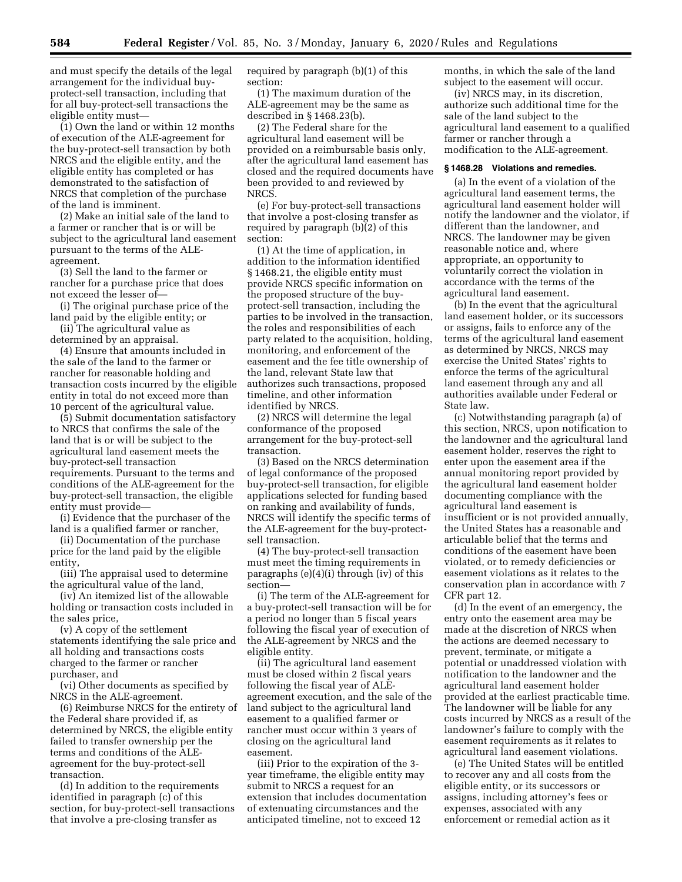and must specify the details of the legal arrangement for the individual buy-protect-sell transaction, including that for all buy-protect-sell transactions the eligible entity must—

(1) Own the land or within 12 months of execution of the ALE-agreement for the buy-protect-sell transaction by both NRCS and the eligible entity, and the eligible entity has completed or has demonstrated to the satisfaction of NRCS that completion of the purchase of the land is imminent.

(2) Make an initial sale of the land to a farmer or rancher that is or will be subject to the agricultural land easement pursuant to the terms of the ALE-agreement.

(3) Sell the land to the farmer or rancher for a purchase price that does not exceed the lesser of—

(i) The original purchase price of the land paid by the eligible entity; or

(ii) The agricultural value as determined by an appraisal.

(4) Ensure that amounts included in the sale of the land to the farmer or rancher for reasonable holding and transaction costs incurred by the eligible entity in total do not exceed more than 10 percent of the agricultural value.

(5) Submit documentation satisfactory to NRCS that confirms the sale of the land that is or will be subject to the agricultural land easement meets the buy-protect-sell transaction requirements. Pursuant to the terms and conditions of the ALE-agreement for the buy-protect-sell transaction, the eligible entity must provide—

(i) Evidence that the purchaser of the land is a qualified farmer or rancher,

(ii) Documentation of the purchase price for the land paid by the eligible entity,

(iii) The appraisal used to determine the agricultural value of the land,

(iv) An itemized list of the allowable holding or transaction costs included in the sales price,

(v) A copy of the settlement statements identifying the sale price and all holding and transactions costs charged to the farmer or rancher purchaser, and

(vi) Other documents as specified by NRCS in the ALE-agreement.

(6) Reimburse NRCS for the entirety of the Federal share provided if, as determined by NRCS, the eligible entity failed to transfer ownership per the terms and conditions of the ALE-agreement for the buy-protect-sell transaction.

(d) In addition to the requirements identified in paragraph (c) of this section, for buy-protect-sell transactions that involve a pre-closing transfer as required by paragraph (b)(1) of this section:

(1) The maximum duration of the ALE-agreement may be the same as described in § 1468.23(b).

(2) The Federal share for the agricultural land easement will be provided on a reimbursable basis only, after the agricultural land easement has closed and the required documents have been provided to and reviewed by NRCS.

(e) For buy-protect-sell transactions that involve a post-closing transfer as required by paragraph (b)(2) of this section:

(1) At the time of application, in addition to the information identified § 1468.21, the eligible entity must provide NRCS specific information on the proposed structure of the buy-protect-sell transaction, including the parties to be involved in the transaction, the roles and responsibilities of each party related to the acquisition, holding, monitoring, and enforcement of the easement and the fee title ownership of the land, relevant State law that authorizes such transactions, proposed timeline, and other information identified by NRCS.

(2) NRCS will determine the legal conformance of the proposed arrangement for the buy-protect-sell transaction.

(3) Based on the NRCS determination of legal conformance of the proposed buy-protect-sell transaction, for eligible applications selected for funding based on ranking and availability of funds, NRCS will identify the specific terms of the ALE-agreement for the buy-protect-sell transaction.

(4) The buy-protect-sell transaction must meet the timing requirements in paragraphs (e)(4)(i) through (iv) of this section—

(i) The term of the ALE-agreement for a buy-protect-sell transaction will be for a period no longer than 5 fiscal years following the fiscal year of execution of the ALE-agreement by NRCS and the eligible entity.

(ii) The agricultural land easement must be closed within 2 fiscal years following the fiscal year of ALE-agreement execution, and the sale of the land subject to the agricultural land easement to a qualified farmer or rancher must occur within 3 years of closing on the agricultural land easement.

(iii) Prior to the expiration of the 3-year timeframe, the eligible entity may submit to NRCS a request for an extension that includes documentation of extenuating circumstances and the anticipated timeline, not to exceed 12 months, in which the sale of the land subject to the easement will occur.

(iv) NRCS may, in its discretion, authorize such additional time for the sale of the land subject to the agricultural land easement to a qualified farmer or rancher through a modification to the ALE-agreement.

### § 1468.28 Violations and remedies.

(a) In the event of a violation of the agricultural land easement terms, the agricultural land easement holder will notify the landowner and the violator, if different than the landowner, and NRCS. The landowner may be given reasonable notice and, where appropriate, an opportunity to voluntarily correct the violation in accordance with the terms of the agricultural land easement.

(b) In the event that the agricultural land easement holder, or its successors or assigns, fails to enforce any of the terms of the agricultural land easement as determined by NRCS, NRCS may exercise the United States' rights to enforce the terms of the agricultural land easement through any and all authorities available under Federal or State law.

(c) Notwithstanding paragraph (a) of this section, NRCS, upon notification to the landowner and the agricultural land easement holder, reserves the right to enter upon the easement area if the annual monitoring report provided by the agricultural land easement holder documenting compliance with the agricultural land easement is insufficient or is not provided annually, the United States has a reasonable and articulable belief that the terms and conditions of the easement have been violated, or to remedy deficiencies or easement violations as it relates to the conservation plan in accordance with 7 CFR part 12.

(d) In the event of an emergency, the entry onto the easement area may be made at the discretion of NRCS when the actions are deemed necessary to prevent, terminate, or mitigate a potential or unaddressed violation with notification to the landowner and the agricultural land easement holder provided at the earliest practicable time. The landowner will be liable for any costs incurred by NRCS as a result of the landowner's failure to comply with the easement requirements as it relates to agricultural land easement violations.

(e) The United States will be entitled to recover any and all costs from the eligible entity, or its successors or assigns, including attorney's fees or expenses, associated with any enforcement or remedial action as it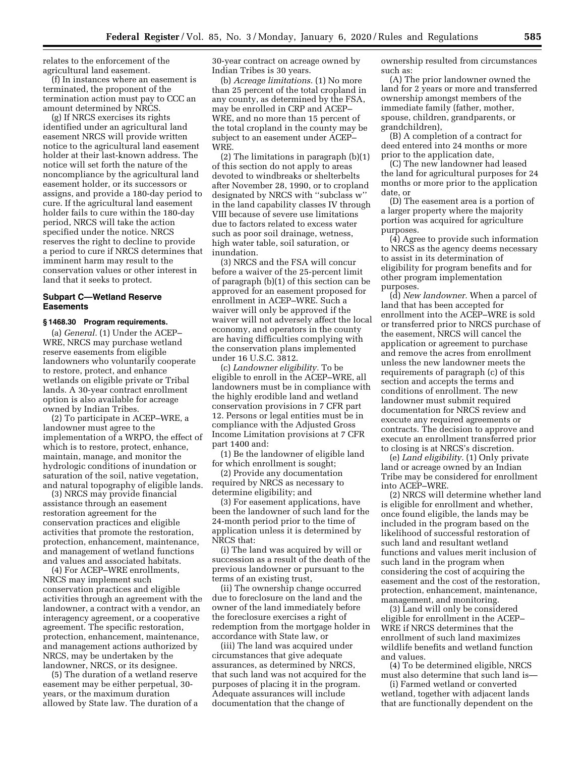relates to the enforcement of the agricultural land easement.

(f) In instances where an easement is terminated, the proponent of the termination action must pay to CCC an amount determined by NRCS.

(g) If NRCS exercises its rights identified under an agricultural land easement NRCS will provide written notice to the agricultural land easement holder at their last-known address. The notice will set forth the nature of the noncompliance by the agricultural land easement holder, or its successors or assigns, and provide a 180-day period to cure. If the agricultural land easement holder fails to cure within the 180-day period, NRCS will take the action specified under the notice. NRCS reserves the right to decline to provide a period to cure if NRCS determines that imminent harm may result to the conservation values or other interest in land that it seeks to protect.

## Subpart C—Wetland Reserve Easements

### § 1468.30 Program requirements.

(a) *General.* (1) Under the ACEP–WRE, NRCS may purchase wetland reserve easements from eligible landowners who voluntarily cooperate to restore, protect, and enhance wetlands on eligible private or Tribal lands. A 30-year contract enrollment option is also available for acreage owned by Indian Tribes.

(2) To participate in ACEP–WRE, a landowner must agree to the implementation of a WRPO, the effect of which is to restore, protect, enhance, maintain, manage, and monitor the hydrologic conditions of inundation or saturation of the soil, native vegetation, and natural topography of eligible lands.

(3) NRCS may provide financial assistance through an easement restoration agreement for the conservation practices and eligible activities that promote the restoration, protection, enhancement, maintenance, and management of wetland functions and values and associated habitats.

(4) For ACEP–WRE enrollments, NRCS may implement such conservation practices and eligible activities through an agreement with the landowner, a contract with a vendor, an interagency agreement, or a cooperative agreement. The specific restoration, protection, enhancement, maintenance, and management actions authorized by NRCS, may be undertaken by the landowner, NRCS, or its designee.

(5) The duration of a wetland reserve easement may be either perpetual, 30-years, or the maximum duration allowed by State law. The duration of a 30-year contract on acreage owned by Indian Tribes is 30 years.

(b) *Acreage limitations.* (1) No more than 25 percent of the total cropland in any county, as determined by the FSA, may be enrolled in CRP and ACEP–WRE, and no more than 15 percent of the total cropland in the county may be subject to an easement under ACEP–WRE.

(2) The limitations in paragraph (b)(1) of this section do not apply to areas devoted to windbreaks or shelterbelts after November 28, 1990, or to cropland designated by NRCS with "subclass w" in the land capability classes IV through VIII because of severe use limitations due to factors related to excess water such as poor soil drainage, wetness, high water table, soil saturation, or inundation.

(3) NRCS and the FSA will concur before a waiver of the 25-percent limit of paragraph (b)(1) of this section can be approved for an easement proposed for enrollment in ACEP–WRE. Such a waiver will only be approved if the waiver will not adversely affect the local economy, and operators in the county are having difficulties complying with the conservation plans implemented under 16 U.S.C. 3812.

(c) *Landowner eligibility.* To be eligible to enroll in the ACEP–WRE, all landowners must be in compliance with the highly erodible land and wetland conservation provisions in 7 CFR part 12. Persons or legal entities must be in compliance with the Adjusted Gross Income Limitation provisions at 7 CFR part 1400 and:

(1) Be the landowner of eligible land for which enrollment is sought;

(2) Provide any documentation required by NRCS as necessary to determine eligibility; and

(3) For easement applications, have been the landowner of such land for the 24-month period prior to the time of application unless it is determined by NRCS that:

(i) The land was acquired by will or succession as a result of the death of the previous landowner or pursuant to the terms of an existing trust,

(ii) The ownership change occurred due to foreclosure on the land and the owner of the land immediately before the foreclosure exercises a right of redemption from the mortgage holder in accordance with State law, or

(iii) The land was acquired under circumstances that give adequate assurances, as determined by NRCS, that such land was not acquired for the purposes of placing it in the program. Adequate assurances will include documentation that the change of ownership resulted from circumstances such as:

(A) The prior landowner owned the land for 2 years or more and transferred ownership amongst members of the immediate family (father, mother, spouse, children, grandparents, or grandchildren),

(B) A completion of a contract for deed entered into 24 months or more prior to the application date,

(C) The new landowner had leased the land for agricultural purposes for 24 months or more prior to the application date, or

(D) The easement area is a portion of a larger property where the majority portion was acquired for agriculture purposes.

(4) Agree to provide such information to NRCS as the agency deems necessary to assist in its determination of eligibility for program benefits and for other program implementation purposes.

(d) *New landowner.* When a parcel of land that has been accepted for enrollment into the ACEP–WRE is sold or transferred prior to NRCS purchase of the easement, NRCS will cancel the application or agreement to purchase and remove the acres from enrollment unless the new landowner meets the requirements of paragraph (c) of this section and accepts the terms and conditions of enrollment. The new landowner must submit required documentation for NRCS review and execute any required agreements or contracts. The decision to approve and execute an enrollment transferred prior to closing is at NRCS's discretion.

(e) *Land eligibility.* (1) Only private land or acreage owned by an Indian Tribe may be considered for enrollment into ACEP–WRE.

(2) NRCS will determine whether land is eligible for enrollment and whether, once found eligible, the lands may be included in the program based on the likelihood of successful restoration of such land and resultant wetland functions and values merit inclusion of such land in the program when considering the cost of acquiring the easement and the cost of the restoration, protection, enhancement, maintenance, management, and monitoring.

(3) Land will only be considered eligible for enrollment in the ACEP–WRE if NRCS determines that the enrollment of such land maximizes wildlife benefits and wetland function and values.

(4) To be determined eligible, NRCS must also determine that such land is—

(i) Farmed wetland or converted wetland, together with adjacent lands that are functionally dependent on the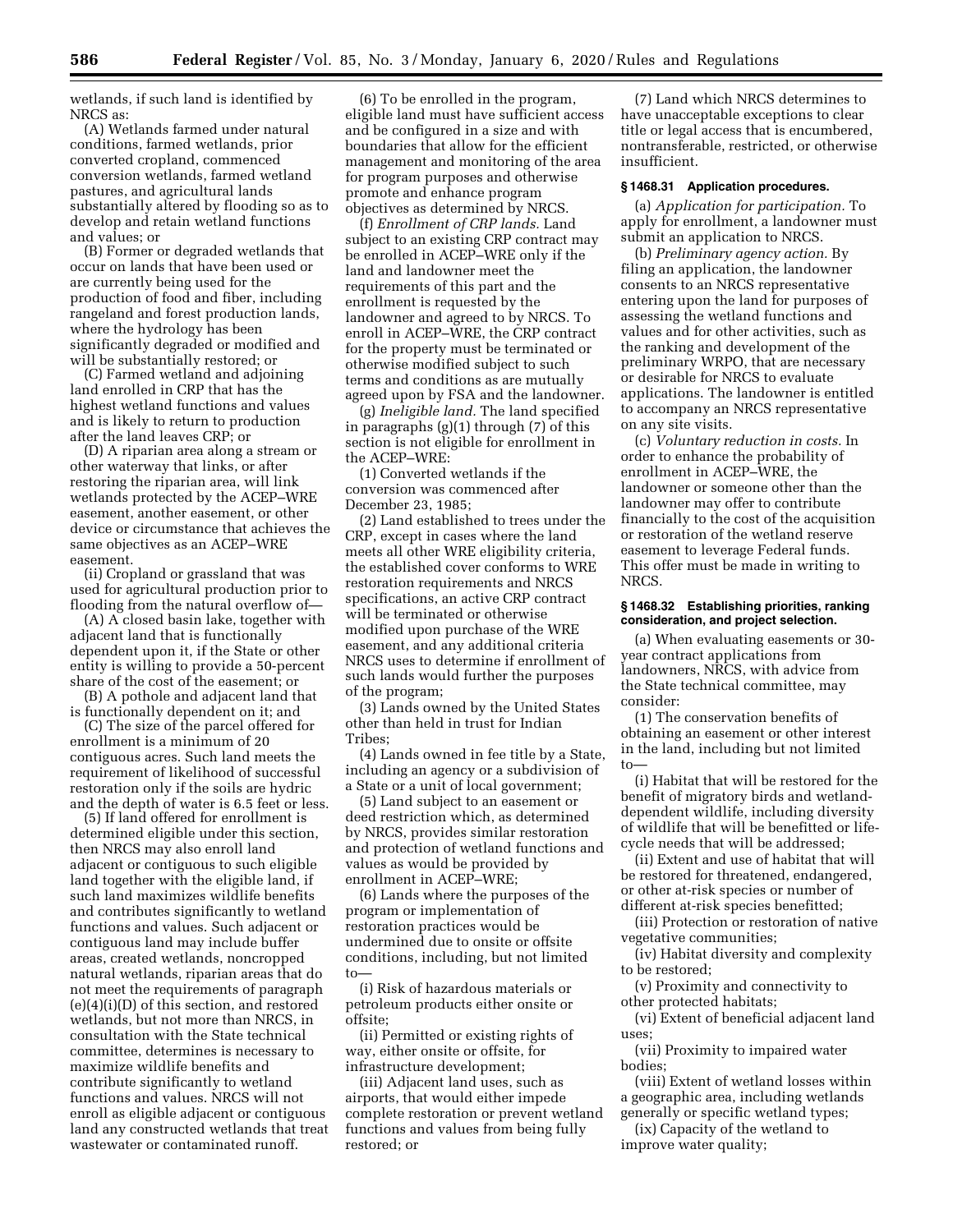wetlands, if such land is identified by NRCS as:

(A) Wetlands farmed under natural conditions, farmed wetlands, prior converted cropland, commenced conversion wetlands, farmed wetland pastures, and agricultural lands substantially altered by flooding so as to develop and retain wetland functions and values; or

(B) Former or degraded wetlands that occur on lands that have been used or are currently being used for the production of food and fiber, including rangeland and forest production lands, where the hydrology has been significantly degraded or modified and will be substantially restored; or

(C) Farmed wetland and adjoining land enrolled in CRP that has the highest wetland functions and values and is likely to return to production after the land leaves CRP; or

(D) A riparian area along a stream or other waterway that links, or after restoring the riparian area, will link wetlands protected by the ACEP–WRE easement, another easement, or other device or circumstance that achieves the same objectives as an ACEP–WRE easement.

(ii) Cropland or grassland that was used for agricultural production prior to flooding from the natural overflow of—

(A) A closed basin lake, together with adjacent land that is functionally dependent upon it, if the State or other entity is willing to provide a 50-percent share of the cost of the easement; or

(B) A pothole and adjacent land that is functionally dependent on it; and

(C) The size of the parcel offered for enrollment is a minimum of 20 contiguous acres. Such land meets the requirement of likelihood of successful restoration only if the soils are hydric and the depth of water is 6.5 feet or less.

(5) If land offered for enrollment is determined eligible under this section, then NRCS may also enroll land adjacent or contiguous to such eligible land together with the eligible land, if such land maximizes wildlife benefits and contributes significantly to wetland functions and values. Such adjacent or contiguous land may include buffer areas, created wetlands, noncropped natural wetlands, riparian areas that do not meet the requirements of paragraph (e)(4)(i)(D) of this section, and restored wetlands, but not more than NRCS, in consultation with the State technical committee, determines is necessary to maximize wildlife benefits and contribute significantly to wetland functions and values. NRCS will not enroll as eligible adjacent or contiguous land any constructed wetlands that treat wastewater or contaminated runoff.

(6) To be enrolled in the program, eligible land must have sufficient access and be configured in a size and with boundaries that allow for the efficient management and monitoring of the area for program purposes and otherwise promote and enhance program objectives as determined by NRCS.

(f) *Enrollment of CRP lands.* Land subject to an existing CRP contract may be enrolled in ACEP–WRE only if the land and landowner meet the requirements of this part and the enrollment is requested by the landowner and agreed to by NRCS. To enroll in ACEP–WRE, the CRP contract for the property must be terminated or otherwise modified subject to such terms and conditions as are mutually agreed upon by FSA and the landowner.

(g) *Ineligible land.* The land specified in paragraphs (g)(1) through (7) of this section is not eligible for enrollment in the ACEP–WRE:

(1) Converted wetlands if the conversion was commenced after December 23, 1985;

(2) Land established to trees under the CRP, except in cases where the land meets all other WRE eligibility criteria, the established cover conforms to WRE restoration requirements and NRCS specifications, an active CRP contract will be terminated or otherwise modified upon purchase of the WRE easement, and any additional criteria NRCS uses to determine if enrollment of such lands would further the purposes of the program;

(3) Lands owned by the United States other than held in trust for Indian Tribes;

(4) Lands owned in fee title by a State, including an agency or a subdivision of a State or a unit of local government;

(5) Land subject to an easement or deed restriction which, as determined by NRCS, provides similar restoration and protection of wetland functions and values as would be provided by enrollment in ACEP–WRE;

(6) Lands where the purposes of the program or implementation of restoration practices would be undermined due to onsite or offsite conditions, including, but not limited to—

(i) Risk of hazardous materials or petroleum products either onsite or offsite;

(ii) Permitted or existing rights of way, either onsite or offsite, for infrastructure development;

(iii) Adjacent land uses, such as airports, that would either impede complete restoration or prevent wetland functions and values from being fully restored; or

(7) Land which NRCS determines to have unacceptable exceptions to clear title or legal access that is encumbered, nontransferable, restricted, or otherwise insufficient.

### § 1468.31 Application procedures.

(a) *Application for participation.* To apply for enrollment, a landowner must submit an application to NRCS.

(b) *Preliminary agency action.* By filing an application, the landowner consents to an NRCS representative entering upon the land for purposes of assessing the wetland functions and values and for other activities, such as the ranking and development of the preliminary WRPO, that are necessary or desirable for NRCS to evaluate applications. The landowner is entitled to accompany an NRCS representative on any site visits.

(c) *Voluntary reduction in costs.* In order to enhance the probability of enrollment in ACEP–WRE, the landowner or someone other than the landowner may offer to contribute financially to the cost of the acquisition or restoration of the wetland reserve easement to leverage Federal funds. This offer must be made in writing to NRCS.

### § 1468.32 Establishing priorities, ranking consideration, and project selection.

(a) When evaluating easements or 30-year contract applications from landowners, NRCS, with advice from the State technical committee, may consider:

(1) The conservation benefits of obtaining an easement or other interest in the land, including but not limited to—

(i) Habitat that will be restored for the benefit of migratory birds and wetland-dependent wildlife, including diversity of wildlife that will be benefitted or life-cycle needs that will be addressed;

(ii) Extent and use of habitat that will be restored for threatened, endangered, or other at-risk species or number of different at-risk species benefitted;

(iii) Protection or restoration of native vegetative communities;

(iv) Habitat diversity and complexity to be restored;

(v) Proximity and connectivity to other protected habitats;

(vi) Extent of beneficial adjacent land uses;

(vii) Proximity to impaired water bodies;

(viii) Extent of wetland losses within a geographic area, including wetlands generally or specific wetland types;

(ix) Capacity of the wetland to improve water quality;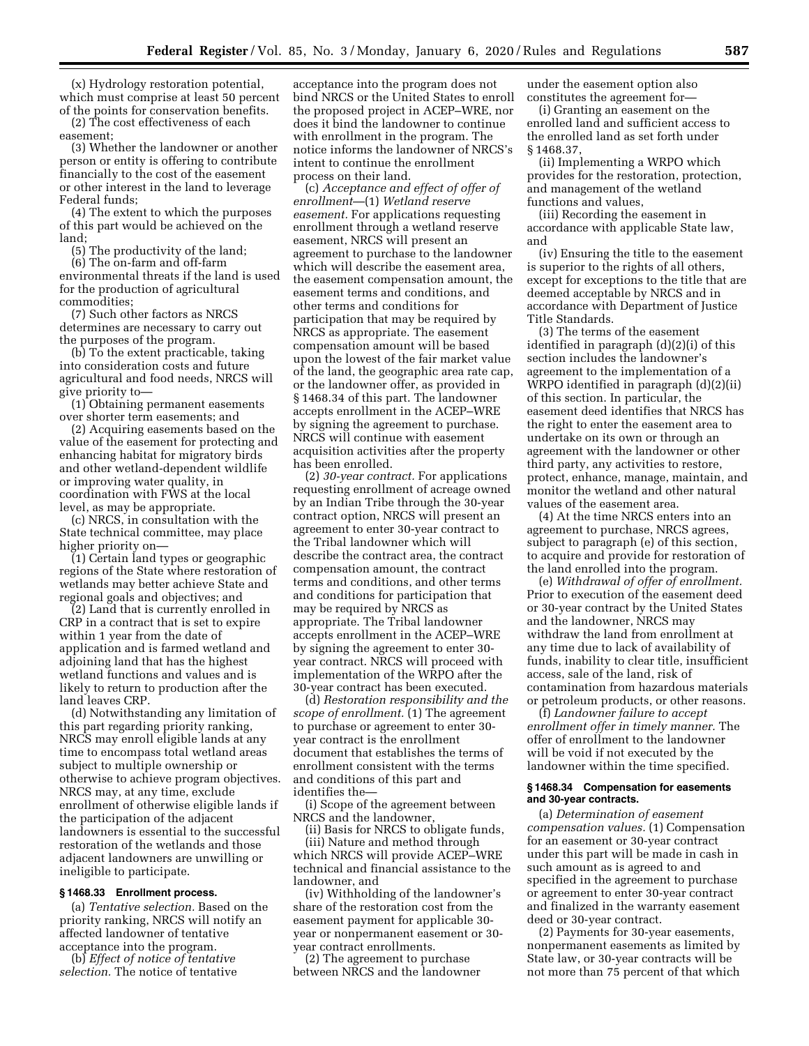(x) Hydrology restoration potential, which must comprise at least 50 percent of the points for conservation benefits.

(2) The cost effectiveness of each easement;

(3) Whether the landowner or another person or entity is offering to contribute financially to the cost of the easement or other interest in the land to leverage Federal funds;

(4) The extent to which the purposes of this part would be achieved on the land;

(5) The productivity of the land;

(6) The on-farm and off-farm environmental threats if the land is used for the production of agricultural commodities;

(7) Such other factors as NRCS determines are necessary to carry out the purposes of the program.

(b) To the extent practicable, taking into consideration costs and future agricultural and food needs, NRCS will give priority to—

(1) Obtaining permanent easements over shorter term easements; and

(2) Acquiring easements based on the value of the easement for protecting and enhancing habitat for migratory birds and other wetland-dependent wildlife or improving water quality, in coordination with FWS at the local level, as may be appropriate.

(c) NRCS, in consultation with the State technical committee, may place higher priority on—

(1) Certain land types or geographic regions of the State where restoration of wetlands may better achieve State and regional goals and objectives; and

(2) Land that is currently enrolled in CRP in a contract that is set to expire within 1 year from the date of application and is farmed wetland and adjoining land that has the highest wetland functions and values and is likely to return to production after the land leaves CRP.

(d) Notwithstanding any limitation of this part regarding priority ranking, NRCS may enroll eligible lands at any time to encompass total wetland areas subject to multiple ownership or otherwise to achieve program objectives. NRCS may, at any time, exclude enrollment of otherwise eligible lands if the participation of the adjacent landowners is essential to the successful restoration of the wetlands and those adjacent landowners are unwilling or ineligible to participate.

### § 1468.33 Enrollment process.

(a) *Tentative selection.* Based on the priority ranking, NRCS will notify an affected landowner of tentative acceptance into the program.

(b) *Effect of notice of tentative selection.* The notice of tentative acceptance into the program does not bind NRCS or the United States to enroll the proposed project in ACEP–WRE, nor does it bind the landowner to continue with enrollment in the program. The notice informs the landowner of NRCS's intent to continue the enrollment process on their land.

(c) *Acceptance and effect of offer of enrollment*—(1) *Wetland reserve easement.* For applications requesting enrollment through a wetland reserve easement, NRCS will present an agreement to purchase to the landowner which will describe the easement area, the easement compensation amount, the easement terms and conditions, and other terms and conditions for participation that may be required by NRCS as appropriate. The easement compensation amount will be based upon the lowest of the fair market value of the land, the geographic area rate cap, or the landowner offer, as provided in § 1468.34 of this part. The landowner accepts enrollment in the ACEP–WRE by signing the agreement to purchase. NRCS will continue with easement acquisition activities after the property has been enrolled.

(2) *30-year contract.* For applications requesting enrollment of acreage owned by an Indian Tribe through the 30-year contract option, NRCS will present an agreement to enter 30-year contract to the Tribal landowner which will describe the contract area, the contract compensation amount, the contract terms and conditions, and other terms and conditions for participation that may be required by NRCS as appropriate. The Tribal landowner accepts enrollment in the ACEP–WRE by signing the agreement to enter 30-year contract. NRCS will proceed with implementation of the WRPO after the 30-year contract has been executed.

(d) *Restoration responsibility and the scope of enrollment.* (1) The agreement to purchase or agreement to enter 30-year contract is the enrollment document that establishes the terms of enrollment consistent with the terms and conditions of this part and identifies the—

(i) Scope of the agreement between NRCS and the landowner,

(ii) Basis for NRCS to obligate funds,

(iii) Nature and method through which NRCS will provide ACEP–WRE technical and financial assistance to the landowner, and

(iv) Withholding of the landowner's share of the restoration cost from the easement payment for applicable 30-year or nonpermanent easement or 30-year contract enrollments.

(2) The agreement to purchase between NRCS and the landowner under the easement option also constitutes the agreement for—

(i) Granting an easement on the enrolled land and sufficient access to the enrolled land as set forth under § 1468.37,

(ii) Implementing a WRPO which provides for the restoration, protection, and management of the wetland functions and values,

(iii) Recording the easement in accordance with applicable State law, and

(iv) Ensuring the title to the easement is superior to the rights of all others, except for exceptions to the title that are deemed acceptable by NRCS and in accordance with Department of Justice Title Standards.

(3) The terms of the easement identified in paragraph (d)(2)(i) of this section includes the landowner's agreement to the implementation of a WRPO identified in paragraph (d)(2)(ii) of this section. In particular, the easement deed identifies that NRCS has the right to enter the easement area to undertake on its own or through an agreement with the landowner or other third party, any activities to restore, protect, enhance, manage, maintain, and monitor the wetland and other natural values of the easement area.

(4) At the time NRCS enters into an agreement to purchase, NRCS agrees, subject to paragraph (e) of this section, to acquire and provide for restoration of the land enrolled into the program.

(e) *Withdrawal of offer of enrollment.* Prior to execution of the easement deed or 30-year contract by the United States and the landowner, NRCS may withdraw the land from enrollment at any time due to lack of availability of funds, inability to clear title, insufficient access, sale of the land, risk of contamination from hazardous materials or petroleum products, or other reasons.

(f) *Landowner failure to accept enrollment offer in timely manner.* The offer of enrollment to the landowner will be void if not executed by the landowner within the time specified.

### § 1468.34 Compensation for easements and 30-year contracts.

(a) *Determination of easement compensation values.* (1) Compensation for an easement or 30-year contract under this part will be made in cash in such amount as is agreed to and specified in the agreement to purchase or agreement to enter 30-year contract and finalized in the warranty easement deed or 30-year contract.

(2) Payments for 30-year easements, nonpermanent easements as limited by State law, or 30-year contracts will be not more than 75 percent of that which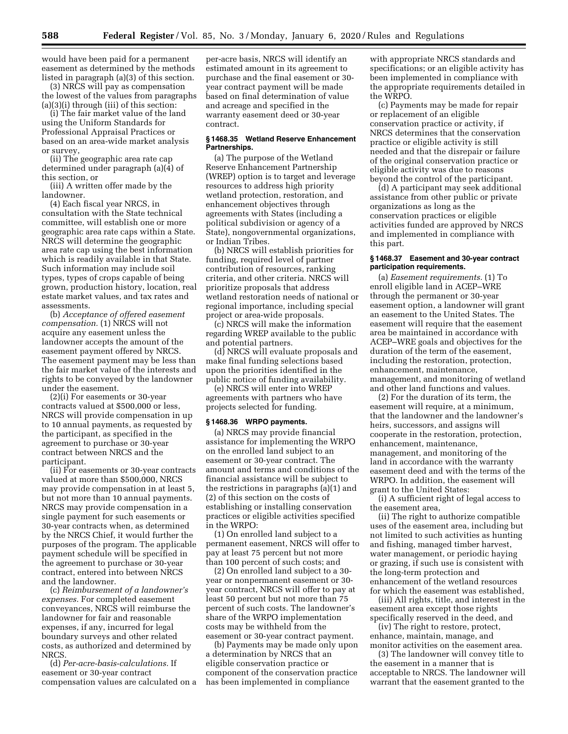would have been paid for a permanent easement as determined by the methods listed in paragraph (a)(3) of this section.

(3) NRCS will pay as compensation the lowest of the values from paragraphs (a)(3)(i) through (iii) of this section:

(i) The fair market value of the land using the Uniform Standards for Professional Appraisal Practices or based on an area-wide market analysis or survey,

(ii) The geographic area rate cap determined under paragraph (a)(4) of this section, or

(iii) A written offer made by the landowner.

(4) Each fiscal year NRCS, in consultation with the State technical committee, will establish one or more geographic area rate caps within a State. NRCS will determine the geographic area rate cap using the best information which is readily available in that State. Such information may include soil types, types of crops capable of being grown, production history, location, real estate market values, and tax rates and assessments.

(b) *Acceptance of offered easement compensation.* (1) NRCS will not acquire any easement unless the landowner accepts the amount of the easement payment offered by NRCS. The easement payment may be less than the fair market value of the interests and rights to be conveyed by the landowner under the easement.

(2)(i) For easements or 30-year contracts valued at $500,000 or less, NRCS will provide compensation in up to 10 annual payments, as requested by the participant, as specified in the agreement to purchase or 30-year contract between NRCS and the participant.

(ii) For easements or 30-year contracts valued at more than $500,000, NRCS may provide compensation in at least 5, but not more than 10 annual payments. NRCS may provide compensation in a single payment for such easements or 30-year contracts when, as determined by the NRCS Chief, it would further the purposes of the program. The applicable payment schedule will be specified in the agreement to purchase or 30-year contract, entered into between NRCS and the landowner.

(c) *Reimbursement of a landowner's expenses.* For completed easement conveyances, NRCS will reimburse the landowner for fair and reasonable expenses, if any, incurred for legal boundary surveys and other related costs, as authorized and determined by NRCS.

(d) *Per-acre-basis-calculations.* If easement or 30-year contract compensation values are calculated on a per-acre basis, NRCS will identify an estimated amount in its agreement to purchase and the final easement or 30-year contract payment will be made based on final determination of value and acreage and specified in the warranty easement deed or 30-year contract.

**§ 1468.35 Wetland Reserve Enhancement Partnerships.**

(a) The purpose of the Wetland Reserve Enhancement Partnership (WREP) option is to target and leverage resources to address high priority wetland protection, restoration, and enhancement objectives through agreements with States (including a political subdivision or agency of a State), nongovernmental organizations, or Indian Tribes.

(b) NRCS will establish priorities for funding, required level of partner contribution of resources, ranking criteria, and other criteria. NRCS will prioritize proposals that address wetland restoration needs of national or regional importance, including special project or area-wide proposals.

(c) NRCS will make the information regarding WREP available to the public and potential partners.

(d) NRCS will evaluate proposals and make final funding selections based upon the priorities identified in the public notice of funding availability.

(e) NRCS will enter into WREP agreements with partners who have projects selected for funding.

**§ 1468.36 WRPO payments.**

(a) NRCS may provide financial assistance for implementing the WRPO on the enrolled land subject to an easement or 30-year contract. The amount and terms and conditions of the financial assistance will be subject to the restrictions in paragraphs (a)(1) and (2) of this section on the costs of establishing or installing conservation practices or eligible activities specified in the WRPO:

(1) On enrolled land subject to a permanent easement, NRCS will offer to pay at least 75 percent but not more than 100 percent of such costs; and

(2) On enrolled land subject to a 30-year or nonpermanent easement or 30-year contract, NRCS will offer to pay at least 50 percent but not more than 75 percent of such costs. The landowner's share of the WRPO implementation costs may be withheld from the easement or 30-year contract payment.

(b) Payments may be made only upon a determination by NRCS that an eligible conservation practice or component of the conservation practice has been implemented in compliance with appropriate NRCS standards and specifications; or an eligible activity has been implemented in compliance with the appropriate requirements detailed in the WRPO.

(c) Payments may be made for repair or replacement of an eligible conservation practice or activity, if NRCS determines that the conservation practice or eligible activity is still needed and that the disrepair or failure of the original conservation practice or eligible activity was due to reasons beyond the control of the participant.

(d) A participant may seek additional assistance from other public or private organizations as long as the conservation practices or eligible activities funded are approved by NRCS and implemented in compliance with this part.

**§ 1468.37 Easement and 30-year contract participation requirements.**

(a) *Easement requirements.* (1) To enroll eligible land in ACEP–WRE through the permanent or 30-year easement option, a landowner will grant an easement to the United States. The easement will require that the easement area be maintained in accordance with ACEP–WRE goals and objectives for the duration of the term of the easement, including the restoration, protection, enhancement, maintenance, management, and monitoring of wetland and other land functions and values.

(2) For the duration of its term, the easement will require, at a minimum, that the landowner and the landowner's heirs, successors, and assigns will cooperate in the restoration, protection, enhancement, maintenance, management, and monitoring of the land in accordance with the warranty easement deed and with the terms of the WRPO. In addition, the easement will grant to the United States:

(i) A sufficient right of legal access to the easement area,

(ii) The right to authorize compatible uses of the easement area, including but not limited to such activities as hunting and fishing, managed timber harvest, water management, or periodic haying or grazing, if such use is consistent with the long-term protection and enhancement of the wetland resources for which the easement was established,

(iii) All rights, title, and interest in the easement area except those rights specifically reserved in the deed, and

(iv) The right to restore, protect, enhance, maintain, manage, and monitor activities on the easement area.

(3) The landowner will convey title to the easement in a manner that is acceptable to NRCS. The landowner will warrant that the easement granted to the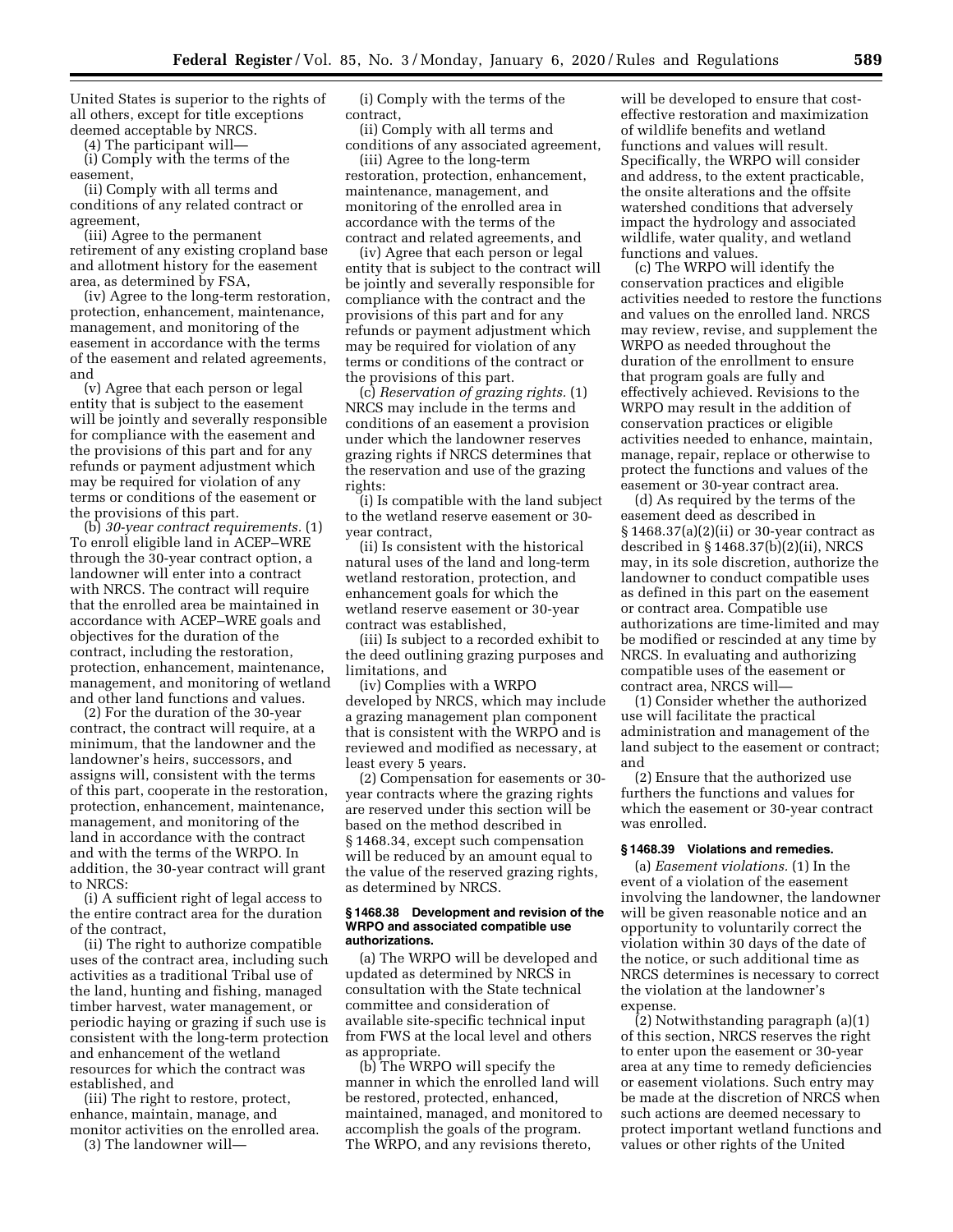United States is superior to the rights of all others, except for title exceptions deemed acceptable by NRCS.

(4) The participant will—

(i) Comply with the terms of the easement,

(ii) Comply with all terms and conditions of any related contract or agreement,

(iii) Agree to the permanent retirement of any existing cropland base and allotment history for the easement area, as determined by FSA,

(iv) Agree to the long-term restoration, protection, enhancement, maintenance, management, and monitoring of the easement in accordance with the terms of the easement and related agreements, and

(v) Agree that each person or legal entity that is subject to the easement will be jointly and severally responsible for compliance with the easement and the provisions of this part and for any refunds or payment adjustment which may be required for violation of any terms or conditions of the easement or the provisions of this part.

(b) *30-year contract requirements.* (1) To enroll eligible land in ACEP–WRE through the 30-year contract option, a landowner will enter into a contract with NRCS. The contract will require that the enrolled area be maintained in accordance with ACEP–WRE goals and objectives for the duration of the contract, including the restoration, protection, enhancement, maintenance, management, and monitoring of wetland and other land functions and values.

(2) For the duration of the 30-year contract, the contract will require, at a minimum, that the landowner and the landowner's heirs, successors, and assigns will, consistent with the terms of this part, cooperate in the restoration, protection, enhancement, maintenance, management, and monitoring of the land in accordance with the contract and with the terms of the WRPO. In addition, the 30-year contract will grant to NRCS:

(i) A sufficient right of legal access to the entire contract area for the duration of the contract,

(ii) The right to authorize compatible uses of the contract area, including such activities as a traditional Tribal use of the land, hunting and fishing, managed timber harvest, water management, or periodic haying or grazing if such use is consistent with the long-term protection and enhancement of the wetland resources for which the contract was established, and

(iii) The right to restore, protect, enhance, maintain, manage, and monitor activities on the enrolled area.

(3) The landowner will—

(i) Comply with the terms of the contract,

(ii) Comply with all terms and conditions of any associated agreement,

(iii) Agree to the long-term restoration, protection, enhancement, maintenance, management, and monitoring of the enrolled area in accordance with the terms of the contract and related agreements, and

(iv) Agree that each person or legal entity that is subject to the contract will be jointly and severally responsible for compliance with the contract and the provisions of this part and for any refunds or payment adjustment which may be required for violation of any terms or conditions of the contract or the provisions of this part.

(c) *Reservation of grazing rights.* (1) NRCS may include in the terms and conditions of an easement a provision under which the landowner reserves grazing rights if NRCS determines that the reservation and use of the grazing rights:

(i) Is compatible with the land subject to the wetland reserve easement or 30-year contract,

(ii) Is consistent with the historical natural uses of the land and long-term wetland restoration, protection, and enhancement goals for which the wetland reserve easement or 30-year contract was established,

(iii) Is subject to a recorded exhibit to the deed outlining grazing purposes and limitations, and

(iv) Complies with a WRPO developed by NRCS, which may include a grazing management plan component that is consistent with the WRPO and is reviewed and modified as necessary, at least every 5 years.

(2) Compensation for easements or 30-year contracts where the grazing rights are reserved under this section will be based on the method described in § 1468.34, except such compensation will be reduced by an amount equal to the value of the reserved grazing rights, as determined by NRCS.

### § 1468.38 Development and revision of the WRPO and associated compatible use authorizations.

(a) The WRPO will be developed and updated as determined by NRCS in consultation with the State technical committee and consideration of available site-specific technical input from FWS at the local level and others as appropriate.

(b) The WRPO will specify the manner in which the enrolled land will be restored, protected, enhanced, maintained, managed, and monitored to accomplish the goals of the program. The WRPO, and any revisions thereto, will be developed to ensure that cost-effective restoration and maximization of wildlife benefits and wetland functions and values will result. Specifically, the WRPO will consider and address, to the extent practicable, the onsite alterations and the offsite watershed conditions that adversely impact the hydrology and associated wildlife, water quality, and wetland functions and values.

(c) The WRPO will identify the conservation practices and eligible activities needed to restore the functions and values on the enrolled land. NRCS may review, revise, and supplement the WRPO as needed throughout the duration of the enrollment to ensure that program goals are fully and effectively achieved. Revisions to the WRPO may result in the addition of conservation practices or eligible activities needed to enhance, maintain, manage, repair, replace or otherwise to protect the functions and values of the easement or 30-year contract area.

(d) As required by the terms of the easement deed as described in § 1468.37(a)(2)(ii) or 30-year contract as described in § 1468.37(b)(2)(ii), NRCS may, in its sole discretion, authorize the landowner to conduct compatible uses as defined in this part on the easement or contract area. Compatible use authorizations are time-limited and may be modified or rescinded at any time by NRCS. In evaluating and authorizing compatible uses of the easement or contract area, NRCS will—

(1) Consider whether the authorized use will facilitate the practical administration and management of the land subject to the easement or contract; and

(2) Ensure that the authorized use furthers the functions and values for which the easement or 30-year contract was enrolled.

### § 1468.39 Violations and remedies.

(a) *Easement violations.* (1) In the event of a violation of the easement involving the landowner, the landowner will be given reasonable notice and an opportunity to voluntarily correct the violation within 30 days of the date of the notice, or such additional time as NRCS determines is necessary to correct the violation at the landowner's expense.

(2) Notwithstanding paragraph (a)(1) of this section, NRCS reserves the right to enter upon the easement or 30-year area at any time to remedy deficiencies or easement violations. Such entry may be made at the discretion of NRCS when such actions are deemed necessary to protect important wetland functions and values or other rights of the United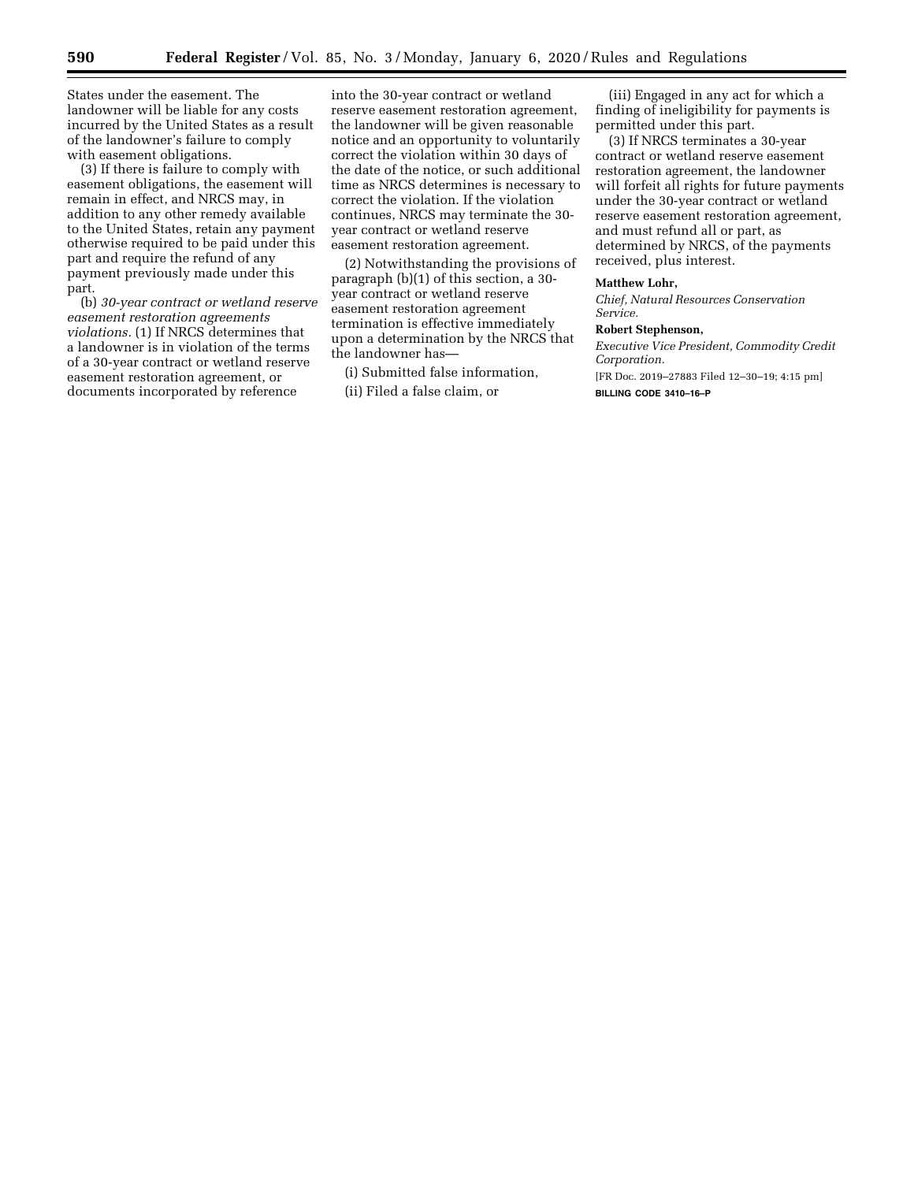States under the easement. The landowner will be liable for any costs incurred by the United States as a result of the landowner's failure to comply with easement obligations.

(3) If there is failure to comply with easement obligations, the easement will remain in effect, and NRCS may, in addition to any other remedy available to the United States, retain any payment otherwise required to be paid under this part and require the refund of any payment previously made under this part.

(b) *30-year contract or wetland reserve easement restoration agreements violations.* (1) If NRCS determines that a landowner is in violation of the terms of a 30-year contract or wetland reserve easement restoration agreement, or documents incorporated by reference into the 30-year contract or wetland reserve easement restoration agreement, the landowner will be given reasonable notice and an opportunity to voluntarily correct the violation within 30 days of the date of the notice, or such additional time as NRCS determines is necessary to correct the violation. If the violation continues, NRCS may terminate the 30-year contract or wetland reserve easement restoration agreement.

(2) Notwithstanding the provisions of paragraph (b)(1) of this section, a 30-year contract or wetland reserve easement restoration agreement termination is effective immediately upon a determination by the NRCS that the landowner has—

(i) Submitted false information,

(ii) Filed a false claim, or

(iii) Engaged in any act for which a finding of ineligibility for payments is permitted under this part.

(3) If NRCS terminates a 30-year contract or wetland reserve easement restoration agreement, the landowner will forfeit all rights for future payments under the 30-year contract or wetland reserve easement restoration agreement, and must refund all or part, as determined by NRCS, of the payments received, plus interest.

**Matthew Lohr,**

*Chief, Natural Resources Conservation Service.*

**Robert Stephenson,**

*Executive Vice President, Commodity Credit Corporation.*

[FR Doc. 2019–27883 Filed 12–30–19; 4:15 pm]

**BILLING CODE 3410–16–P**